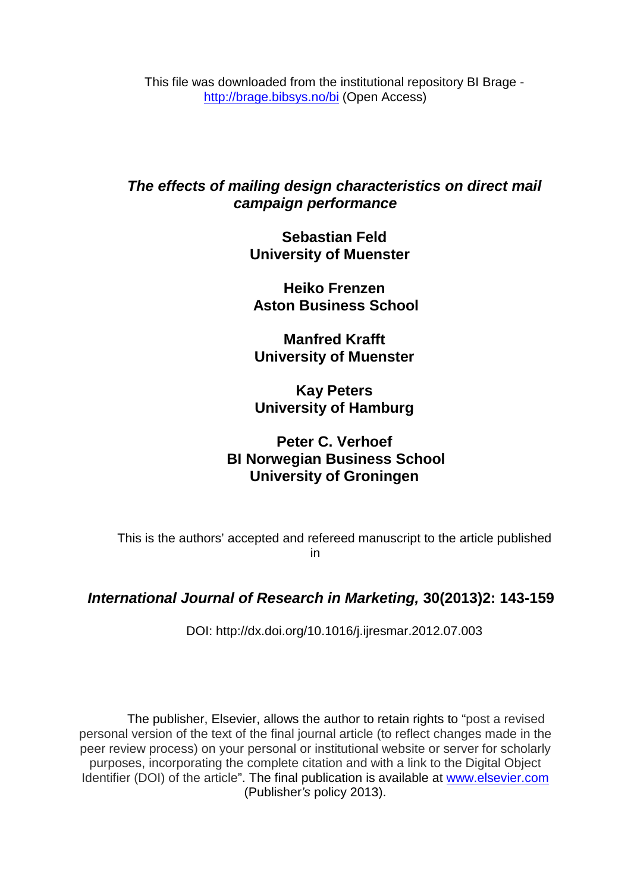This file was downloaded from the institutional repository BI Brage - http://brage.bibsys.no/bi (Open Access)

# *The effects of mailing design characteristics on direct mail campaign performance*

**Sebastian Feld**
**University of Muenster**

**Heiko Frenzen**
**Aston Business School**

**Manfred Krafft**
**University of Muenster**

**Kay Peters**
**University of Hamburg**

**Peter C. Verhoef**
**BI Norwegian Business School**
**University of Groningen**

This is the authors' accepted and refereed manuscript to the article published in

***International Journal of Research in Marketing,* 30(2013)2: 143-159**

DOI: http://dx.doi.org/10.1016/j.ijresmar.2012.07.003

The publisher, Elsevier, allows the author to retain rights to "post a revised personal version of the text of the final journal article (to reflect changes made in the peer review process) on your personal or institutional website or server for scholarly purposes, incorporating the complete citation and with a link to the Digital Object Identifier (DOI) of the article". The final publication is available at www.elsevier.com (Publisher*'s* policy 2013).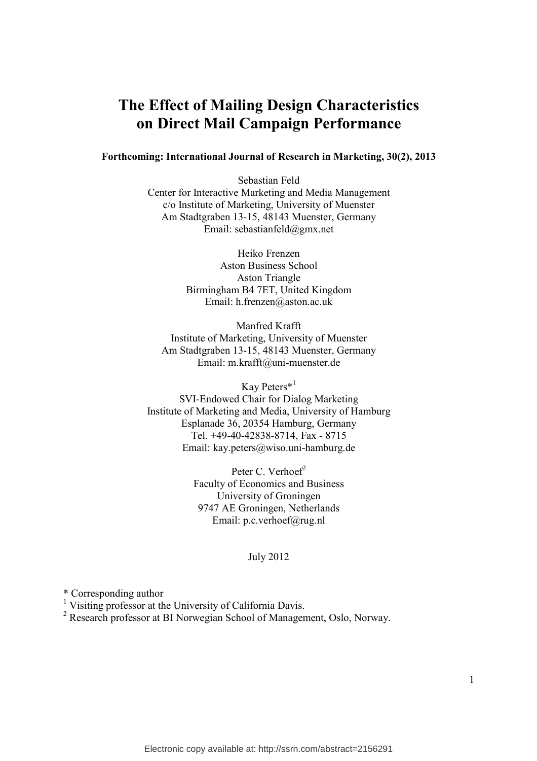# The Effect of Mailing Design Characteristics on Direct Mail Campaign Performance

**Forthcoming: International Journal of Research in Marketing, 30(2), 2013**

Sebastian Feld
Center for Interactive Marketing and Media Management
c/o Institute of Marketing, University of Muenster
Am Stadtgraben 13-15, 48143 Muenster, Germany
Email: sebastianfeld@gmx.net

Heiko Frenzen
Aston Business School
Aston Triangle
Birmingham B4 7ET, United Kingdom
Email: h.frenzen@aston.ac.uk

Manfred Krafft
Institute of Marketing, University of Muenster
Am Stadtgraben 13-15, 48143 Muenster, Germany
Email: m.krafft@uni-muenster.de

Kay Peters*[1]
SVI-Endowed Chair for Dialog Marketing
Institute of Marketing and Media, University of Hamburg
Esplanade 36, 20354 Hamburg, Germany
Tel. +49-40-42838-8714, Fax - 8715
Email: kay.peters@wiso.uni-hamburg.de

Peter C. Verhoef[2]
Faculty of Economics and Business
University of Groningen
9747 AE Groningen, Netherlands
Email: p.c.verhoef@rug.nl

July 2012

\* Corresponding author
[1] Visiting professor at the University of California Davis.
[2] Research professor at BI Norwegian School of Management, Oslo, Norway.

Electronic copy available at: http://ssrn.com/abstract=2156291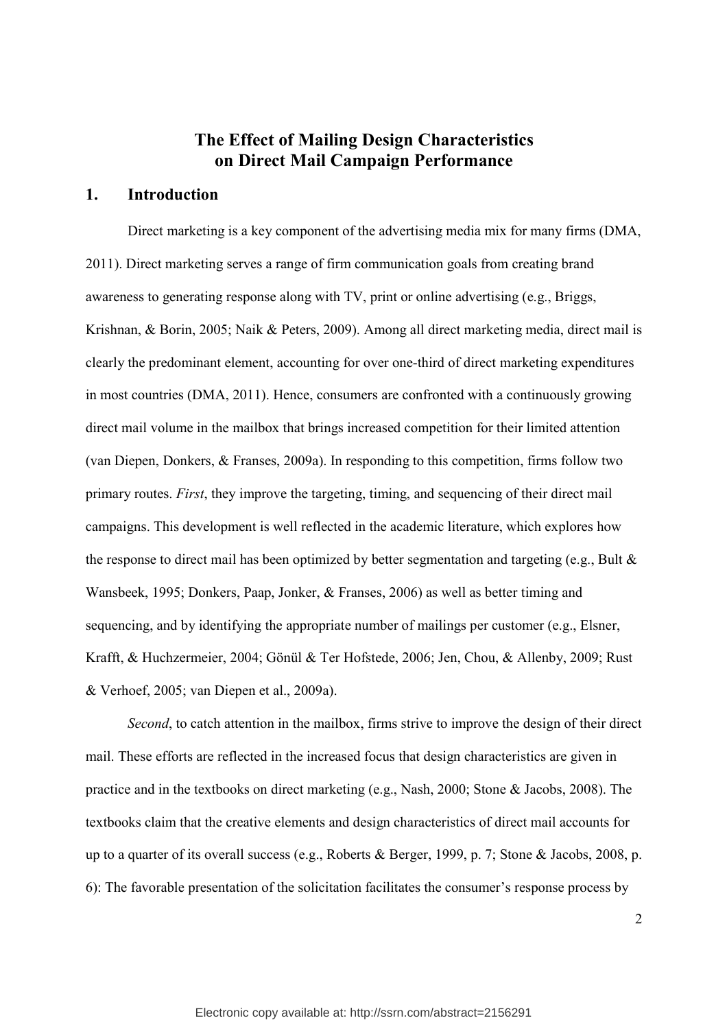# The Effect of Mailing Design Characteristics on Direct Mail Campaign Performance

## 1. Introduction

Direct marketing is a key component of the advertising media mix for many firms (DMA, 2011). Direct marketing serves a range of firm communication goals from creating brand awareness to generating response along with TV, print or online advertising (e.g., Briggs, Krishnan, & Borin, 2005; Naik & Peters, 2009). Among all direct marketing media, direct mail is clearly the predominant element, accounting for over one-third of direct marketing expenditures in most countries (DMA, 2011). Hence, consumers are confronted with a continuously growing direct mail volume in the mailbox that brings increased competition for their limited attention (van Diepen, Donkers, & Franses, 2009a). In responding to this competition, firms follow two primary routes. *First*, they improve the targeting, timing, and sequencing of their direct mail campaigns. This development is well reflected in the academic literature, which explores how the response to direct mail has been optimized by better segmentation and targeting (e.g., Bult & Wansbeek, 1995; Donkers, Paap, Jonker, & Franses, 2006) as well as better timing and sequencing, and by identifying the appropriate number of mailings per customer (e.g., Elsner, Krafft, & Huchzermeier, 2004; Gönül & Ter Hofstede, 2006; Jen, Chou, & Allenby, 2009; Rust & Verhoef, 2005; van Diepen et al., 2009a).

*Second*, to catch attention in the mailbox, firms strive to improve the design of their direct mail. These efforts are reflected in the increased focus that design characteristics are given in practice and in the textbooks on direct marketing (e.g., Nash, 2000; Stone & Jacobs, 2008). The textbooks claim that the creative elements and design characteristics of direct mail accounts for up to a quarter of its overall success (e.g., Roberts & Berger, 1999, p. 7; Stone & Jacobs, 2008, p. 6): The favorable presentation of the solicitation facilitates the consumer's response process by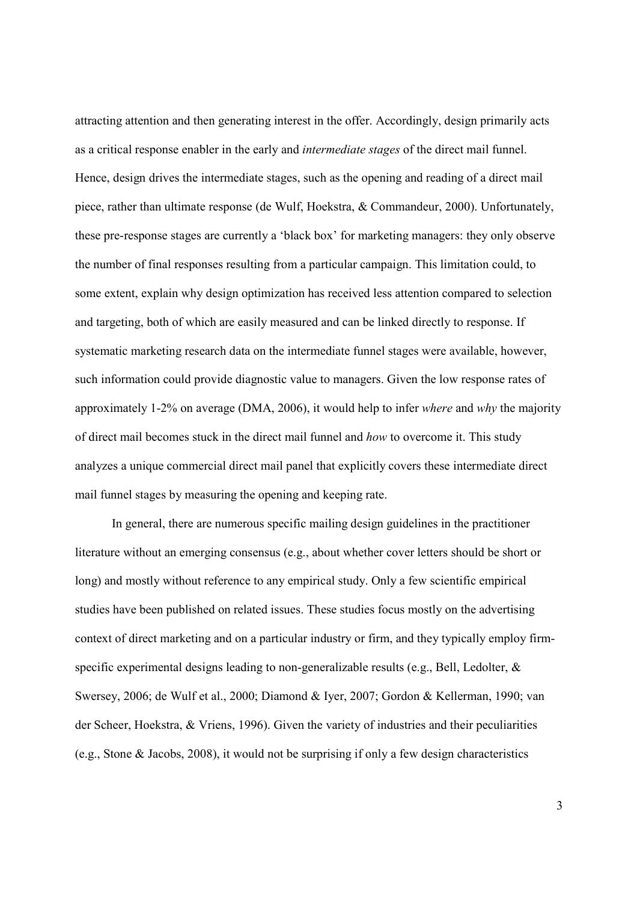attracting attention and then generating interest in the offer. Accordingly, design primarily acts as a critical response enabler in the early and *intermediate stages* of the direct mail funnel. Hence, design drives the intermediate stages, such as the opening and reading of a direct mail piece, rather than ultimate response (de Wulf, Hoekstra, & Commandeur, 2000). Unfortunately, these pre-response stages are currently a 'black box' for marketing managers: they only observe the number of final responses resulting from a particular campaign. This limitation could, to some extent, explain why design optimization has received less attention compared to selection and targeting, both of which are easily measured and can be linked directly to response. If systematic marketing research data on the intermediate funnel stages were available, however, such information could provide diagnostic value to managers. Given the low response rates of approximately 1-2% on average (DMA, 2006), it would help to infer *where* and *why* the majority of direct mail becomes stuck in the direct mail funnel and *how* to overcome it. This study analyzes a unique commercial direct mail panel that explicitly covers these intermediate direct mail funnel stages by measuring the opening and keeping rate.

In general, there are numerous specific mailing design guidelines in the practitioner literature without an emerging consensus (e.g., about whether cover letters should be short or long) and mostly without reference to any empirical study. Only a few scientific empirical studies have been published on related issues. These studies focus mostly on the advertising context of direct marketing and on a particular industry or firm, and they typically employ firm-specific experimental designs leading to non-generalizable results (e.g., Bell, Ledolter, & Swersey, 2006; de Wulf et al., 2000; Diamond & Iyer, 2007; Gordon & Kellerman, 1990; van der Scheer, Hoekstra, & Vriens, 1996). Given the variety of industries and their peculiarities (e.g., Stone & Jacobs, 2008), it would not be surprising if only a few design characteristics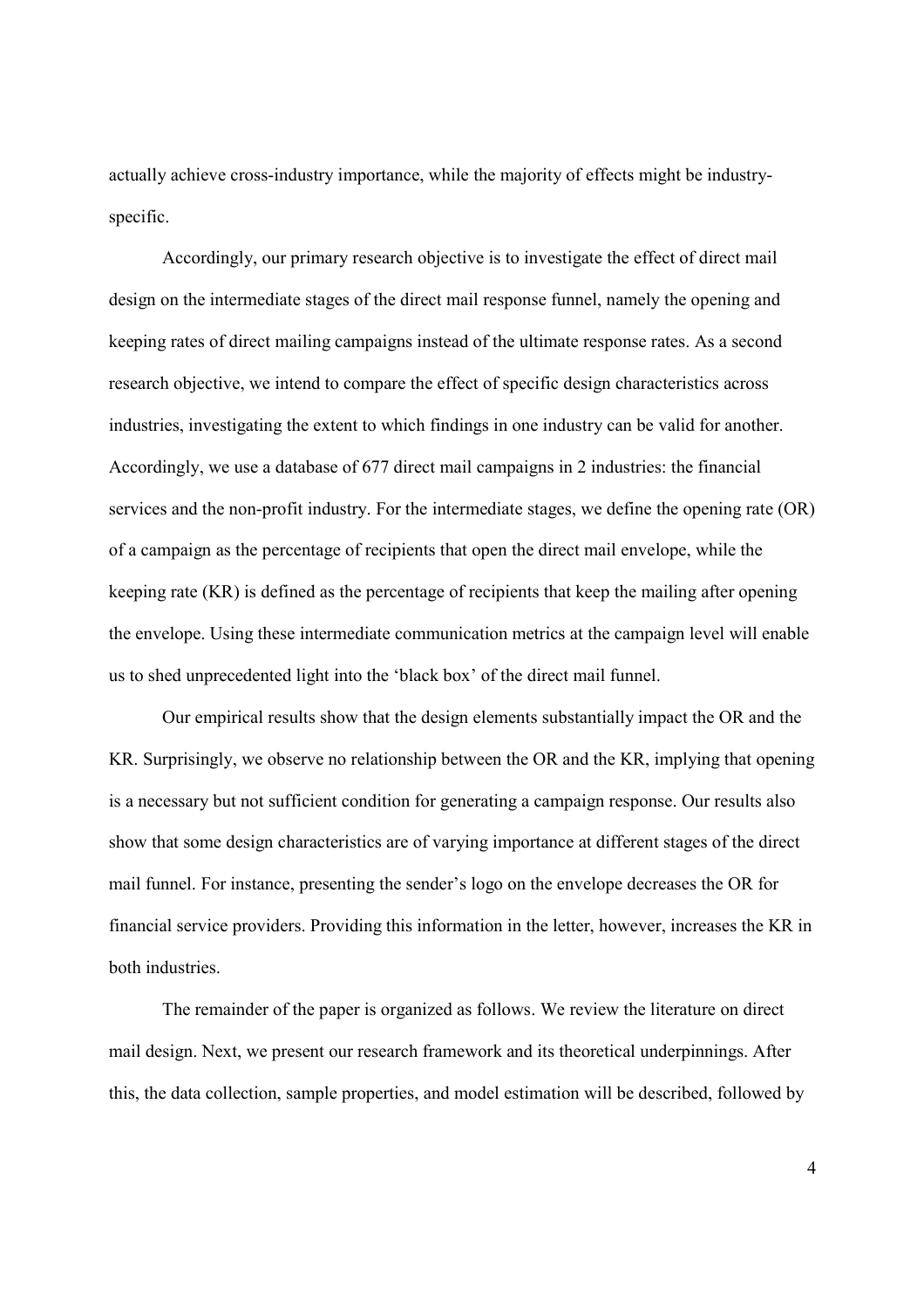actually achieve cross-industry importance, while the majority of effects might be industry-specific.

Accordingly, our primary research objective is to investigate the effect of direct mail design on the intermediate stages of the direct mail response funnel, namely the opening and keeping rates of direct mailing campaigns instead of the ultimate response rates. As a second research objective, we intend to compare the effect of specific design characteristics across industries, investigating the extent to which findings in one industry can be valid for another. Accordingly, we use a database of 677 direct mail campaigns in 2 industries: the financial services and the non-profit industry. For the intermediate stages, we define the opening rate (OR) of a campaign as the percentage of recipients that open the direct mail envelope, while the keeping rate (KR) is defined as the percentage of recipients that keep the mailing after opening the envelope. Using these intermediate communication metrics at the campaign level will enable us to shed unprecedented light into the 'black box' of the direct mail funnel.

Our empirical results show that the design elements substantially impact the OR and the KR. Surprisingly, we observe no relationship between the OR and the KR, implying that opening is a necessary but not sufficient condition for generating a campaign response. Our results also show that some design characteristics are of varying importance at different stages of the direct mail funnel. For instance, presenting the sender's logo on the envelope decreases the OR for financial service providers. Providing this information in the letter, however, increases the KR in both industries.

The remainder of the paper is organized as follows. We review the literature on direct mail design. Next, we present our research framework and its theoretical underpinnings. After this, the data collection, sample properties, and model estimation will be described, followed by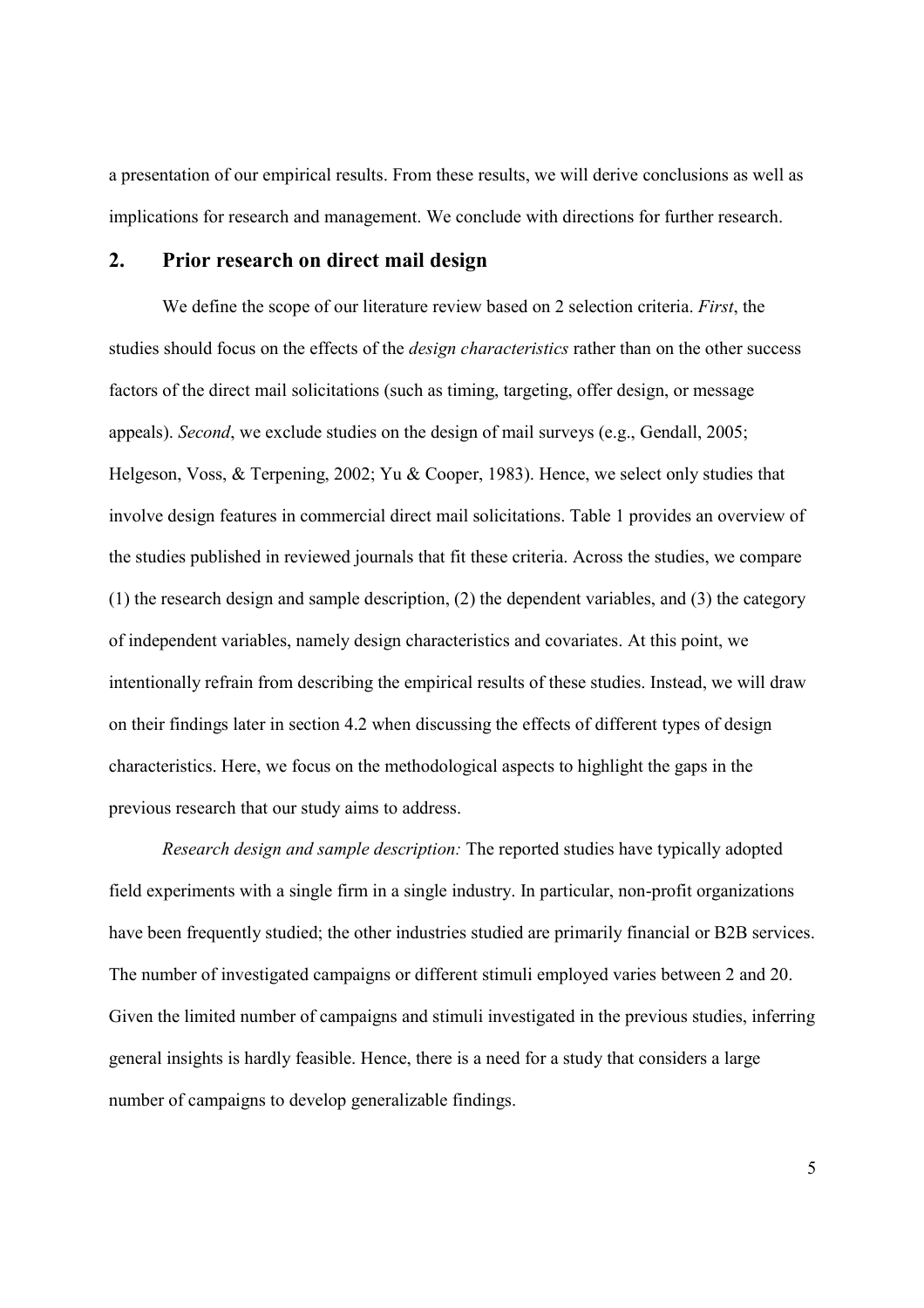a presentation of our empirical results. From these results, we will derive conclusions as well as implications for research and management. We conclude with directions for further research.

## 2. Prior research on direct mail design

We define the scope of our literature review based on 2 selection criteria. *First*, the studies should focus on the effects of the *design characteristics* rather than on the other success factors of the direct mail solicitations (such as timing, targeting, offer design, or message appeals). *Second*, we exclude studies on the design of mail surveys (e.g., Gendall, 2005; Helgeson, Voss, & Terpening, 2002; Yu & Cooper, 1983). Hence, we select only studies that involve design features in commercial direct mail solicitations. Table 1 provides an overview of the studies published in reviewed journals that fit these criteria. Across the studies, we compare (1) the research design and sample description, (2) the dependent variables, and (3) the category of independent variables, namely design characteristics and covariates. At this point, we intentionally refrain from describing the empirical results of these studies. Instead, we will draw on their findings later in section 4.2 when discussing the effects of different types of design characteristics. Here, we focus on the methodological aspects to highlight the gaps in the previous research that our study aims to address.

*Research design and sample description:* The reported studies have typically adopted field experiments with a single firm in a single industry. In particular, non-profit organizations have been frequently studied; the other industries studied are primarily financial or B2B services. The number of investigated campaigns or different stimuli employed varies between 2 and 20. Given the limited number of campaigns and stimuli investigated in the previous studies, inferring general insights is hardly feasible. Hence, there is a need for a study that considers a large number of campaigns to develop generalizable findings.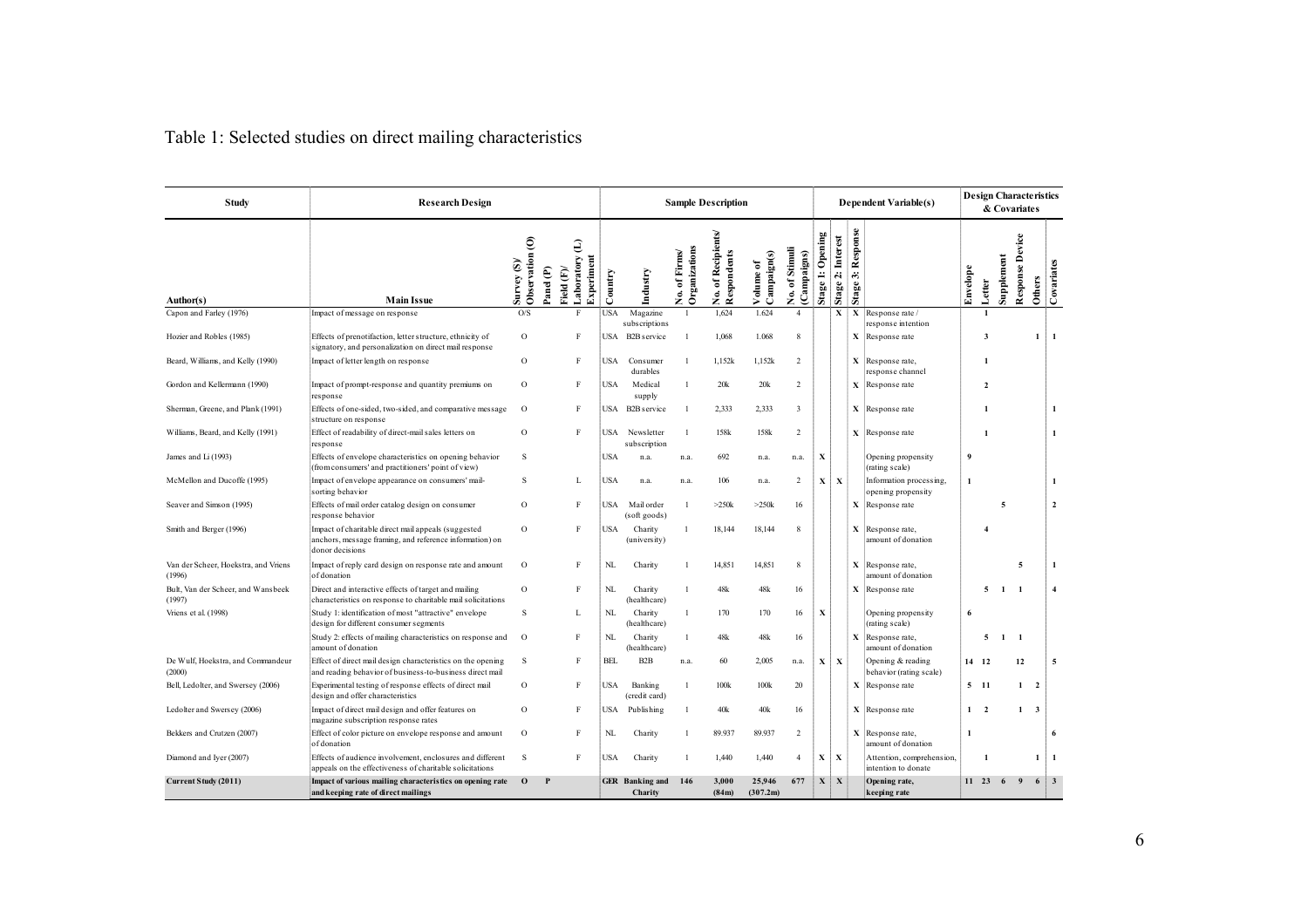Table 1: Selected studies on direct mailing characteristics

| Study | Research Design | | | | Sample Description | | | | | | Dependent Variable(s) | | | | Design Characteristics & Covariates | | | | | |
|---|---|---|---|---|---|---|---|---|---|---|---|---|---|---|---|---|---|---|---|---|
| Author(s) | Main Issue | Survey (S)/ Observation (O) | Panel (P) | Field (F)/ Laboratory (L) Experiment | Country | Industry | No. of Firms/ Organizations | No. of Recipients/ Respondents | Volume of Campaign(s) | No. of Stimuli (Campaigns) | Stage 1: Opening | Stage 2: Interest | Stage 3: Response | | Envelope | Letter | Supplement | Response Device | Others | Covariates |
| Capon and Farley (1976) | Impact of message on response | O/S | | F | USA | Magazine subscriptions | 1 | 1,624 | 1.624 | 4 | | X | X | Response rate / response intention | | 1 | | | | |
| Hozier and Robles (1985) | Effects of prenotifaction, letter structure, ethnicity of signatory, and personalization on direct mail response | O | | F | USA | B2B service | 1 | 1,068 | 1.068 | 8 | | | X | Response rate | | 3 | | | 1 | 1 |
| Beard, Williams, and Kelly (1990) | Impact of letter length on response | O | | F | USA | Consumer durables | 1 | 1,152k | 1,152k | 2 | | | X | Response rate, response channel | | 1 | | | | |
| Gordon and Kellermann (1990) | Impact of prompt-response and quantity premiums on response | O | | F | USA | Medical supply | 1 | 20k | 20k | 2 | | | X | Response rate | | 2 | | | | |
| Sherman, Greene, and Plank (1991) | Effects of one-sided, two-sided, and comparative message structure on response | O | | F | USA | B2B service | 1 | 2,333 | 2,333 | 3 | | | X | Response rate | | 1 | | | | 1 |
| Williams, Beard, and Kelly (1991) | Effect of readability of direct-mail sales letters on response | O | | F | USA | Newsletter subscription | 1 | 158k | 158k | 2 | | | X | Response rate | | 1 | | | | 1 |
| James and Li (1993) | Effects of envelope characteristics on opening behavior (from consumers' and practitioners' point of view) | S | | | USA | n.a. | n.a. | 692 | n.a. | n.a. | X | | | Opening propensity (rating scale) | 9 | | | | | |
| McMellon and Ducoffe (1995) | Impact of envelope appearance on consumers' mail-sorting behavior | S | | L | USA | n.a. | n.a. | 106 | n.a. | 2 | X | X | | Information processing, opening propensity | 1 | | | | | 1 |
| Seaver and Simson (1995) | Effects of mail order catalog design on consumer response behavior | O | | F | USA | Mail order (soft goods) | 1 | >250k | >250k | 16 | | | X | Response rate | | | 5 | | | 2 |
| Smith and Berger (1996) | Impact of charitable direct mail appeals (suggested anchors, message framing, and reference information) on donor decisions | O | | F | USA | Charity (university) | 1 | 18,144 | 18,144 | 8 | | | X | Response rate, amount of donation | | 4 | | | | |
| Van der Scheer, Hoekstra, and Vriens (1996) | Impact of reply card design on response rate and amount of donation | O | | F | NL | Charity | 1 | 14,851 | 14,851 | 8 | | | X | Response rate, amount of donation | | | | 5 | | 1 |
| Bult, Van der Scheer, and Wansbeek (1997) | Direct and interactive effects of target and mailing characteristics on response to charitable mail solicitations | O | | F | NL | Charity (healthcare) | 1 | 48k | 48k | 16 | | | X | Response rate | | 5 | 1 | 1 | | 4 |
| Vriens et al. (1998) | Study 1: identification of most "attractive" envelope design for different consumer segments | S | | L | NL | Charity (healthcare) | 1 | 170 | 170 | 16 | X | | | Opening propensity (rating scale) | 6 | | | | | |
| | Study 2: effects of mailing characteristics on response and amount of donation | O | | F | NL | Charity (healthcare) | 1 | 48k | 48k | 16 | | | X | Response rate, amount of donation | | 5 | 1 | 1 | | |
| De Wulf, Hoekstra, and Commandeur (2000) | Effect of direct mail design characteristics on the opening and reading behavior of business-to-business direct mail | S | | F | BEL | B2B | n.a. | 60 | 2,005 | n.a. | X | X | | Opening & reading behavior (rating scale) | 14 | 12 | | 12 | | 5 |
| Bell, Ledolter, and Swersey (2006) | Experimental testing of response effects of direct mail design and offer characteristics | O | | F | USA | Banking (credit card) | 1 | 100k | 100k | 20 | | | X | Response rate | 5 | 11 | | 1 | 2 | |
| Ledolter and Swersey (2006) | Impact of direct mail design and offer features on magazine subscription response rates | O | | F | USA | Publishing | 1 | 40k | 40k | 16 | | | X | Response rate | 1 | 2 | | 1 | 3 | |
| Bekkers and Crutzen (2007) | Effect of color picture on envelope response and amount of donation | O | | F | NL | Charity | 1 | 89.937 | 89.937 | 2 | | | X | Response rate, amount of donation | 1 | | | | | 6 |
| Diamond and Iyer (2007) | Effects of audience involvement, enclosures and different appeals on the effectiveness of charitable solicitations | S | | F | USA | Charity | 1 | 1,440 | 1,440 | 4 | X | X | | Attention, comprehension, intention to donate | | 1 | | | 1 | 1 |
| **Current Study (2011)** | **Impact of various mailing characteristics on opening rate and keeping rate of direct mailings** | **O** | **P** | | **GER** | **Banking and Charity** | **146** | **3,000 (84m)** | **25,946 (307.2m)** | **677** | **X** | **X** | | **Opening rate, keeping rate** | **11** | **23** | **6** | **9** | **6** | **3** |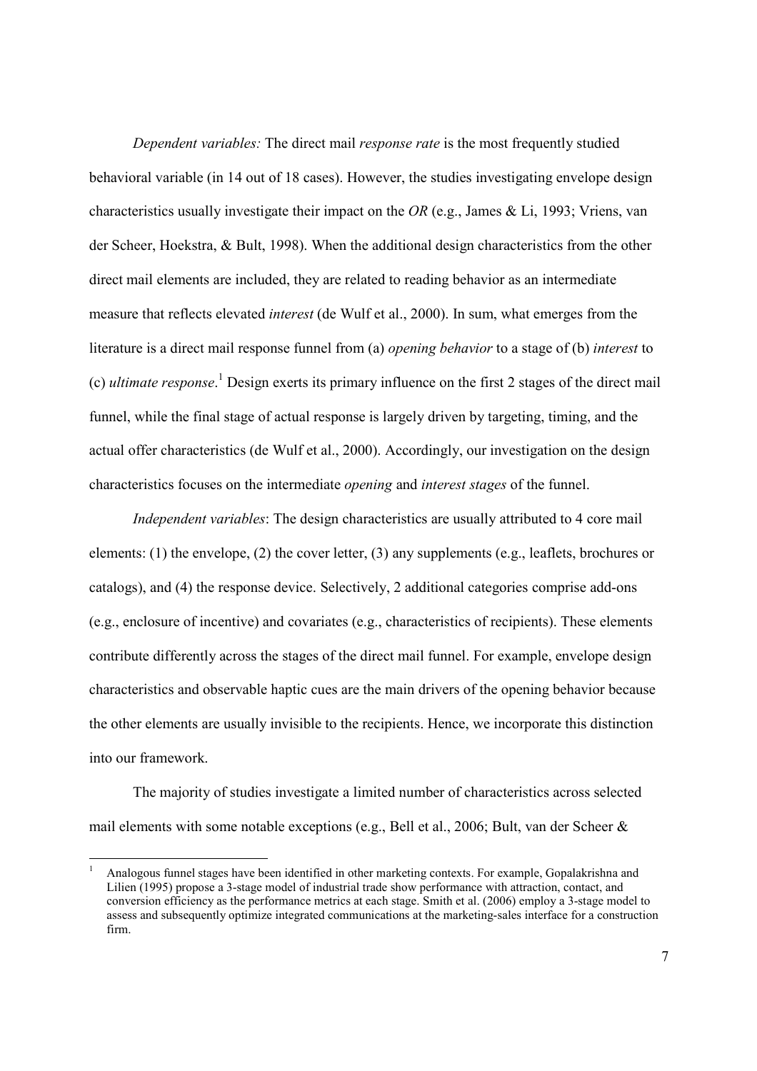*Dependent variables:* The direct mail *response rate* is the most frequently studied behavioral variable (in 14 out of 18 cases). However, the studies investigating envelope design characteristics usually investigate their impact on the *OR* (e.g., James & Li, 1993; Vriens, van der Scheer, Hoekstra, & Bult, 1998). When the additional design characteristics from the other direct mail elements are included, they are related to reading behavior as an intermediate measure that reflects elevated *interest* (de Wulf et al., 2000). In sum, what emerges from the literature is a direct mail response funnel from (a) *opening behavior* to a stage of (b) *interest* to (c) *ultimate response*.[1] Design exerts its primary influence on the first 2 stages of the direct mail funnel, while the final stage of actual response is largely driven by targeting, timing, and the actual offer characteristics (de Wulf et al., 2000). Accordingly, our investigation on the design characteristics focuses on the intermediate *opening* and *interest stages* of the funnel.

*Independent variables*: The design characteristics are usually attributed to 4 core mail elements: (1) the envelope, (2) the cover letter, (3) any supplements (e.g., leaflets, brochures or catalogs), and (4) the response device. Selectively, 2 additional categories comprise add-ons (e.g., enclosure of incentive) and covariates (e.g., characteristics of recipients). These elements contribute differently across the stages of the direct mail funnel. For example, envelope design characteristics and observable haptic cues are the main drivers of the opening behavior because the other elements are usually invisible to the recipients. Hence, we incorporate this distinction into our framework.

The majority of studies investigate a limited number of characteristics across selected mail elements with some notable exceptions (e.g., Bell et al., 2006; Bult, van der Scheer &

---

[1] Analogous funnel stages have been identified in other marketing contexts. For example, Gopalakrishna and Lilien (1995) propose a 3-stage model of industrial trade show performance with attraction, contact, and conversion efficiency as the performance metrics at each stage. Smith et al. (2006) employ a 3-stage model to assess and subsequently optimize integrated communications at the marketing-sales interface for a construction firm.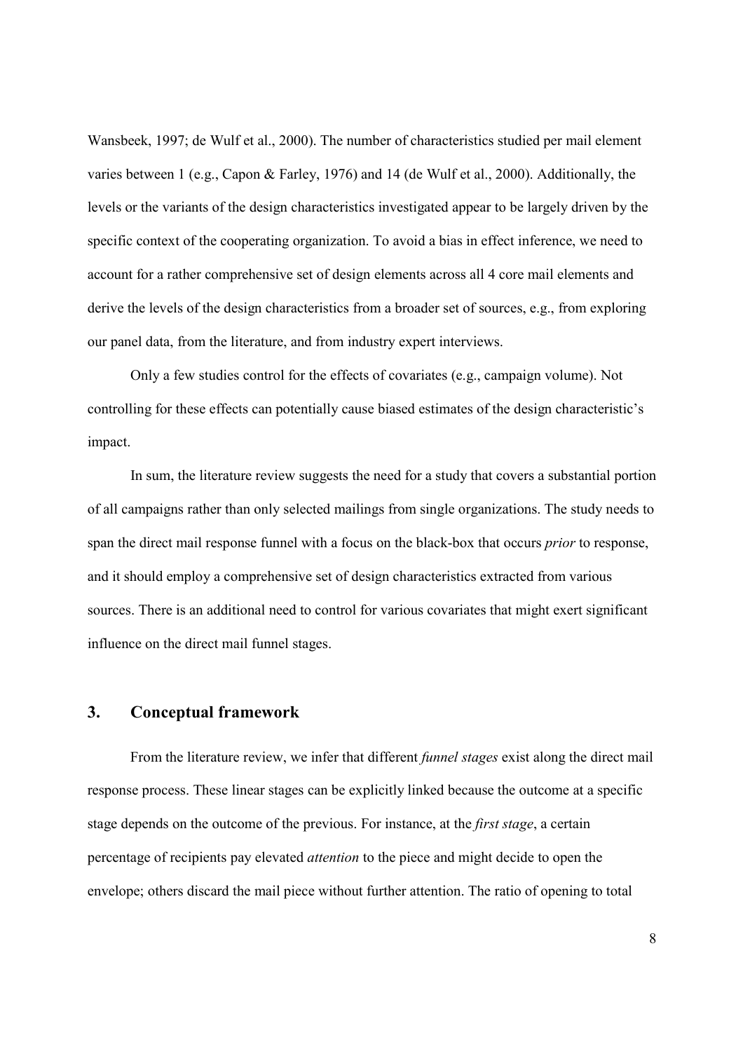Wansbeek, 1997; de Wulf et al., 2000). The number of characteristics studied per mail element varies between 1 (e.g., Capon & Farley, 1976) and 14 (de Wulf et al., 2000). Additionally, the levels or the variants of the design characteristics investigated appear to be largely driven by the specific context of the cooperating organization. To avoid a bias in effect inference, we need to account for a rather comprehensive set of design elements across all 4 core mail elements and derive the levels of the design characteristics from a broader set of sources, e.g., from exploring our panel data, from the literature, and from industry expert interviews.

Only a few studies control for the effects of covariates (e.g., campaign volume). Not controlling for these effects can potentially cause biased estimates of the design characteristic's impact.

In sum, the literature review suggests the need for a study that covers a substantial portion of all campaigns rather than only selected mailings from single organizations. The study needs to span the direct mail response funnel with a focus on the black-box that occurs *prior* to response, and it should employ a comprehensive set of design characteristics extracted from various sources. There is an additional need to control for various covariates that might exert significant influence on the direct mail funnel stages.

## 3. Conceptual framework

From the literature review, we infer that different *funnel stages* exist along the direct mail response process. These linear stages can be explicitly linked because the outcome at a specific stage depends on the outcome of the previous. For instance, at the *first stage*, a certain percentage of recipients pay elevated *attention* to the piece and might decide to open the envelope; others discard the mail piece without further attention. The ratio of opening to total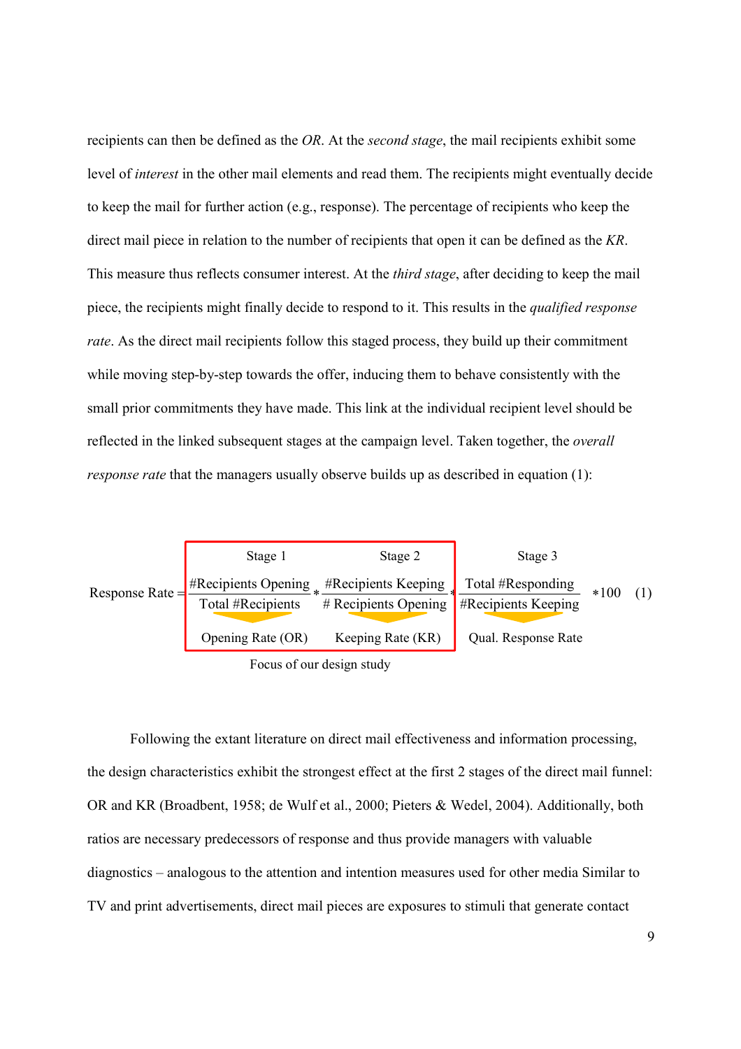recipients can then be defined as the *OR*. At the *second stage*, the mail recipients exhibit some level of *interest* in the other mail elements and read them. The recipients might eventually decide to keep the mail for further action (e.g., response). The percentage of recipients who keep the direct mail piece in relation to the number of recipients that open it can be defined as the *KR*. This measure thus reflects consumer interest. At the *third stage*, after deciding to keep the mail piece, the recipients might finally decide to respond to it. This results in the *qualified response rate*. As the direct mail recipients follow this staged process, they build up their commitment while moving step-by-step towards the offer, inducing them to behave consistently with the small prior commitments they have made. This link at the individual recipient level should be reflected in the linked subsequent stages at the campaign level. Taken together, the *overall response rate* that the managers usually observe builds up as described in equation (1):

$$\text{Response Rate} = \underbrace{\underbrace{\frac{\#\text{Recipients Opening}}{\text{Total \#Recipients}}}_{\text{Stage 1: Opening Rate (OR)}} * \underbrace{\frac{\#\text{Recipients Keeping}}{\#\text{ Recipients Opening}}}_{\text{Stage 2: Keeping Rate (KR)}}}_{\text{Focus of our design study}} * \underbrace{\frac{\text{Total \#Responding}}{\#\text{Recipients Keeping}}}_{\text{Stage 3: Qual. Response Rate}} * 100 \quad (1)$$

Following the extant literature on direct mail effectiveness and information processing, the design characteristics exhibit the strongest effect at the first 2 stages of the direct mail funnel: OR and KR (Broadbent, 1958; de Wulf et al., 2000; Pieters & Wedel, 2004). Additionally, both ratios are necessary predecessors of response and thus provide managers with valuable diagnostics – analogous to the attention and intention measures used for other media Similar to TV and print advertisements, direct mail pieces are exposures to stimuli that generate contact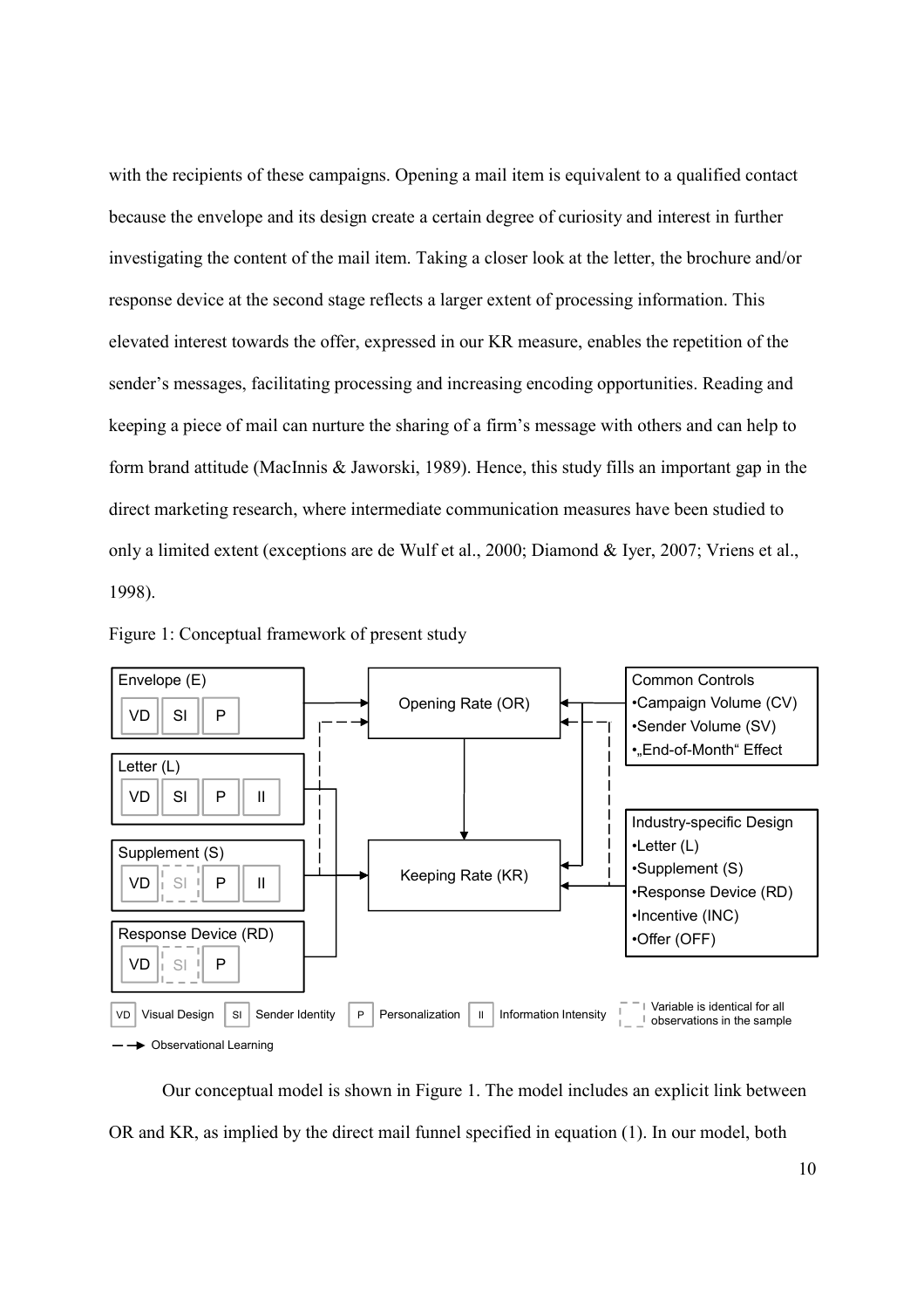with the recipients of these campaigns. Opening a mail item is equivalent to a qualified contact because the envelope and its design create a certain degree of curiosity and interest in further investigating the content of the mail item. Taking a closer look at the letter, the brochure and/or response device at the second stage reflects a larger extent of processing information. This elevated interest towards the offer, expressed in our KR measure, enables the repetition of the sender's messages, facilitating processing and increasing encoding opportunities. Reading and keeping a piece of mail can nurture the sharing of a firm's message with others and can help to form brand attitude (MacInnis & Jaworski, 1989). Hence, this study fills an important gap in the direct marketing research, where intermediate communication measures have been studied to only a limited extent (exceptions are de Wulf et al., 2000; Diamond & Iyer, 2007; Vriens et al., 1998).

Figure 1: Conceptual framework of present study

Envelope (E): VD, SI, P

Letter (L): VD, SI, P, II

Supplement (S): VD, SI, P, II

Response Device (RD): VD, SI, P

Opening Rate (OR)

Keeping Rate (KR)

Common Controls
- Campaign Volume (CV)
- Sender Volume (SV)
- „End-of-Month" Effect

Industry-specific Design
- Letter (L)
- Supplement (S)
- Response Device (RD)
- Incentive (INC)
- Offer (OFF)

VD Visual Design; SI Sender Identity; P Personalization; II Information Intensity; Variable is identical for all observations in the sample

Observational Learning

Our conceptual model is shown in Figure 1. The model includes an explicit link between OR and KR, as implied by the direct mail funnel specified in equation (1). In our model, both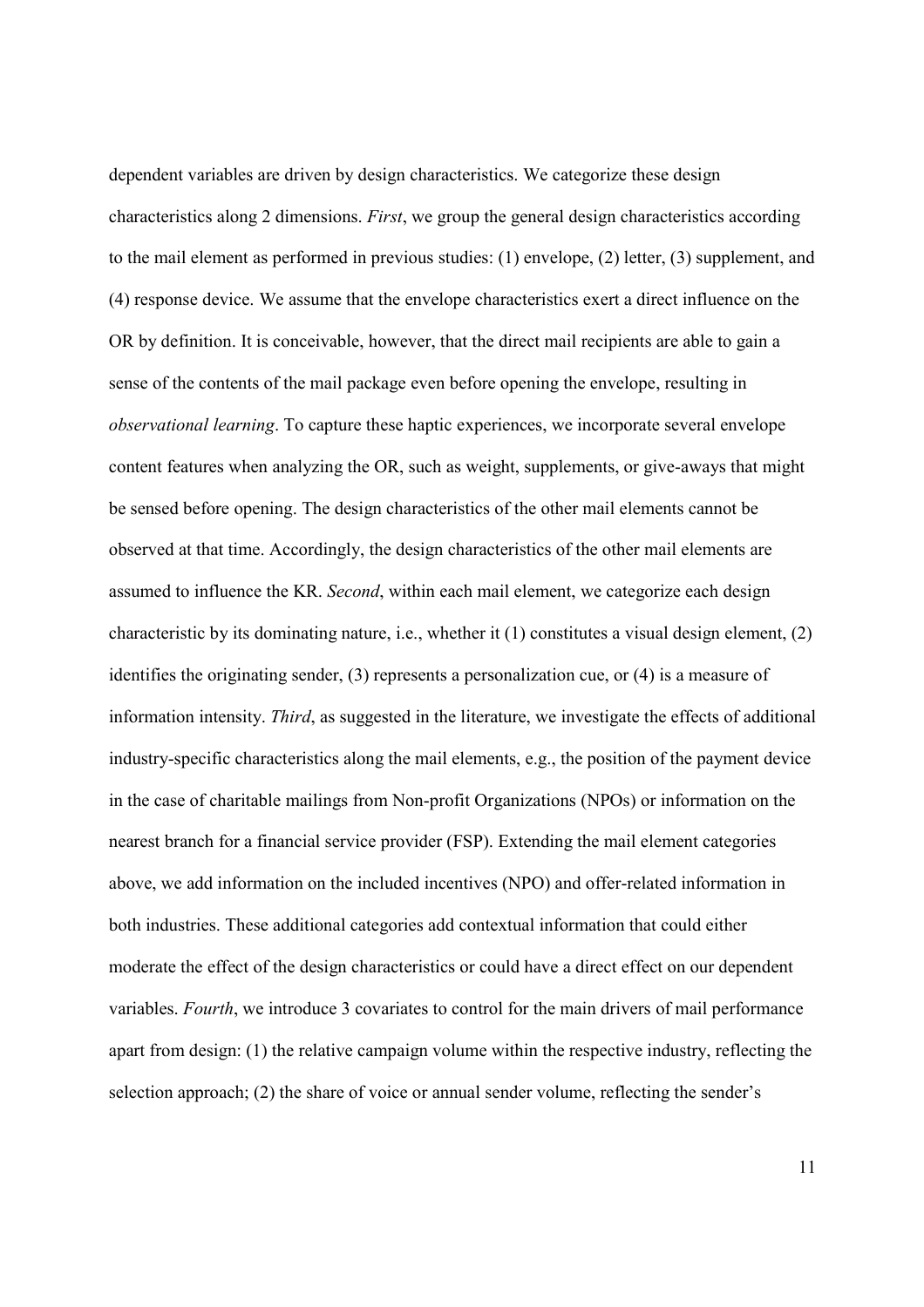dependent variables are driven by design characteristics. We categorize these design characteristics along 2 dimensions. *First*, we group the general design characteristics according to the mail element as performed in previous studies: (1) envelope, (2) letter, (3) supplement, and (4) response device. We assume that the envelope characteristics exert a direct influence on the OR by definition. It is conceivable, however, that the direct mail recipients are able to gain a sense of the contents of the mail package even before opening the envelope, resulting in *observational learning*. To capture these haptic experiences, we incorporate several envelope content features when analyzing the OR, such as weight, supplements, or give-aways that might be sensed before opening. The design characteristics of the other mail elements cannot be observed at that time. Accordingly, the design characteristics of the other mail elements are assumed to influence the KR. *Second*, within each mail element, we categorize each design characteristic by its dominating nature, i.e., whether it (1) constitutes a visual design element, (2) identifies the originating sender, (3) represents a personalization cue, or (4) is a measure of information intensity. *Third*, as suggested in the literature, we investigate the effects of additional industry-specific characteristics along the mail elements, e.g., the position of the payment device in the case of charitable mailings from Non-profit Organizations (NPOs) or information on the nearest branch for a financial service provider (FSP). Extending the mail element categories above, we add information on the included incentives (NPO) and offer-related information in both industries. These additional categories add contextual information that could either moderate the effect of the design characteristics or could have a direct effect on our dependent variables. *Fourth*, we introduce 3 covariates to control for the main drivers of mail performance apart from design: (1) the relative campaign volume within the respective industry, reflecting the selection approach; (2) the share of voice or annual sender volume, reflecting the sender's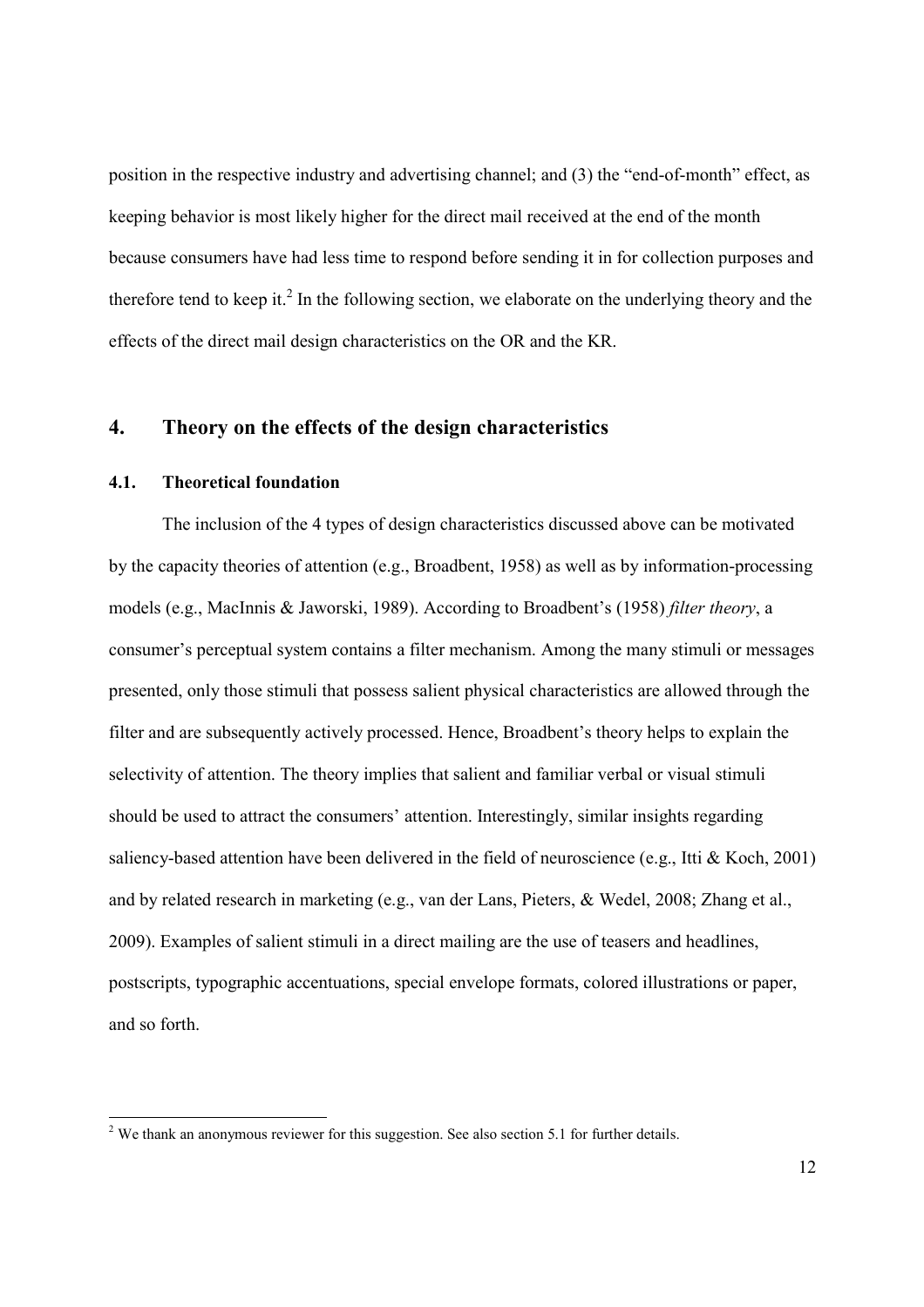position in the respective industry and advertising channel; and (3) the "end-of-month" effect, as keeping behavior is most likely higher for the direct mail received at the end of the month because consumers have had less time to respond before sending it in for collection purposes and therefore tend to keep it.[2] In the following section, we elaborate on the underlying theory and the effects of the direct mail design characteristics on the OR and the KR.

# 4. Theory on the effects of the design characteristics

## 4.1. Theoretical foundation

The inclusion of the 4 types of design characteristics discussed above can be motivated by the capacity theories of attention (e.g., Broadbent, 1958) as well as by information-processing models (e.g., MacInnis & Jaworski, 1989). According to Broadbent's (1958) *filter theory*, a consumer's perceptual system contains a filter mechanism. Among the many stimuli or messages presented, only those stimuli that possess salient physical characteristics are allowed through the filter and are subsequently actively processed. Hence, Broadbent's theory helps to explain the selectivity of attention. The theory implies that salient and familiar verbal or visual stimuli should be used to attract the consumers' attention. Interestingly, similar insights regarding saliency-based attention have been delivered in the field of neuroscience (e.g., Itti & Koch, 2001) and by related research in marketing (e.g., van der Lans, Pieters, & Wedel, 2008; Zhang et al., 2009). Examples of salient stimuli in a direct mailing are the use of teasers and headlines, postscripts, typographic accentuations, special envelope formats, colored illustrations or paper, and so forth.

[2] We thank an anonymous reviewer for this suggestion. See also section 5.1 for further details.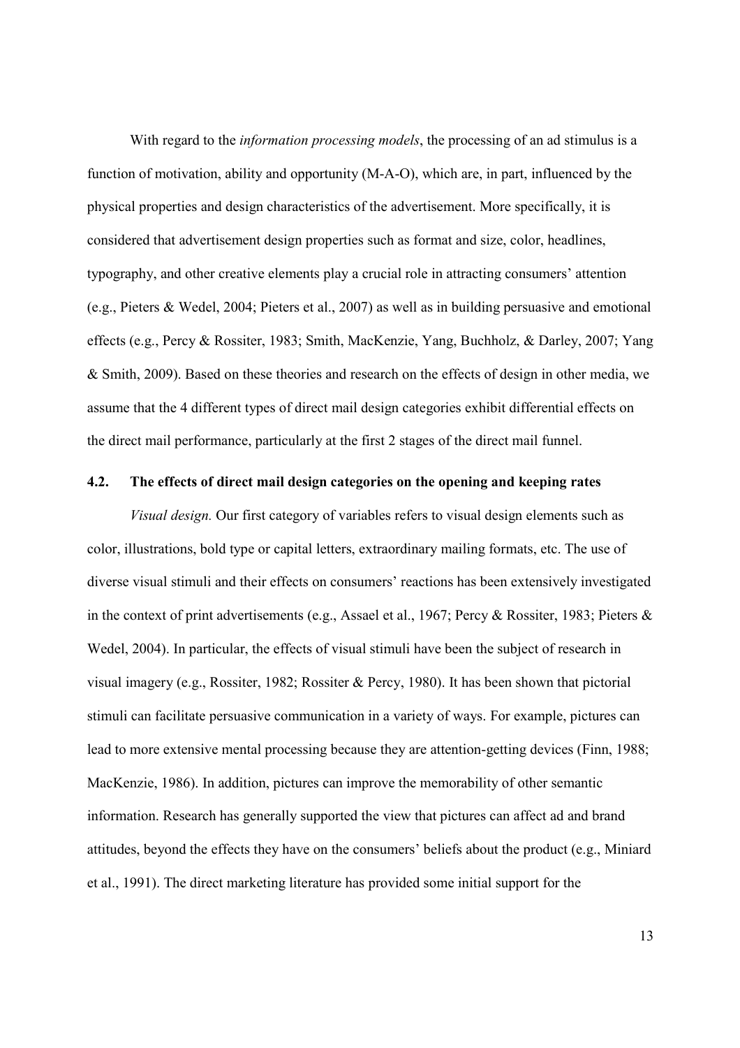With regard to the *information processing models*, the processing of an ad stimulus is a function of motivation, ability and opportunity (M-A-O), which are, in part, influenced by the physical properties and design characteristics of the advertisement. More specifically, it is considered that advertisement design properties such as format and size, color, headlines, typography, and other creative elements play a crucial role in attracting consumers' attention (e.g., Pieters & Wedel, 2004; Pieters et al., 2007) as well as in building persuasive and emotional effects (e.g., Percy & Rossiter, 1983; Smith, MacKenzie, Yang, Buchholz, & Darley, 2007; Yang & Smith, 2009). Based on these theories and research on the effects of design in other media, we assume that the 4 different types of direct mail design categories exhibit differential effects on the direct mail performance, particularly at the first 2 stages of the direct mail funnel.

### 4.2. The effects of direct mail design categories on the opening and keeping rates

*Visual design.* Our first category of variables refers to visual design elements such as color, illustrations, bold type or capital letters, extraordinary mailing formats, etc. The use of diverse visual stimuli and their effects on consumers' reactions has been extensively investigated in the context of print advertisements (e.g., Assael et al., 1967; Percy & Rossiter, 1983; Pieters & Wedel, 2004). In particular, the effects of visual stimuli have been the subject of research in visual imagery (e.g., Rossiter, 1982; Rossiter & Percy, 1980). It has been shown that pictorial stimuli can facilitate persuasive communication in a variety of ways. For example, pictures can lead to more extensive mental processing because they are attention-getting devices (Finn, 1988; MacKenzie, 1986). In addition, pictures can improve the memorability of other semantic information. Research has generally supported the view that pictures can affect ad and brand attitudes, beyond the effects they have on the consumers' beliefs about the product (e.g., Miniard et al., 1991). The direct marketing literature has provided some initial support for the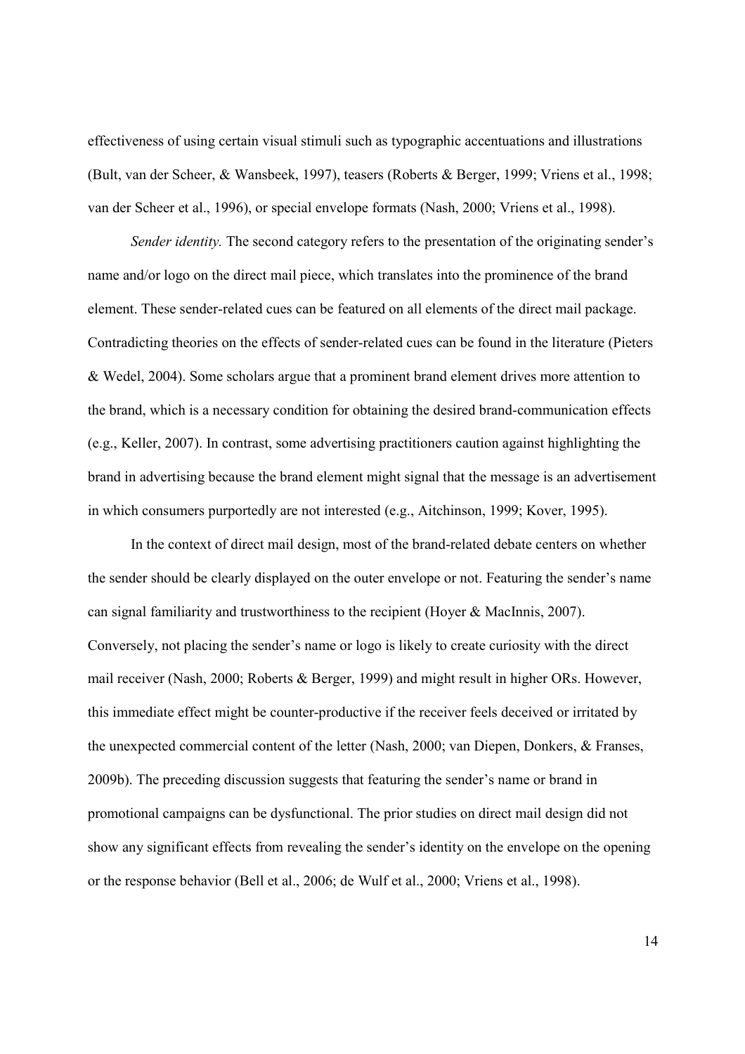effectiveness of using certain visual stimuli such as typographic accentuations and illustrations (Bult, van der Scheer, & Wansbeek, 1997), teasers (Roberts & Berger, 1999; Vriens et al., 1998; van der Scheer et al., 1996), or special envelope formats (Nash, 2000; Vriens et al., 1998).

*Sender identity.* The second category refers to the presentation of the originating sender's name and/or logo on the direct mail piece, which translates into the prominence of the brand element. These sender-related cues can be featured on all elements of the direct mail package. Contradicting theories on the effects of sender-related cues can be found in the literature (Pieters & Wedel, 2004). Some scholars argue that a prominent brand element drives more attention to the brand, which is a necessary condition for obtaining the desired brand-communication effects (e.g., Keller, 2007). In contrast, some advertising practitioners caution against highlighting the brand in advertising because the brand element might signal that the message is an advertisement in which consumers purportedly are not interested (e.g., Aitchinson, 1999; Kover, 1995).

In the context of direct mail design, most of the brand-related debate centers on whether the sender should be clearly displayed on the outer envelope or not. Featuring the sender's name can signal familiarity and trustworthiness to the recipient (Hoyer & MacInnis, 2007). Conversely, not placing the sender's name or logo is likely to create curiosity with the direct mail receiver (Nash, 2000; Roberts & Berger, 1999) and might result in higher ORs. However, this immediate effect might be counter-productive if the receiver feels deceived or irritated by the unexpected commercial content of the letter (Nash, 2000; van Diepen, Donkers, & Franses, 2009b). The preceding discussion suggests that featuring the sender's name or brand in promotional campaigns can be dysfunctional. The prior studies on direct mail design did not show any significant effects from revealing the sender's identity on the envelope on the opening or the response behavior (Bell et al., 2006; de Wulf et al., 2000; Vriens et al., 1998).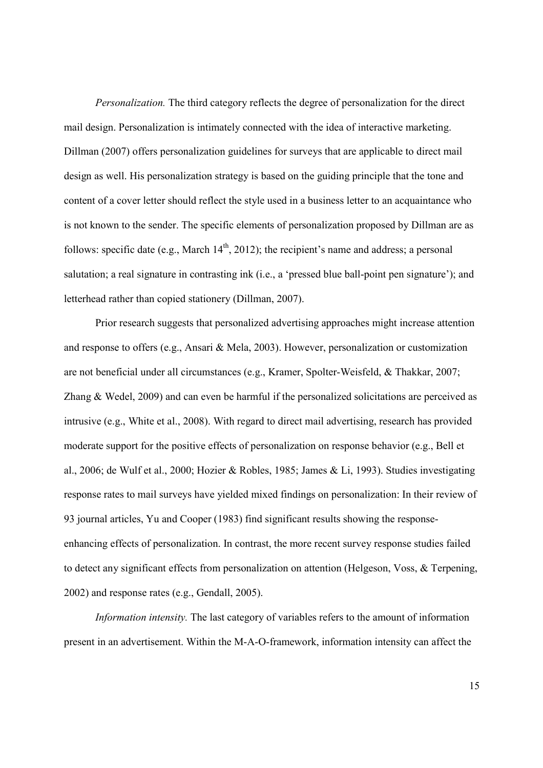*Personalization.* The third category reflects the degree of personalization for the direct mail design. Personalization is intimately connected with the idea of interactive marketing. Dillman (2007) offers personalization guidelines for surveys that are applicable to direct mail design as well. His personalization strategy is based on the guiding principle that the tone and content of a cover letter should reflect the style used in a business letter to an acquaintance who is not known to the sender. The specific elements of personalization proposed by Dillman are as follows: specific date (e.g., March 14th, 2012); the recipient's name and address; a personal salutation; a real signature in contrasting ink (i.e., a 'pressed blue ball-point pen signature'); and letterhead rather than copied stationery (Dillman, 2007).

Prior research suggests that personalized advertising approaches might increase attention and response to offers (e.g., Ansari & Mela, 2003). However, personalization or customization are not beneficial under all circumstances (e.g., Kramer, Spolter-Weisfeld, & Thakkar, 2007; Zhang & Wedel, 2009) and can even be harmful if the personalized solicitations are perceived as intrusive (e.g., White et al., 2008). With regard to direct mail advertising, research has provided moderate support for the positive effects of personalization on response behavior (e.g., Bell et al., 2006; de Wulf et al., 2000; Hozier & Robles, 1985; James & Li, 1993). Studies investigating response rates to mail surveys have yielded mixed findings on personalization: In their review of 93 journal articles, Yu and Cooper (1983) find significant results showing the response-enhancing effects of personalization. In contrast, the more recent survey response studies failed to detect any significant effects from personalization on attention (Helgeson, Voss, & Terpening, 2002) and response rates (e.g., Gendall, 2005).

*Information intensity.* The last category of variables refers to the amount of information present in an advertisement. Within the M-A-O-framework, information intensity can affect the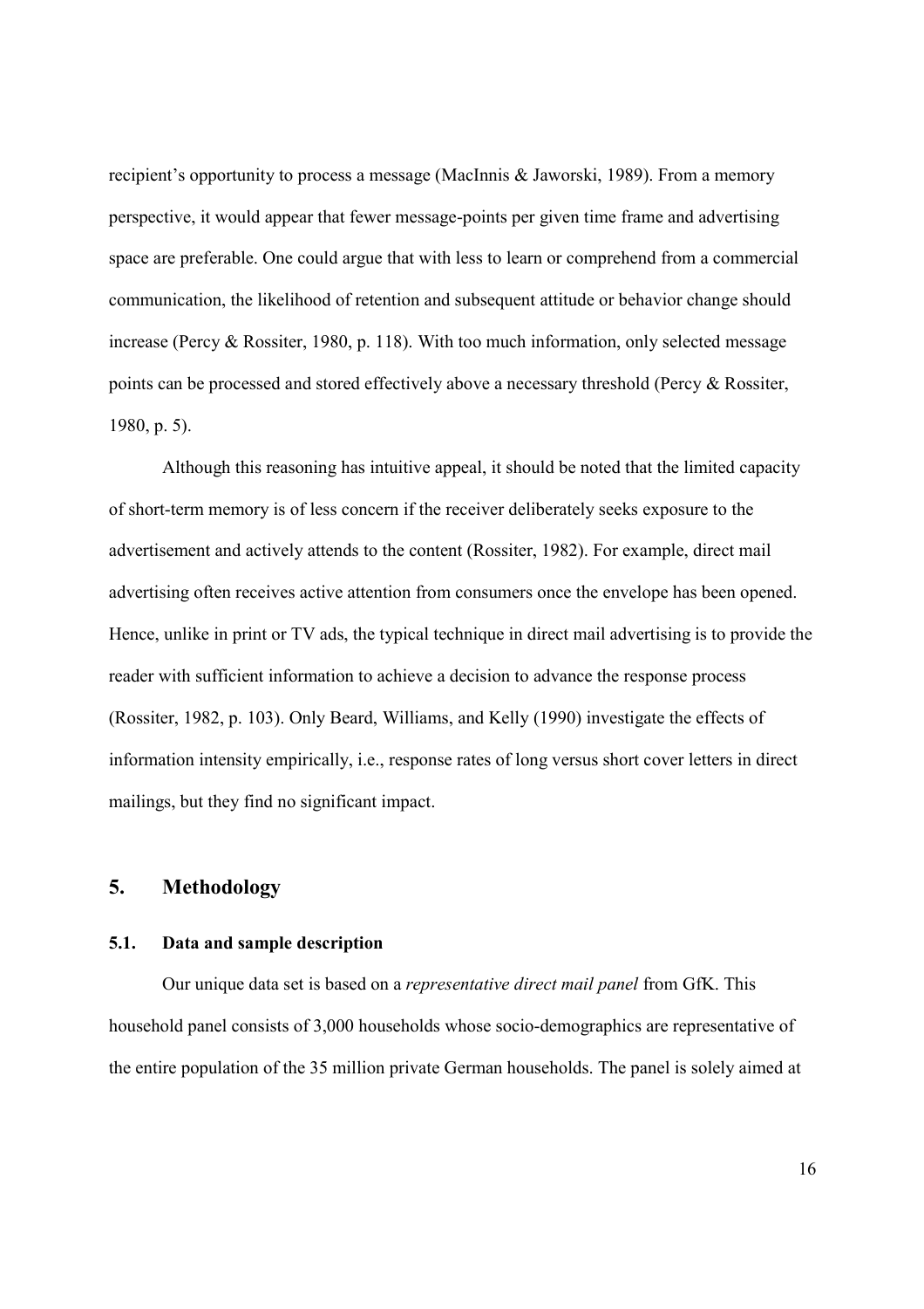recipient's opportunity to process a message (MacInnis & Jaworski, 1989). From a memory perspective, it would appear that fewer message-points per given time frame and advertising space are preferable. One could argue that with less to learn or comprehend from a commercial communication, the likelihood of retention and subsequent attitude or behavior change should increase (Percy & Rossiter, 1980, p. 118). With too much information, only selected message points can be processed and stored effectively above a necessary threshold (Percy & Rossiter, 1980, p. 5).

Although this reasoning has intuitive appeal, it should be noted that the limited capacity of short-term memory is of less concern if the receiver deliberately seeks exposure to the advertisement and actively attends to the content (Rossiter, 1982). For example, direct mail advertising often receives active attention from consumers once the envelope has been opened. Hence, unlike in print or TV ads, the typical technique in direct mail advertising is to provide the reader with sufficient information to achieve a decision to advance the response process (Rossiter, 1982, p. 103). Only Beard, Williams, and Kelly (1990) investigate the effects of information intensity empirically, i.e., response rates of long versus short cover letters in direct mailings, but they find no significant impact.

## 5. Methodology

### 5.1. Data and sample description

Our unique data set is based on a *representative direct mail panel* from GfK. This household panel consists of 3,000 households whose socio-demographics are representative of the entire population of the 35 million private German households. The panel is solely aimed at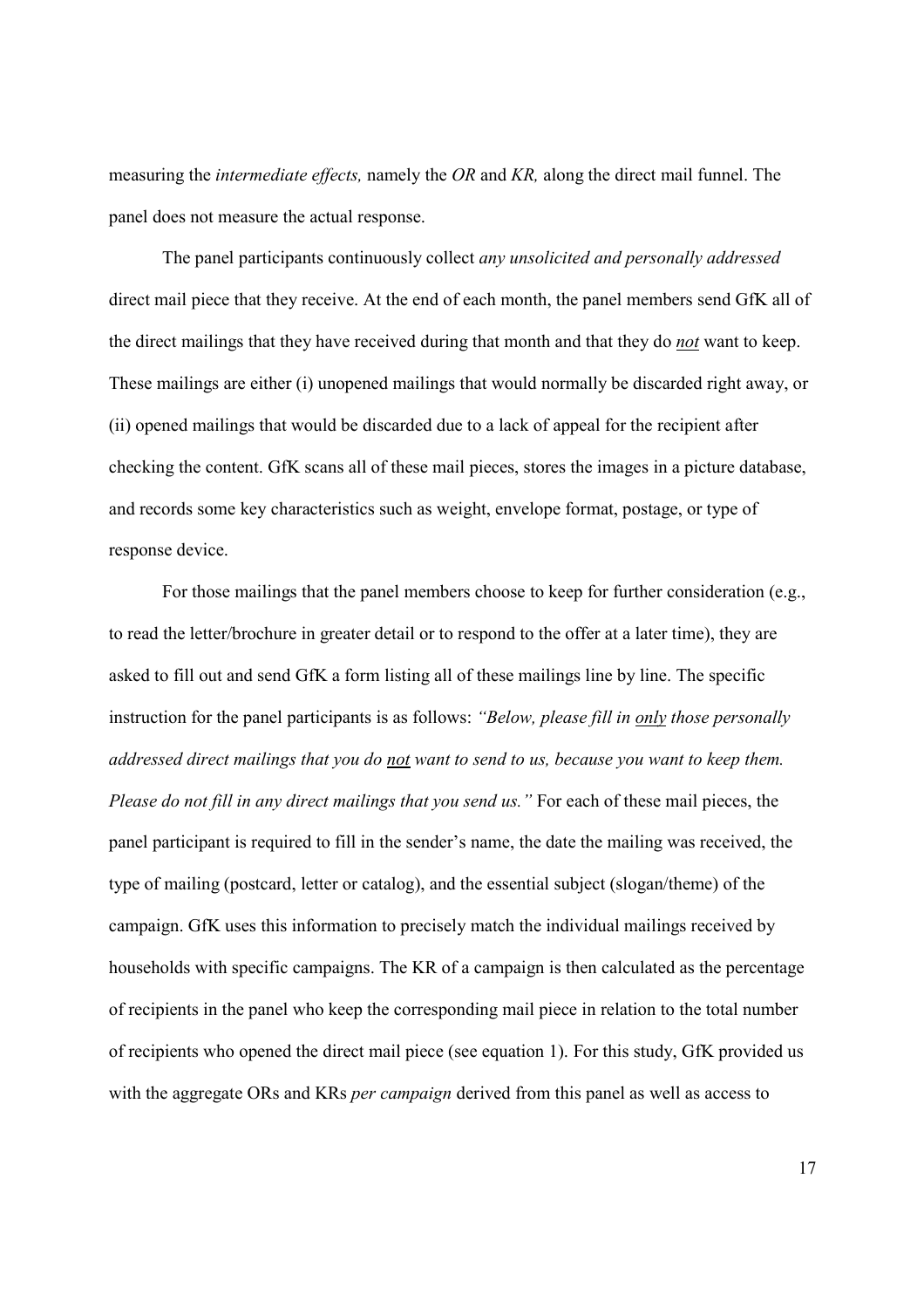measuring the *intermediate effects,* namely the *OR* and *KR,* along the direct mail funnel. The panel does not measure the actual response.

The panel participants continuously collect *any unsolicited and personally addressed* direct mail piece that they receive. At the end of each month, the panel members send GfK all of the direct mailings that they have received during that month and that they do ***not*** want to keep. These mailings are either (i) unopened mailings that would normally be discarded right away, or (ii) opened mailings that would be discarded due to a lack of appeal for the recipient after checking the content. GfK scans all of these mail pieces, stores the images in a picture database, and records some key characteristics such as weight, envelope format, postage, or type of response device.

For those mailings that the panel members choose to keep for further consideration (e.g., to read the letter/brochure in greater detail or to respond to the offer at a later time), they are asked to fill out and send GfK a form listing all of these mailings line by line. The specific instruction for the panel participants is as follows: *"Below, please fill in only those personally addressed direct mailings that you do not want to send to us, because you want to keep them. Please do not fill in any direct mailings that you send us."* For each of these mail pieces, the panel participant is required to fill in the sender's name, the date the mailing was received, the type of mailing (postcard, letter or catalog), and the essential subject (slogan/theme) of the campaign. GfK uses this information to precisely match the individual mailings received by households with specific campaigns. The KR of a campaign is then calculated as the percentage of recipients in the panel who keep the corresponding mail piece in relation to the total number of recipients who opened the direct mail piece (see equation 1). For this study, GfK provided us with the aggregate ORs and KRs *per campaign* derived from this panel as well as access to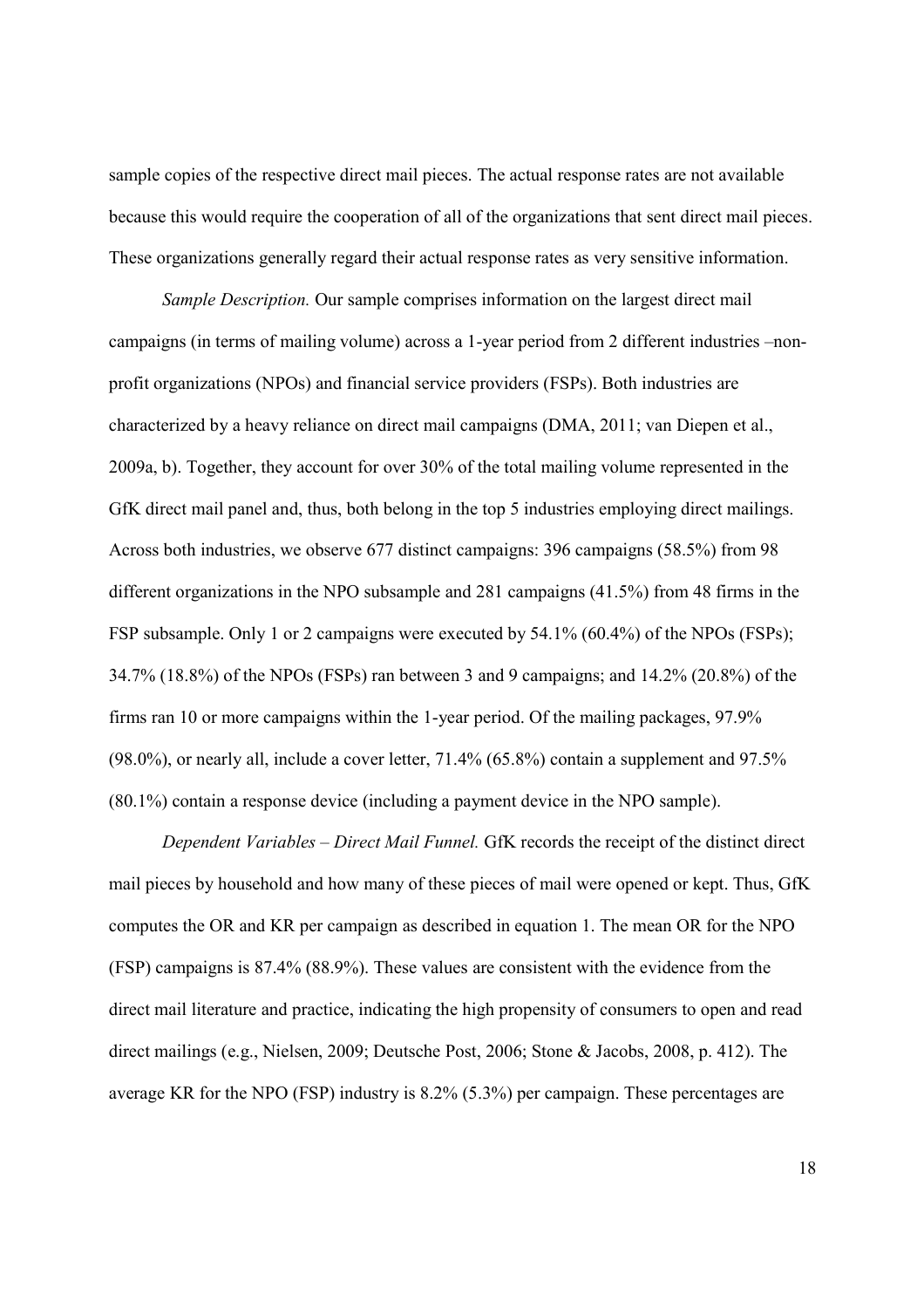sample copies of the respective direct mail pieces. The actual response rates are not available because this would require the cooperation of all of the organizations that sent direct mail pieces. These organizations generally regard their actual response rates as very sensitive information.

*Sample Description.* Our sample comprises information on the largest direct mail campaigns (in terms of mailing volume) across a 1-year period from 2 different industries –non-profit organizations (NPOs) and financial service providers (FSPs). Both industries are characterized by a heavy reliance on direct mail campaigns (DMA, 2011; van Diepen et al., 2009a, b). Together, they account for over 30% of the total mailing volume represented in the GfK direct mail panel and, thus, both belong in the top 5 industries employing direct mailings. Across both industries, we observe 677 distinct campaigns: 396 campaigns (58.5%) from 98 different organizations in the NPO subsample and 281 campaigns (41.5%) from 48 firms in the FSP subsample. Only 1 or 2 campaigns were executed by 54.1% (60.4%) of the NPOs (FSPs); 34.7% (18.8%) of the NPOs (FSPs) ran between 3 and 9 campaigns; and 14.2% (20.8%) of the firms ran 10 or more campaigns within the 1-year period. Of the mailing packages, 97.9% (98.0%), or nearly all, include a cover letter, 71.4% (65.8%) contain a supplement and 97.5% (80.1%) contain a response device (including a payment device in the NPO sample).

*Dependent Variables – Direct Mail Funnel.* GfK records the receipt of the distinct direct mail pieces by household and how many of these pieces of mail were opened or kept. Thus, GfK computes the OR and KR per campaign as described in equation 1. The mean OR for the NPO (FSP) campaigns is 87.4% (88.9%). These values are consistent with the evidence from the direct mail literature and practice, indicating the high propensity of consumers to open and read direct mailings (e.g., Nielsen, 2009; Deutsche Post, 2006; Stone & Jacobs, 2008, p. 412). The average KR for the NPO (FSP) industry is 8.2% (5.3%) per campaign. These percentages are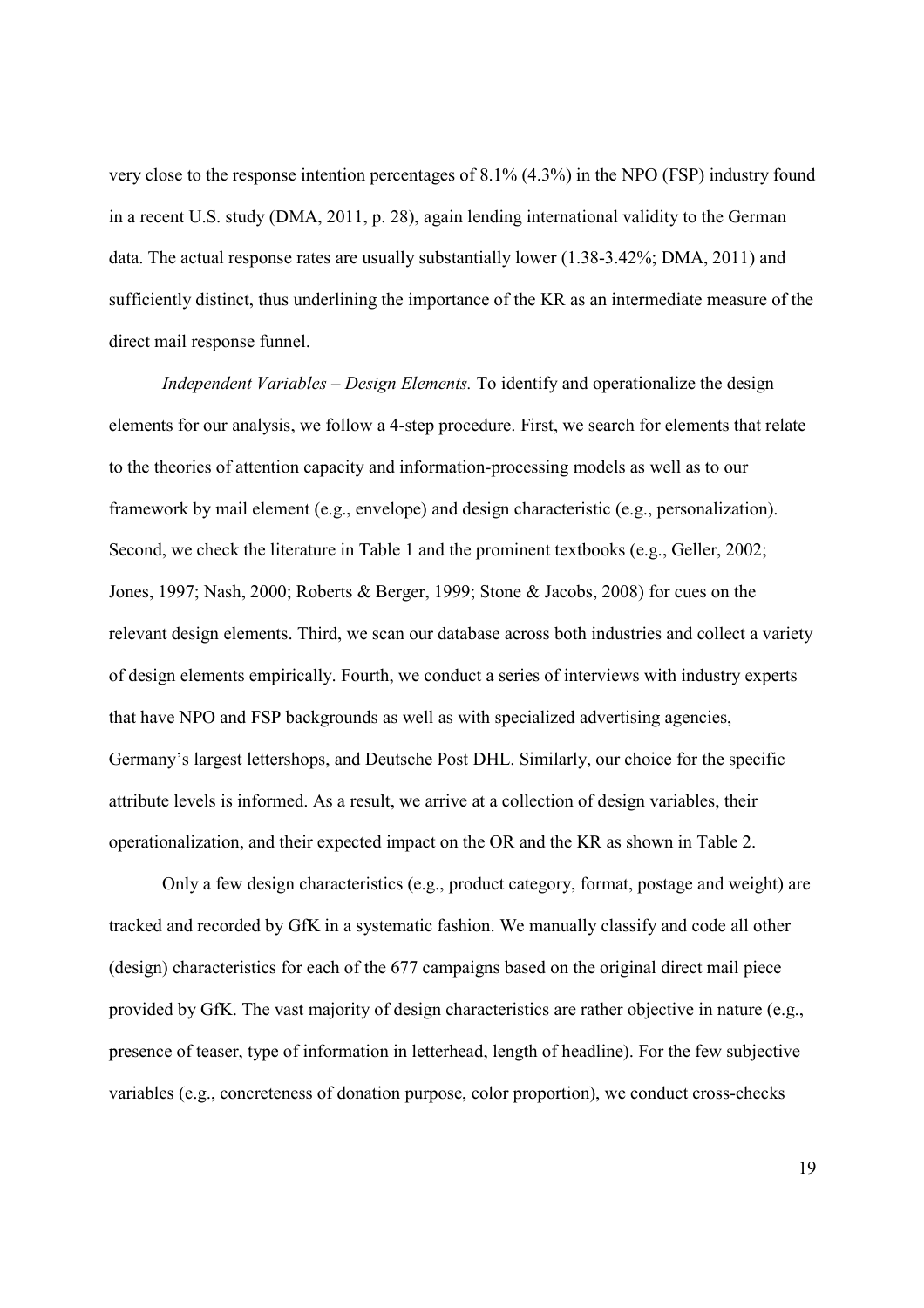very close to the response intention percentages of 8.1% (4.3%) in the NPO (FSP) industry found in a recent U.S. study (DMA, 2011, p. 28), again lending international validity to the German data. The actual response rates are usually substantially lower (1.38-3.42%; DMA, 2011) and sufficiently distinct, thus underlining the importance of the KR as an intermediate measure of the direct mail response funnel.

*Independent Variables – Design Elements.* To identify and operationalize the design elements for our analysis, we follow a 4-step procedure. First, we search for elements that relate to the theories of attention capacity and information-processing models as well as to our framework by mail element (e.g., envelope) and design characteristic (e.g., personalization). Second, we check the literature in Table 1 and the prominent textbooks (e.g., Geller, 2002; Jones, 1997; Nash, 2000; Roberts & Berger, 1999; Stone & Jacobs, 2008) for cues on the relevant design elements. Third, we scan our database across both industries and collect a variety of design elements empirically. Fourth, we conduct a series of interviews with industry experts that have NPO and FSP backgrounds as well as with specialized advertising agencies, Germany's largest lettershops, and Deutsche Post DHL. Similarly, our choice for the specific attribute levels is informed. As a result, we arrive at a collection of design variables, their operationalization, and their expected impact on the OR and the KR as shown in Table 2.

Only a few design characteristics (e.g., product category, format, postage and weight) are tracked and recorded by GfK in a systematic fashion. We manually classify and code all other (design) characteristics for each of the 677 campaigns based on the original direct mail piece provided by GfK. The vast majority of design characteristics are rather objective in nature (e.g., presence of teaser, type of information in letterhead, length of headline). For the few subjective variables (e.g., concreteness of donation purpose, color proportion), we conduct cross-checks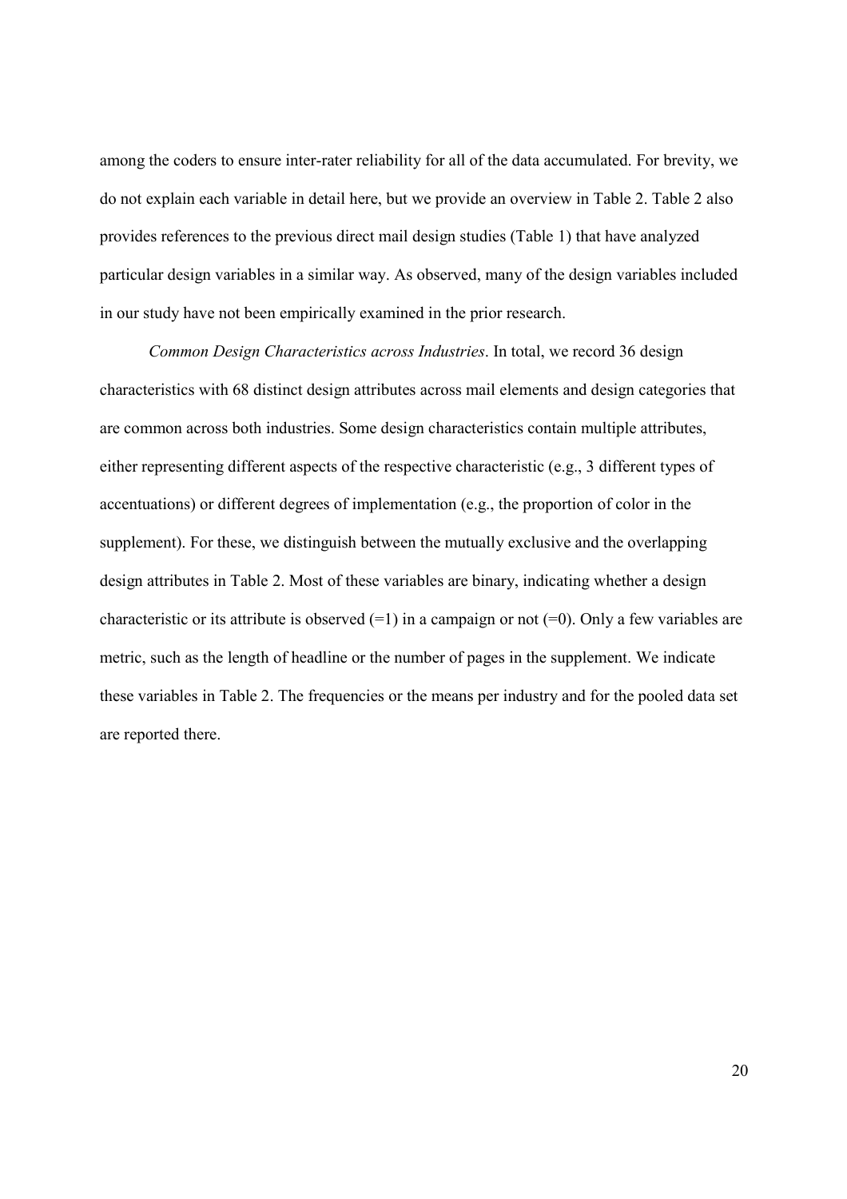among the coders to ensure inter-rater reliability for all of the data accumulated. For brevity, we do not explain each variable in detail here, but we provide an overview in Table 2. Table 2 also provides references to the previous direct mail design studies (Table 1) that have analyzed particular design variables in a similar way. As observed, many of the design variables included in our study have not been empirically examined in the prior research.

*Common Design Characteristics across Industries*. In total, we record 36 design characteristics with 68 distinct design attributes across mail elements and design categories that are common across both industries. Some design characteristics contain multiple attributes, either representing different aspects of the respective characteristic (e.g., 3 different types of accentuations) or different degrees of implementation (e.g., the proportion of color in the supplement). For these, we distinguish between the mutually exclusive and the overlapping design attributes in Table 2. Most of these variables are binary, indicating whether a design characteristic or its attribute is observed (=1) in a campaign or not (=0). Only a few variables are metric, such as the length of headline or the number of pages in the supplement. We indicate these variables in Table 2. The frequencies or the means per industry and for the pooled data set are reported there.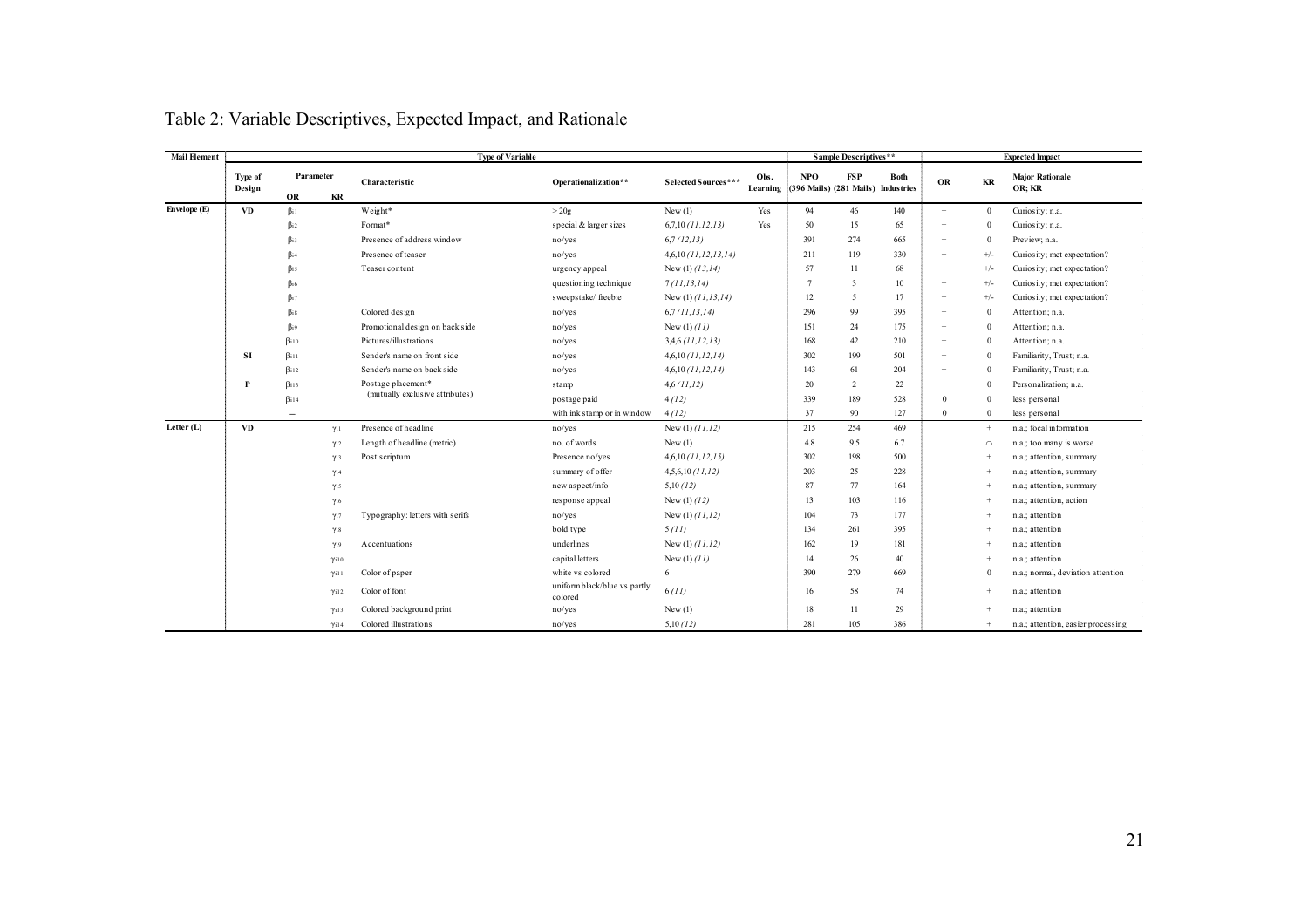# Table 2: Variable Descriptives, Expected Impact, and Rationale

| Mail Element | Type of Design | Parameter OR | Parameter KR | Characteristic | Operationalization** | Selected Sources*** | Obs. Learning | NPO (396 Mails) | FSP (281 Mails) | Both Industries | OR | KR | Major Rationale OR; KR |
|---|---|---|---|---|---|---|---|---|---|---|---|---|---|
| Envelope (E) | VD | $\beta_{i1}$ | | Weight* | > 20g | New (1) | Yes | 94 | 46 | 140 | + | 0 | Curiosity; n.a. |
| | | $\beta_{i2}$ | | Format* | special & larger sizes | 6,7,10 *(11,12,13)* | Yes | 50 | 15 | 65 | + | 0 | Curiosity; n.a. |
| | | $\beta_{i3}$ | | Presence of address window | no/yes | 6,7 *(12,13)* | | 391 | 274 | 665 | + | 0 | Preview; n.a. |
| | | $\beta_{i4}$ | | Presence of teaser | no/yes | 4,6,10 *(11,12,13,14)* | | 211 | 119 | 330 | + | +/- | Curiosity; met expectation? |
| | | $\beta_{i5}$ | | Teaser content | urgency appeal | New (1) *(13,14)* | | 57 | 11 | 68 | + | +/- | Curiosity; met expectation? |
| | | $\beta_{i6}$ | | | questioning technique | 7 *(11,13,14)* | | 7 | 3 | 10 | + | +/- | Curiosity; met expectation? |
| | | $\beta_{i7}$ | | | sweepstake/ freebie | New (1) *(11,13,14)* | | 12 | 5 | 17 | + | +/- | Curiosity; met expectation? |
| | | $\beta_{i8}$ | | Colored design | no/yes | 6,7 *(11,13,14)* | | 296 | 99 | 395 | + | 0 | Attention; n.a. |
| | | $\beta_{i9}$ | | Promotional design on back side | no/yes | New (1) *(11)* | | 151 | 24 | 175 | + | 0 | Attention; n.a. |
| | | $\beta_{i10}$ | | Pictures/illustrations | no/yes | 3,4,6 *(11,12,13)* | | 168 | 42 | 210 | + | 0 | Attention; n.a. |
| | SI | $\beta_{i11}$ | | Sender's name on front side | no/yes | 4,6,10 *(11,12,14)* | | 302 | 199 | 501 | + | 0 | Familiarity, Trust; n.a. |
| | | $\beta_{i12}$ | | Sender's name on back side | no/yes | 4,6,10 *(11,12,14)* | | 143 | 61 | 204 | + | 0 | Familiarity, Trust; n.a. |
| | P | $\beta_{i13}$ | | Postage placement* (mutually exclusive attributes) | stamp | 4,6 *(11,12)* | | 20 | 2 | 22 | + | 0 | Personalization; n.a. |
| | | $\beta_{i14}$ | | | postage paid | 4 *(12)* | | 339 | 189 | 528 | 0 | 0 | less personal |
| | | – | | | with ink stamp or in window | 4 *(12)* | | 37 | 90 | 127 | 0 | 0 | less personal |
| Letter (L) | VD | | $\gamma_{i1}$ | Presence of headline | no/yes | New (1) *(11,12)* | | 215 | 254 | 469 | | + | n.a.; focal information |
| | | | $\gamma_{i2}$ | Length of headline (metric) | no. of words | New (1) | | 4.8 | 9.5 | 6.7 | | ∩ | n.a.; too many is worse |
| | | | $\gamma_{i3}$ | Post scriptum | Presence no/yes | 4,6,10 *(11,12,15)* | | 302 | 198 | 500 | | + | n.a.; attention, summary |
| | | | $\gamma_{i4}$ | | summary of offer | 4,5,6,10 *(11,12)* | | 203 | 25 | 228 | | + | n.a.; attention, summary |
| | | | $\gamma_{i5}$ | | new aspect/info | 5,10 *(12)* | | 87 | 77 | 164 | | + | n.a.; attention, summary |
| | | | $\gamma_{i6}$ | | response appeal | New (1) *(12)* | | 13 | 103 | 116 | | + | n.a.; attention, action |
| | | | $\gamma_{i7}$ | Typography: letters with serifs | no/yes | New (1) *(11,12)* | | 104 | 73 | 177 | | + | n.a.; attention |
| | | | $\gamma_{i8}$ | | bold type | 5 *(11)* | | 134 | 261 | 395 | | + | n.a.; attention |
| | | | $\gamma_{i9}$ | Accentuations | underlines | New (1) *(11,12)* | | 162 | 19 | 181 | | + | n.a.; attention |
| | | | $\gamma_{i10}$ | | capital letters | New (1) *(11)* | | 14 | 26 | 40 | | + | n.a.; attention |
| | | | $\gamma_{i11}$ | Color of paper | white vs colored | 6 | | 390 | 279 | 669 | | 0 | n.a.; normal, deviation attention |
| | | | $\gamma_{i12}$ | Color of font | uniform black/blue vs partly colored | 6 *(11)* | | 16 | 58 | 74 | | + | n.a.; attention |
| | | | $\gamma_{i13}$ | Colored background print | no/yes | New (1) | | 18 | 11 | 29 | | + | n.a.; attention |
| | | | $\gamma_{i14}$ | Colored illustrations | no/yes | 5,10 *(12)* | | 281 | 105 | 386 | | + | n.a.; attention, easier processing |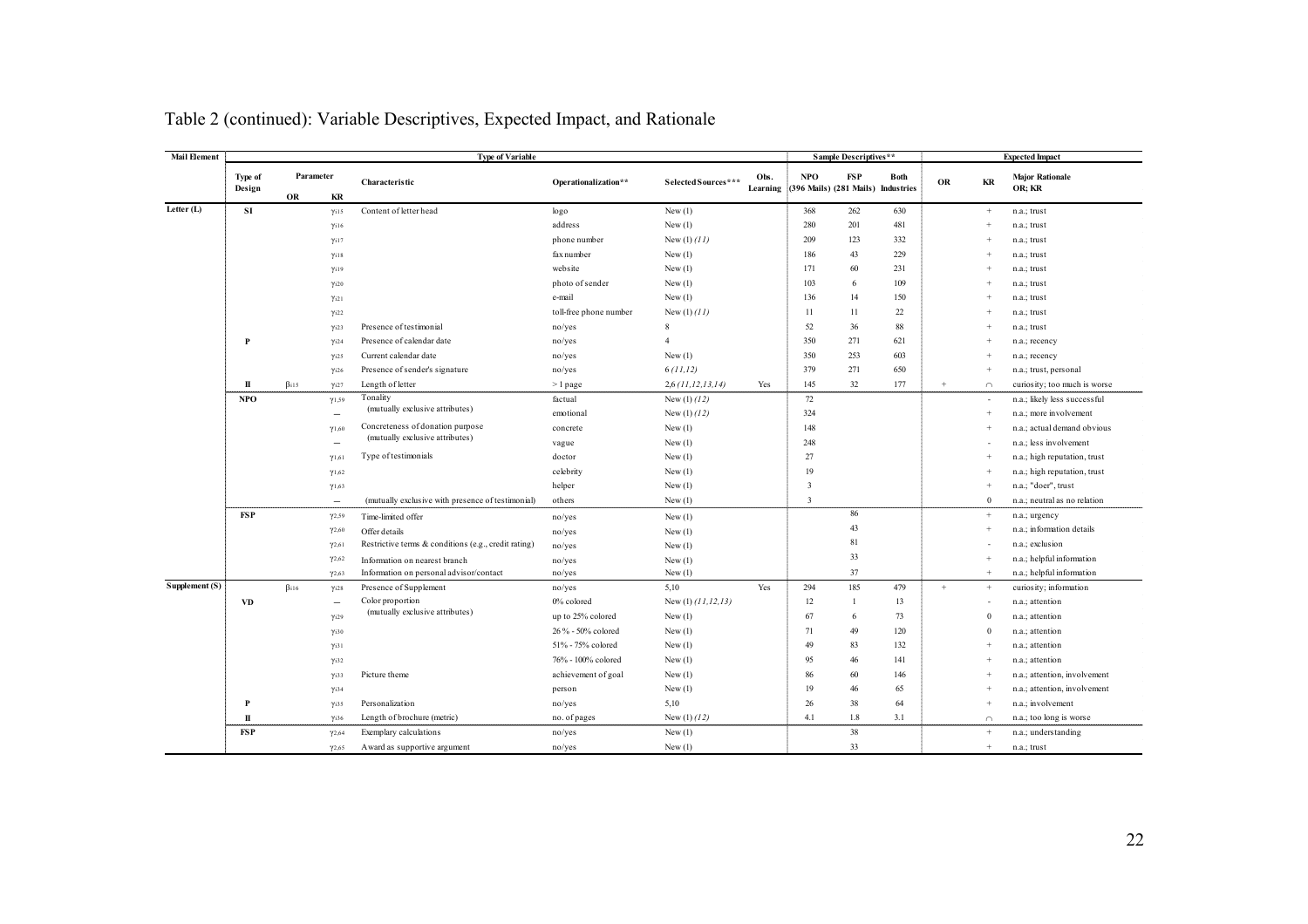# Table 2 (continued): Variable Descriptives, Expected Impact, and Rationale

| Mail Element | Type of Variable | | | | | | | Sample Descriptives** | | | Expected Impact | | |
|---|---|---|---|---|---|---|---|---|---|---|---|---|---|
| | Type of Design | Parameter OR | Parameter KR | Characteristic | Operationalization** | Selected Sources*** | Obs. Learning | NPO (396 Mails) | FSP (281 Mails) | Both Industries | OR | KR | Major Rationale OR; KR |
| Letter (L) | SI | | $\gamma_{i15}$ | Content of letter head | logo | New (1) | | 368 | 262 | 630 | | + | n.a.; trust |
| | | | $\gamma_{i16}$ | | address | New (1) | | 280 | 201 | 481 | | + | n.a.; trust |
| | | | $\gamma_{i17}$ | | phone number | New (1) *(11)* | | 209 | 123 | 332 | | + | n.a.; trust |
| | | | $\gamma_{i18}$ | | fax number | New (1) | | 186 | 43 | 229 | | + | n.a.; trust |
| | | | $\gamma_{i19}$ | | website | New (1) | | 171 | 60 | 231 | | + | n.a.; trust |
| | | | $\gamma_{i20}$ | | photo of sender | New (1) | | 103 | 6 | 109 | | + | n.a.; trust |
| | | | $\gamma_{i21}$ | | e-mail | New (1) | | 136 | 14 | 150 | | + | n.a.; trust |
| | | | $\gamma_{i22}$ | | toll-free phone number | New (1) *(11)* | | 11 | 11 | 22 | | + | n.a.; trust |
| | | | $\gamma_{i23}$ | Presence of testimonial | no/yes | 8 | | 52 | 36 | 88 | | + | n.a.; trust |
| | P | | $\gamma_{i24}$ | Presence of calendar date | no/yes | 4 | | 350 | 271 | 621 | | + | n.a.; recency |
| | | | $\gamma_{i25}$ | Current calendar date | no/yes | New (1) | | 350 | 253 | 603 | | + | n.a.; recency |
| | | | $\gamma_{i26}$ | Presence of sender's signature | no/yes | 6 *(11,12)* | | 379 | 271 | 650 | | + | n.a.; trust, personal |
| | II | $\beta_{i15}$ | $\gamma_{i27}$ | Length of letter | > 1 page | 2,6 *(11,12,13,14)* | Yes | 145 | 32 | 177 | + | ∩ | curiosity; too much is worse |
| | NPO | | $\gamma_{1,59}$ | Tonality | factual | New (1) *(12)* | | 72 | | | | - | n.a.; likely less successful |
| | | | – | (mutually exclusive attributes) | emotional | New (1) *(12)* | | 324 | | | | + | n.a.; more involvement |
| | | | $\gamma_{1,60}$ | Concreteness of donation purpose | concrete | New (1) | | 148 | | | | + | n.a.; actual demand obvious |
| | | | – | (mutually exclusive attributes) | vague | New (1) | | 248 | | | | - | n.a.; less involvement |
| | | | $\gamma_{1,61}$ | Type of testimonials | doctor | New (1) | | 27 | | | | + | n.a.; high reputation, trust |
| | | | $\gamma_{1,62}$ | | celebrity | New (1) | | 19 | | | | + | n.a.; high reputation, trust |
| | | | $\gamma_{1,63}$ | | helper | New (1) | | 3 | | | | + | n.a.; "doer", trust |
| | | | – | (mutually exclusive with presence of testimonial) | others | New (1) | | 3 | | | | 0 | n.a.; neutral as no relation |
| | FSP | | $\gamma_{2,59}$ | Time-limited offer | no/yes | New (1) | | | 86 | | | + | n.a.; urgency |
| | | | $\gamma_{2,60}$ | Offer details | no/yes | New (1) | | | 43 | | | + | n.a.; information details |
| | | | $\gamma_{2,61}$ | Restrictive terms & conditions (e.g., credit rating) | no/yes | New (1) | | | 81 | | | - | n.a.; exclusion |
| | | | $\gamma_{2,62}$ | Information on nearest branch | no/yes | New (1) | | | 33 | | | + | n.a.; helpful information |
| | | | $\gamma_{2,63}$ | Information on personal advisor/contact | no/yes | New (1) | | | 37 | | | + | n.a.; helpful information |
| Supplement (S) | | $\beta_{i16}$ | $\gamma_{i28}$ | Presence of Supplement | no/yes | 5,10 | Yes | 294 | 185 | 479 | + | + | curiosity; information |
| | VD | | – | Color proportion | 0% colored | New (1) *(11,12,13)* | | 12 | 1 | 13 | | - | n.a.; attention |
| | | | $\gamma_{i29}$ | (mutually exclusive attributes) | up to 25% colored | New (1) | | 67 | 6 | 73 | | 0 | n.a.; attention |
| | | | $\gamma_{i30}$ | | 26% - 50% colored | New (1) | | 71 | 49 | 120 | | 0 | n.a.; attention |
| | | | $\gamma_{i31}$ | | 51% - 75% colored | New (1) | | 49 | 83 | 132 | | + | n.a.; attention |
| | | | $\gamma_{i32}$ | | 76% - 100% colored | New (1) | | 95 | 46 | 141 | | + | n.a.; attention |
| | | | $\gamma_{i33}$ | Picture theme | achievement of goal | New (1) | | 86 | 60 | 146 | | + | n.a.; attention, involvement |
| | | | $\gamma_{i34}$ | | person | New (1) | | 19 | 46 | 65 | | + | n.a.; attention, involvement |
| | P | | $\gamma_{i35}$ | Personalization | no/yes | 5,10 | | 26 | 38 | 64 | | + | n.a.; involvement |
| | II | | $\gamma_{i36}$ | Length of brochure (metric) | no. of pages | New (1) *(12)* | | 4.1 | 1.8 | 3.1 | | ∩ | n.a.; too long is worse |
| | FSP | | $\gamma_{2,64}$ | Exemplary calculations | no/yes | New (1) | | | 38 | | | + | n.a.; understanding |
| | | | $\gamma_{2,65}$ | Award as supportive argument | no/yes | New (1) | | | 33 | | | + | n.a.; trust |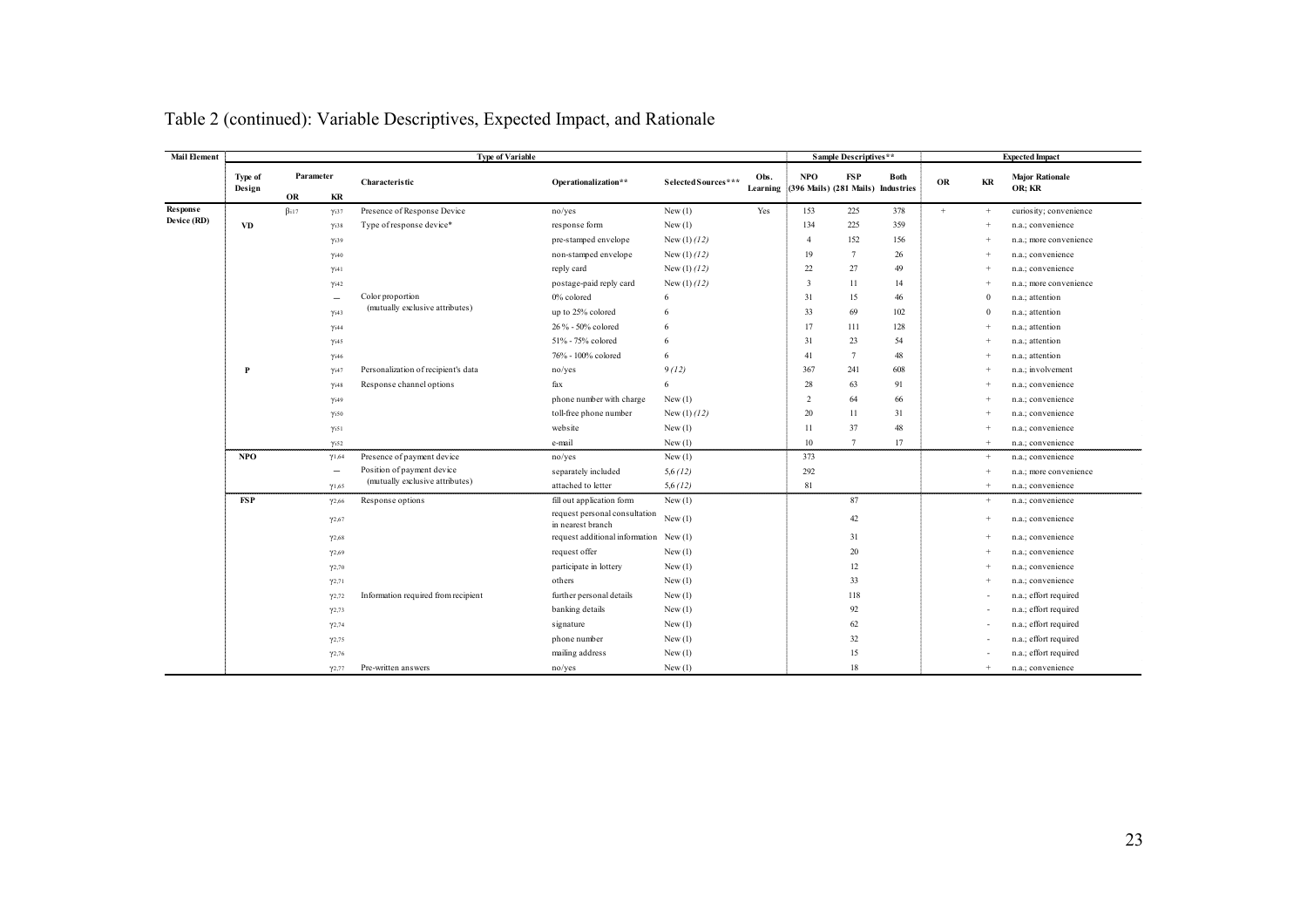# Table 2 (continued): Variable Descriptives, Expected Impact, and Rationale

| Mail Element | Type of Variable | | | | | | | Sample Descriptives** | | | Expected Impact | | |
|---|---|---|---|---|---|---|---|---|---|---|---|---|---|
| | Type of Design | Parameter OR | Parameter KR | Characteristic | Operationalization** | Selected Sources*** | Obs. Learning | NPO (396 Mails) | FSP (281 Mails) | Both Industries | OR | KR | Major Rationale OR; KR |
| **Response Device (RD)** | | $\beta_{i17}$ | $\gamma_{i37}$ | Presence of Response Device | no/yes | New (1) | Yes | 153 | 225 | 378 | + | + | curiosity; convenience |
| | **VD** | | $\gamma_{i38}$ | Type of response device* | response form | New (1) | | 134 | 225 | 359 | | + | n.a.; convenience |
| | | | $\gamma_{i39}$ | | pre-stamped envelope | New (1) *(12)* | | 4 | 152 | 156 | | + | n.a.; more convenience |
| | | | $\gamma_{i40}$ | | non-stamped envelope | New (1) *(12)* | | 19 | 7 | 26 | | + | n.a.; convenience |
| | | | $\gamma_{i41}$ | | reply card | New (1) *(12)* | | 22 | 27 | 49 | | + | n.a.; convenience |
| | | | $\gamma_{i42}$ | | postage-paid reply card | New (1) *(12)* | | 3 | 11 | 14 | | + | n.a.; more convenience |
| | | | -- | Color proportion (mutually exclusive attributes) | 0% colored | 6 | | 31 | 15 | 46 | | 0 | n.a.; attention |
| | | | $\gamma_{i43}$ | | up to 25% colored | 6 | | 33 | 69 | 102 | | 0 | n.a.; attention |
| | | | $\gamma_{i44}$ | | 26% - 50% colored | 6 | | 17 | 111 | 128 | | + | n.a.; attention |
| | | | $\gamma_{i45}$ | | 51% - 75% colored | 6 | | 31 | 23 | 54 | | + | n.a.; attention |
| | | | $\gamma_{i46}$ | | 76% - 100% colored | 6 | | 41 | 7 | 48 | | + | n.a.; attention |
| | **P** | | $\gamma_{i47}$ | Personalization of recipient's data | no/yes | 9 *(12)* | | 367 | 241 | 608 | | + | n.a.; involvement |
| | | | $\gamma_{i48}$ | Response channel options | fax | 6 | | 28 | 63 | 91 | | + | n.a.; convenience |
| | | | $\gamma_{i49}$ | | phone number with charge | New (1) | | 2 | 64 | 66 | | + | n.a.; convenience |
| | | | $\gamma_{i50}$ | | toll-free phone number | New (1) *(12)* | | 20 | 11 | 31 | | + | n.a.; convenience |
| | | | $\gamma_{i51}$ | | website | New (1) | | 11 | 37 | 48 | | + | n.a.; convenience |
| | | | $\gamma_{i52}$ | | e-mail | New (1) | | 10 | 7 | 17 | | + | n.a.; convenience |
| | **NPO** | | $\gamma_{1,64}$ | Presence of payment device | no/yes | New (1) | | 373 | | | | + | n.a.; convenience |
| | | | -- | Position of payment device (mutually exclusive attributes) | separately included | 5,6 *(12)* | | 292 | | | | + | n.a.; more convenience |
| | | | $\gamma_{1,65}$ | | attached to letter | 5,6 *(12)* | | 81 | | | | + | n.a.; convenience |
| | **FSP** | | $\gamma_{2,66}$ | Response options | fill out application form | New (1) | | | 87 | | | + | n.a.; convenience |
| | | | $\gamma_{2,67}$ | | request personal consultation in nearest branch | New (1) | | | 42 | | | + | n.a.; convenience |
| | | | $\gamma_{2,68}$ | | request additional information | New (1) | | | 31 | | | + | n.a.; convenience |
| | | | $\gamma_{2,69}$ | | request offer | New (1) | | | 20 | | | + | n.a.; convenience |
| | | | $\gamma_{2,70}$ | | participate in lottery | New (1) | | | 12 | | | + | n.a.; convenience |
| | | | $\gamma_{2,71}$ | | others | New (1) | | | 33 | | | + | n.a.; convenience |
| | | | $\gamma_{2,72}$ | Information required from recipient | further personal details | New (1) | | | 118 | | | - | n.a.; effort required |
| | | | $\gamma_{2,73}$ | | banking details | New (1) | | | 92 | | | - | n.a.; effort required |
| | | | $\gamma_{2,74}$ | | signature | New (1) | | | 62 | | | - | n.a.; effort required |
| | | | $\gamma_{2,75}$ | | phone number | New (1) | | | 32 | | | - | n.a.; effort required |
| | | | $\gamma_{2,76}$ | | mailing address | New (1) | | | 15 | | | - | n.a.; effort required |
| | | | $\gamma_{2,77}$ | Pre-written answers | no/yes | New (1) | | | 18 | | | + | n.a.; convenience |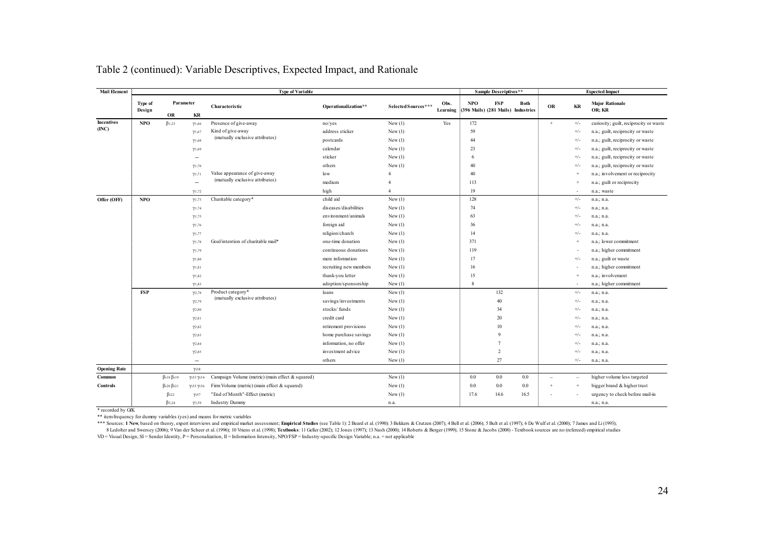# Table 2 (continued): Variable Descriptives, Expected Impact, and Rationale

| Mail Element | Type of Design | Parameter OR | Parameter KR | Characteristic | Operationalization** | Selected Sources*** | Obs. Learning | NPO (396 Mails) | FSP (281 Mails) | Both Industries | OR | KR | Major Rationale OR; KR |
|---|---|---|---|---|---|---|---|---|---|---|---|---|---|
| **Incentives (INC)** | **NPO** | $\beta_{1,23}$ | $\gamma_{1,66}$ | Presence of give-away | no/yes | New (1) | Yes | 172 | | | + | +/- | curiosity; guilt, reciprocity or waste |
| | | | $\gamma_{1,67}$ | Kind of give-away (mutually exclusive attributes) | address sticker | New (1) | | 59 | | | | +/- | n.a.; guilt, reciprocity or waste |
| | | | $\gamma_{1,68}$ | | postcards | New (1) | | 44 | | | | +/- | n.a.; guilt, reciprocity or waste |
| | | | $\gamma_{1,69}$ | | calendar | New (1) | | 23 | | | | +/- | n.a.; guilt, reciprocity or waste |
| | | | – | | sticker | New (1) | | 6 | | | | +/- | n.a.; guilt, reciprocity or waste |
| | | | $\gamma_{1,70}$ | | others | New (1) | | 40 | | | | +/- | n.a.; guilt, reciprocity or waste |
| | | | $\gamma_{1,71}$ | Value appearance of give-away (mutually exclusive attributes) | low | 4 | | 40 | | | | + | n.a.; involvement or reciprocity |
| | | | – | | medium | 4 | | 113 | | | | + | n.a.; guilt or reciprocity |
| | | | $\gamma_{1,72}$ | | high | 4 | | 19 | | | | - | n.a.; waste |
| **Offer (OFF)** | **NPO** | | $\gamma_{1,73}$ | Charitable category* | child aid | New (1) | | 128 | | | | +/- | n.a.; n.a. |
| | | | $\gamma_{1,74}$ | | diseases/disabilities | New (1) | | 74 | | | | +/- | n.a.; n.a. |
| | | | $\gamma_{1,75}$ | | environment/animals | New (1) | | 63 | | | | +/- | n.a.; n.a. |
| | | | $\gamma_{1,76}$ | | foreign aid | New (1) | | 36 | | | | +/- | n.a.; n.a. |
| | | | $\gamma_{1,77}$ | | religion/church | New (1) | | 14 | | | | +/- | n.a.; n.a. |
| | | | $\gamma_{1,78}$ | Goal/intention of charitable mail* | one-time donation | New (1) | | 371 | | | | + | n.a.; lower commitment |
| | | | $\gamma_{1,79}$ | | continuous donations | New (1) | | 119 | | | | - | n.a.; higher commitment |
| | | | $\gamma_{1,80}$ | | mere information | New (1) | | 17 | | | | +/- | n.a.; guilt or waste |
| | | | $\gamma_{1,81}$ | | recruiting new members | New (1) | | 16 | | | | - | n.a.; higher commitment |
| | | | $\gamma_{1,82}$ | | thank-you letter | New (1) | | 15 | | | | + | n.a.; involvement |
| | | | $\gamma_{1,83}$ | | adoption/sponsorship | New (1) | | 8 | | | | - | n.a.; higher commitment |
| | **FSP** | | $\gamma_{2,78}$ | Product category* (mutually exclusive attributes) | loans | New (1) | | | 132 | | | +/- | n.a.; n.a. |
| | | | $\gamma_{2,79}$ | | savings/investments | New (1) | | | 40 | | | +/- | n.a.; n.a. |
| | | | $\gamma_{2,80}$ | | stocks/ funds | New (1) | | | 34 | | | +/- | n.a.; n.a. |
| | | | $\gamma_{2,81}$ | | credit card | New (1) | | | 20 | | | +/- | n.a.; n.a. |
| | | | $\gamma_{2,82}$ | | retirement provisions | New (1) | | | 10 | | | +/- | n.a.; n.a. |
| | | | $\gamma_{2,83}$ | | home purchase savings | New (1) | | | 9 | | | +/- | n.a.; n.a. |
| | | | $\gamma_{2,84}$ | | information, no offer | New (1) | | | 7 | | | +/- | n.a.; n.a. |
| | | | $\gamma_{2,85}$ | | investment advice | New (1) | | | 2 | | | +/- | n.a.; n.a. |
| | | | – | | others | New (1) | | | 27 | | | +/- | n.a.; n.a. |
| **Opening Rate** | | | $\gamma_{i58}$ | | | | | | | | | | |
| **Common** | | $\beta_{i18}$ $\beta_{i19}$ | $\gamma_{i53}$ $\gamma_{i54}$ | Campaign Volume (metric) (main effect & squared) | | New (1) | | 0.0 | 0.0 | 0.0 | – | – | higher volume less targeted |
| **Controls** | | $\beta_{i20}$ $\beta_{i21}$ | $\gamma_{i55}$ $\gamma_{i56}$ | Firm Volume (metric) (main effect & squared) | | New (1) | | 0.0 | 0.0 | 0.0 | + | + | bigger brand & higher trust |
| | | $\beta_{i22}$ | $\gamma_{i57}$ | "End of Month"-Effect (metric) | | New (1) | | 17.6 | 14.6 | 16.5 | - | - | urgency to check before mail-in |
| | | $\beta_{3,24}$ | $\gamma_{3,59}$ | Industry Dummy | | n.a. | | | | | | | n.a.; n.a. |

\* recorded by GfK

** item frequency for dummy variables (yes) and means for metric variables

*** Sources: **1 New**, based on theory, expert interviews and empirical market assessment; **Empirical Studies** (see Table 1): 2 Beard et al. (1990): 3 Bekkers & Crutzen (2007); 4 Bell et al. (2006); 5 Bult et al. (1997); 6 De Wulf et al. (2000); 7 James and Li (1993); 8 Ledolter and Swersey (2006); 9 Van der Scheer et al. (1996); 10 Vriens et al. (1998); **Textbooks**: 11 Geller (2002); 12 Jones (1997); 13 Nash (2000); 14 Roberts & Berger (1999); 15 Stone & Jacobs (2008) - Textbook sources are no (refereed) empirical studies

VD = Visual Design, SI = Sender Identity, P = Personalization, II = Information Intensity, NPO/FSP = Industry-specific Design Variable; n.a. = not applicable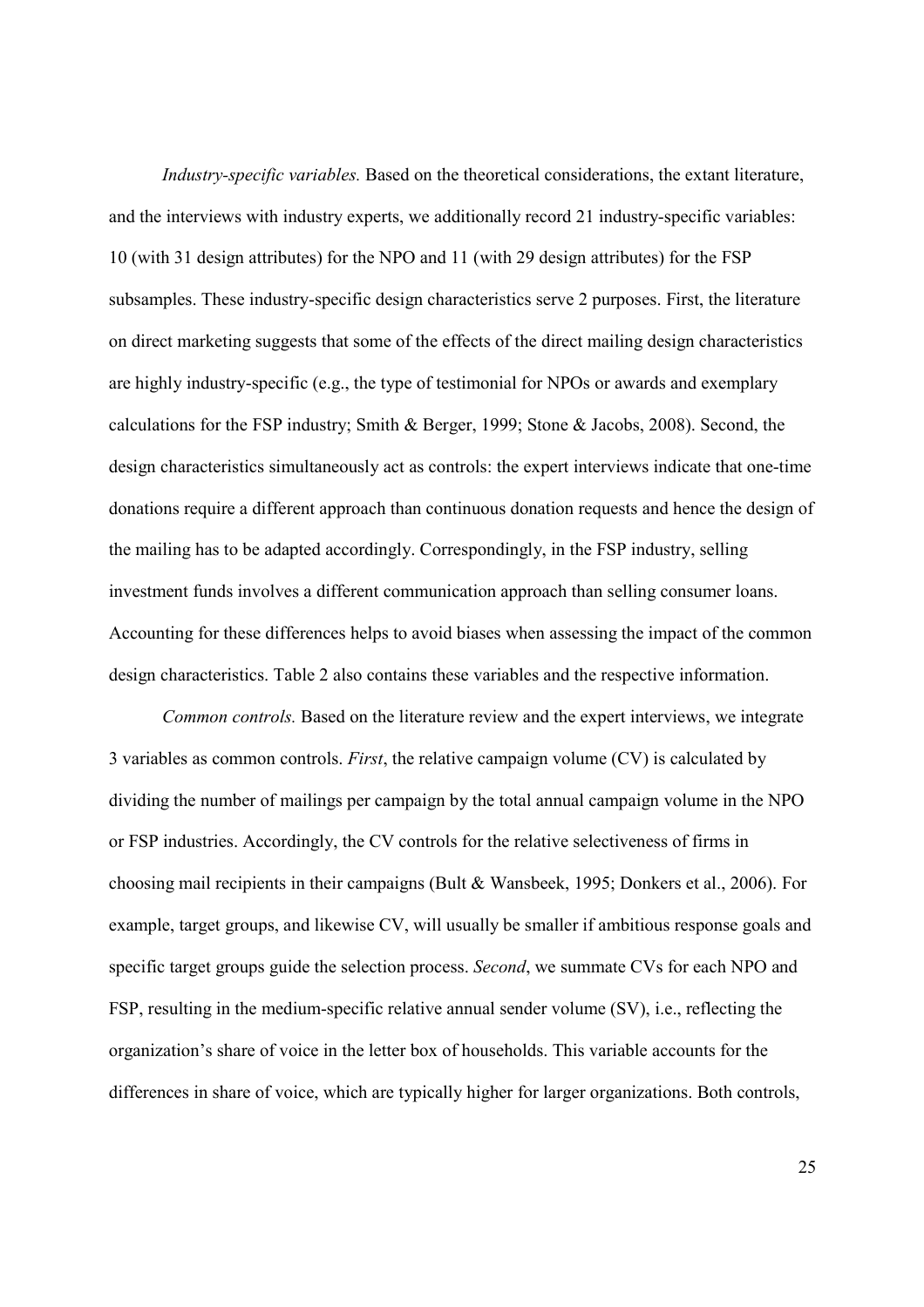*Industry-specific variables.* Based on the theoretical considerations, the extant literature, and the interviews with industry experts, we additionally record 21 industry-specific variables: 10 (with 31 design attributes) for the NPO and 11 (with 29 design attributes) for the FSP subsamples. These industry-specific design characteristics serve 2 purposes. First, the literature on direct marketing suggests that some of the effects of the direct mailing design characteristics are highly industry-specific (e.g., the type of testimonial for NPOs or awards and exemplary calculations for the FSP industry; Smith & Berger, 1999; Stone & Jacobs, 2008). Second, the design characteristics simultaneously act as controls: the expert interviews indicate that one-time donations require a different approach than continuous donation requests and hence the design of the mailing has to be adapted accordingly. Correspondingly, in the FSP industry, selling investment funds involves a different communication approach than selling consumer loans. Accounting for these differences helps to avoid biases when assessing the impact of the common design characteristics. Table 2 also contains these variables and the respective information.

*Common controls.* Based on the literature review and the expert interviews, we integrate 3 variables as common controls. *First*, the relative campaign volume (CV) is calculated by dividing the number of mailings per campaign by the total annual campaign volume in the NPO or FSP industries. Accordingly, the CV controls for the relative selectiveness of firms in choosing mail recipients in their campaigns (Bult & Wansbeek, 1995; Donkers et al., 2006). For example, target groups, and likewise CV, will usually be smaller if ambitious response goals and specific target groups guide the selection process. *Second*, we summate CVs for each NPO and FSP, resulting in the medium-specific relative annual sender volume (SV), i.e., reflecting the organization's share of voice in the letter box of households. This variable accounts for the differences in share of voice, which are typically higher for larger organizations. Both controls,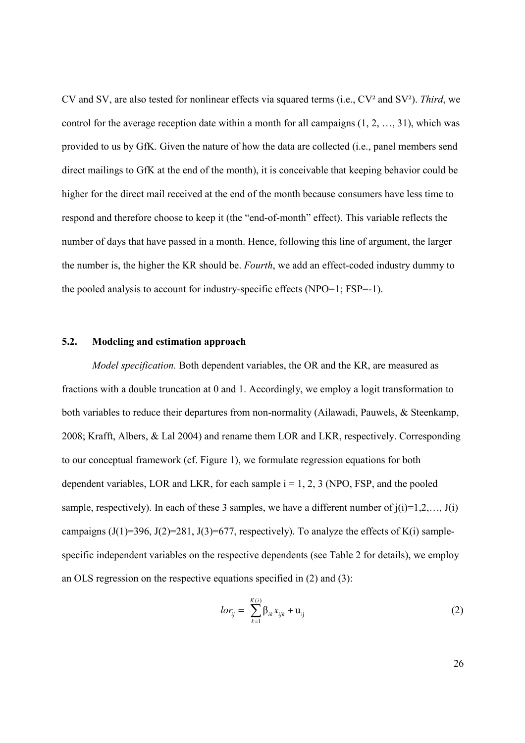CV and SV, are also tested for nonlinear effects via squared terms (i.e., $CV^2$ and $SV^2$). *Third*, we control for the average reception date within a month for all campaigns (1, 2, …, 31), which was provided to us by GfK. Given the nature of how the data are collected (i.e., panel members send direct mailings to GfK at the end of the month), it is conceivable that keeping behavior could be higher for the direct mail received at the end of the month because consumers have less time to respond and therefore choose to keep it (the "end-of-month" effect). This variable reflects the number of days that have passed in a month. Hence, following this line of argument, the larger the number is, the higher the KR should be. *Fourth*, we add an effect-coded industry dummy to the pooled analysis to account for industry-specific effects (NPO=1; FSP=-1).

### 5.2. Modeling and estimation approach

*Model specification.* Both dependent variables, the OR and the KR, are measured as fractions with a double truncation at 0 and 1. Accordingly, we employ a logit transformation to both variables to reduce their departures from non-normality (Ailawadi, Pauwels, & Steenkamp, 2008; Krafft, Albers, & Lal 2004) and rename them LOR and LKR, respectively. Corresponding to our conceptual framework (cf. Figure 1), we formulate regression equations for both dependent variables, LOR and LKR, for each sample $i = 1, 2, 3$ (NPO, FSP, and the pooled sample, respectively). In each of these 3 samples, we have a different number of $j(i)=1,2,\ldots, J(i)$ campaigns ($J(1)=396$, $J(2)=281$, $J(3)=677$, respectively). To analyze the effects of $K(i)$ sample-specific independent variables on the respective dependents (see Table 2 for details), we employ an OLS regression on the respective equations specified in (2) and (3):

$$lor_{ij} = \sum_{k=1}^{K(i)} \beta_{ik} x_{ijk} + u_{ij} \tag{2}$$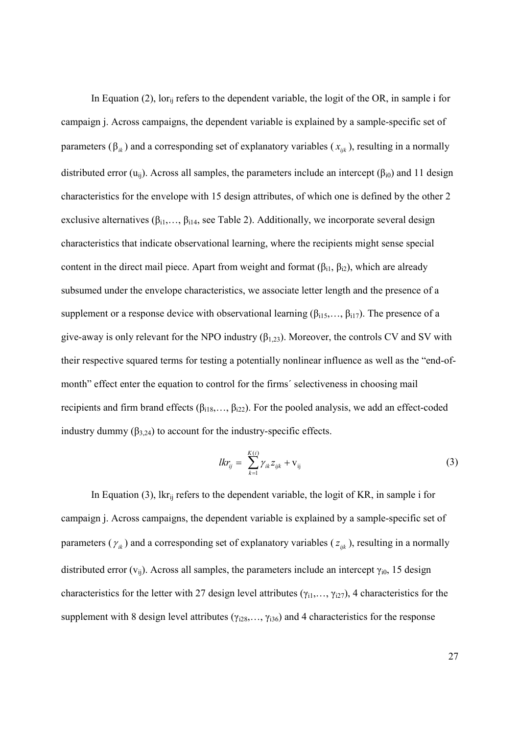In Equation (2), $lor_{ij}$ refers to the dependent variable, the logit of the OR, in sample i for campaign j. Across campaigns, the dependent variable is explained by a sample-specific set of parameters ($\beta_{ik}$) and a corresponding set of explanatory variables ($x_{ijk}$), resulting in a normally distributed error ($u_{ij}$). Across all samples, the parameters include an intercept ($\beta_{i0}$) and 11 design characteristics for the envelope with 15 design attributes, of which one is defined by the other 2 exclusive alternatives ($\beta_{i1}, \ldots, \beta_{i14}$, see Table 2). Additionally, we incorporate several design characteristics that indicate observational learning, where the recipients might sense special content in the direct mail piece. Apart from weight and format ($\beta_{i1}$, $\beta_{i2}$), which are already subsumed under the envelope characteristics, we associate letter length and the presence of a supplement or a response device with observational learning ($\beta_{i15}, \ldots, \beta_{i17}$). The presence of a give-away is only relevant for the NPO industry ($\beta_{1,23}$). Moreover, the controls CV and SV with their respective squared terms for testing a potentially nonlinear influence as well as the "end-of-month" effect enter the equation to control for the firms´ selectiveness in choosing mail recipients and firm brand effects ($\beta_{i18}, \ldots, \beta_{i22}$). For the pooled analysis, we add an effect-coded industry dummy ($\beta_{3,24}$) to account for the industry-specific effects.

$$lkr_{ij} = \sum_{k=1}^{K(i)} \gamma_{ik} z_{ijk} + v_{ij} \tag{3}$$

In Equation (3), $lkr_{ij}$ refers to the dependent variable, the logit of KR, in sample i for campaign j. Across campaigns, the dependent variable is explained by a sample-specific set of parameters ($\gamma_{ik}$) and a corresponding set of explanatory variables ($z_{ijk}$), resulting in a normally distributed error ($v_{ij}$). Across all samples, the parameters include an intercept $\gamma_{i0}$, 15 design characteristics for the letter with 27 design level attributes ($\gamma_{i1}, \ldots, \gamma_{i27}$), 4 characteristics for the supplement with 8 design level attributes ($\gamma_{i28}, \ldots, \gamma_{i36}$) and 4 characteristics for the response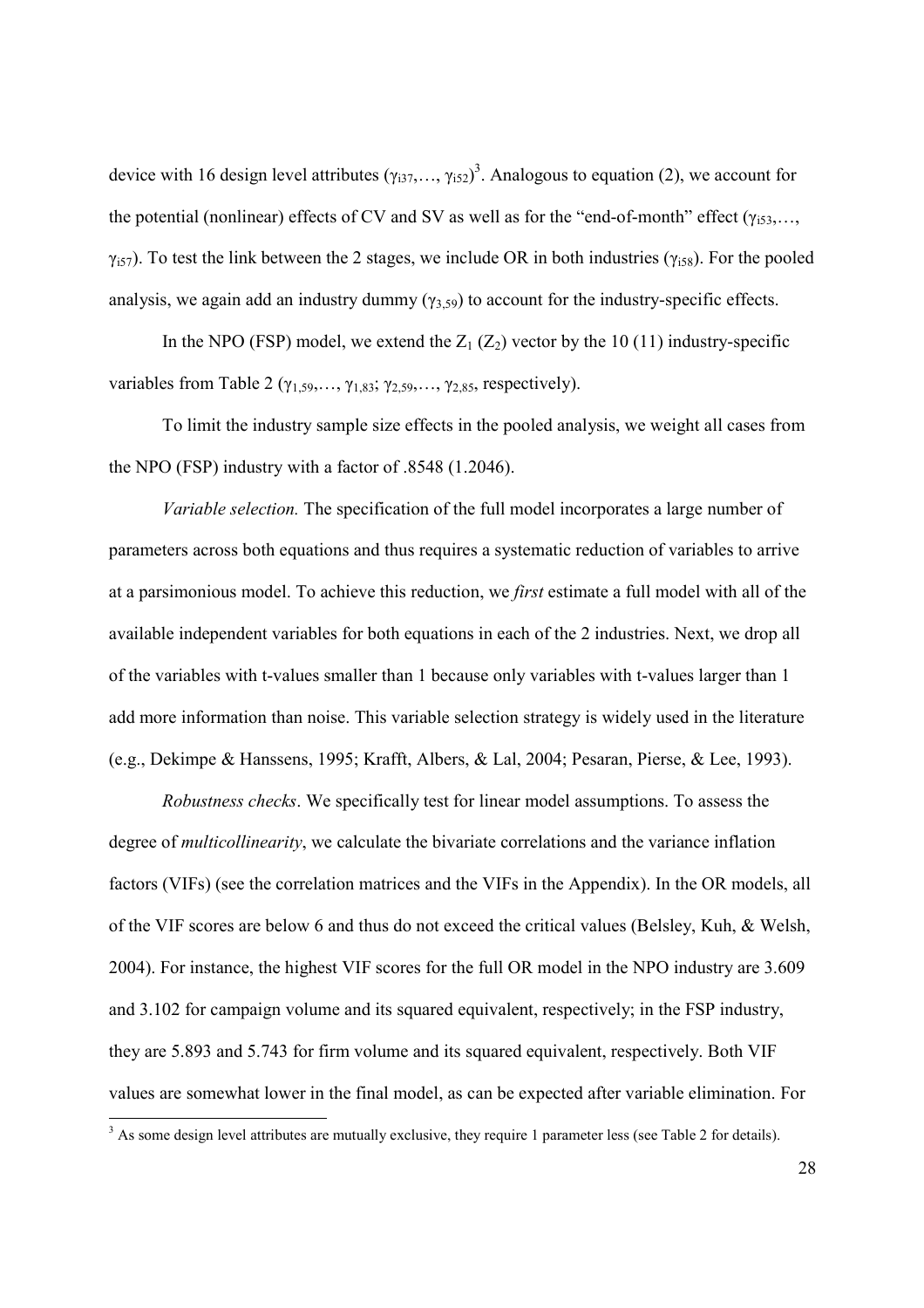device with 16 design level attributes ($\gamma_{i37},\ldots, \gamma_{i52}$)[3]. Analogous to equation (2), we account for the potential (nonlinear) effects of CV and SV as well as for the "end-of-month" effect ($\gamma_{i53},\ldots, \gamma_{i57}$). To test the link between the 2 stages, we include OR in both industries ($\gamma_{i58}$). For the pooled analysis, we again add an industry dummy ($\gamma_{3,59}$) to account for the industry-specific effects.

In the NPO (FSP) model, we extend the $Z_1$ ($Z_2$) vector by the 10 (11) industry-specific variables from Table 2 ($\gamma_{1,59},\ldots, \gamma_{1,83}$; $\gamma_{2,59},\ldots, \gamma_{2,85}$, respectively).

To limit the industry sample size effects in the pooled analysis, we weight all cases from the NPO (FSP) industry with a factor of .8548 (1.2046).

*Variable selection.* The specification of the full model incorporates a large number of parameters across both equations and thus requires a systematic reduction of variables to arrive at a parsimonious model. To achieve this reduction, we *first* estimate a full model with all of the available independent variables for both equations in each of the 2 industries. Next, we drop all of the variables with t-values smaller than 1 because only variables with t-values larger than 1 add more information than noise. This variable selection strategy is widely used in the literature (e.g., Dekimpe & Hanssens, 1995; Krafft, Albers, & Lal, 2004; Pesaran, Pierse, & Lee, 1993).

*Robustness checks*. We specifically test for linear model assumptions. To assess the degree of *multicollinearity*, we calculate the bivariate correlations and the variance inflation factors (VIFs) (see the correlation matrices and the VIFs in the Appendix). In the OR models, all of the VIF scores are below 6 and thus do not exceed the critical values (Belsley, Kuh, & Welsh, 2004). For instance, the highest VIF scores for the full OR model in the NPO industry are 3.609 and 3.102 for campaign volume and its squared equivalent, respectively; in the FSP industry, they are 5.893 and 5.743 for firm volume and its squared equivalent, respectively. Both VIF values are somewhat lower in the final model, as can be expected after variable elimination. For

[3] As some design level attributes are mutually exclusive, they require 1 parameter less (see Table 2 for details).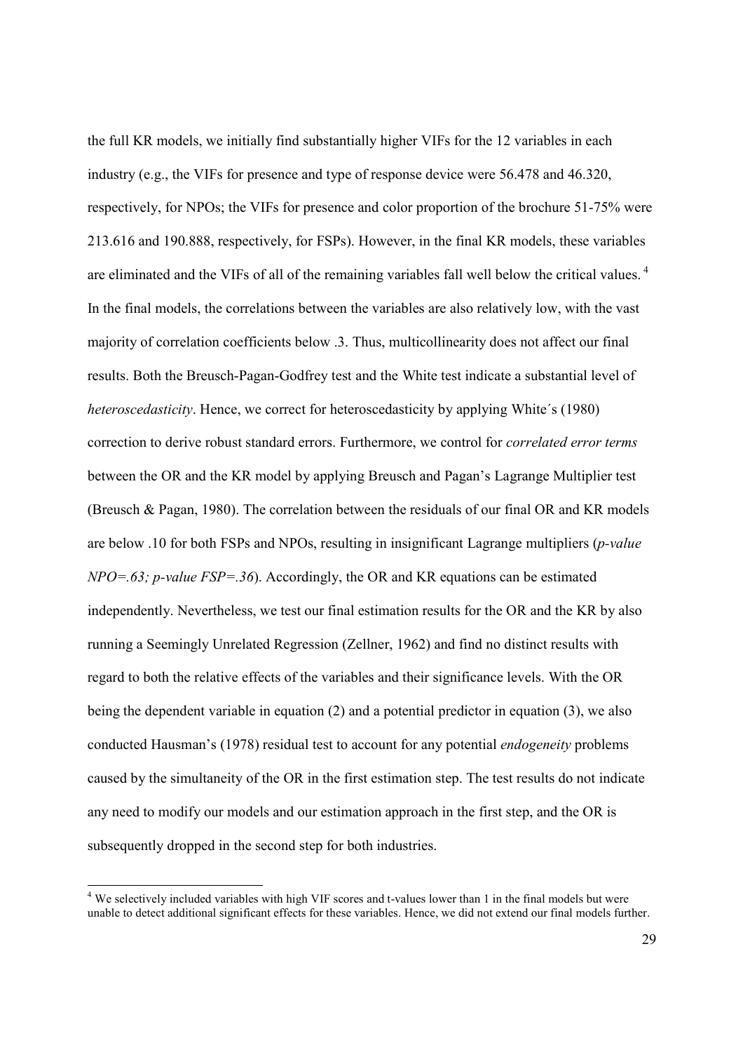the full KR models, we initially find substantially higher VIFs for the 12 variables in each industry (e.g., the VIFs for presence and type of response device were 56.478 and 46.320, respectively, for NPOs; the VIFs for presence and color proportion of the brochure 51-75% were 213.616 and 190.888, respectively, for FSPs). However, in the final KR models, these variables are eliminated and the VIFs of all of the remaining variables fall well below the critical values.[4] In the final models, the correlations between the variables are also relatively low, with the vast majority of correlation coefficients below .3. Thus, multicollinearity does not affect our final results. Both the Breusch-Pagan-Godfrey test and the White test indicate a substantial level of *heteroscedasticity*. Hence, we correct for heteroscedasticity by applying White´s (1980) correction to derive robust standard errors. Furthermore, we control for *correlated error terms* between the OR and the KR model by applying Breusch and Pagan's Lagrange Multiplier test (Breusch & Pagan, 1980). The correlation between the residuals of our final OR and KR models are below .10 for both FSPs and NPOs, resulting in insignificant Lagrange multipliers (*p-value NPO=.63; p-value FSP=.36*). Accordingly, the OR and KR equations can be estimated independently. Nevertheless, we test our final estimation results for the OR and the KR by also running a Seemingly Unrelated Regression (Zellner, 1962) and find no distinct results with regard to both the relative effects of the variables and their significance levels. With the OR being the dependent variable in equation (2) and a potential predictor in equation (3), we also conducted Hausman's (1978) residual test to account for any potential *endogeneity* problems caused by the simultaneity of the OR in the first estimation step. The test results do not indicate any need to modify our models and our estimation approach in the first step, and the OR is subsequently dropped in the second step for both industries.

[4] We selectively included variables with high VIF scores and t-values lower than 1 in the final models but were unable to detect additional significant effects for these variables. Hence, we did not extend our final models further.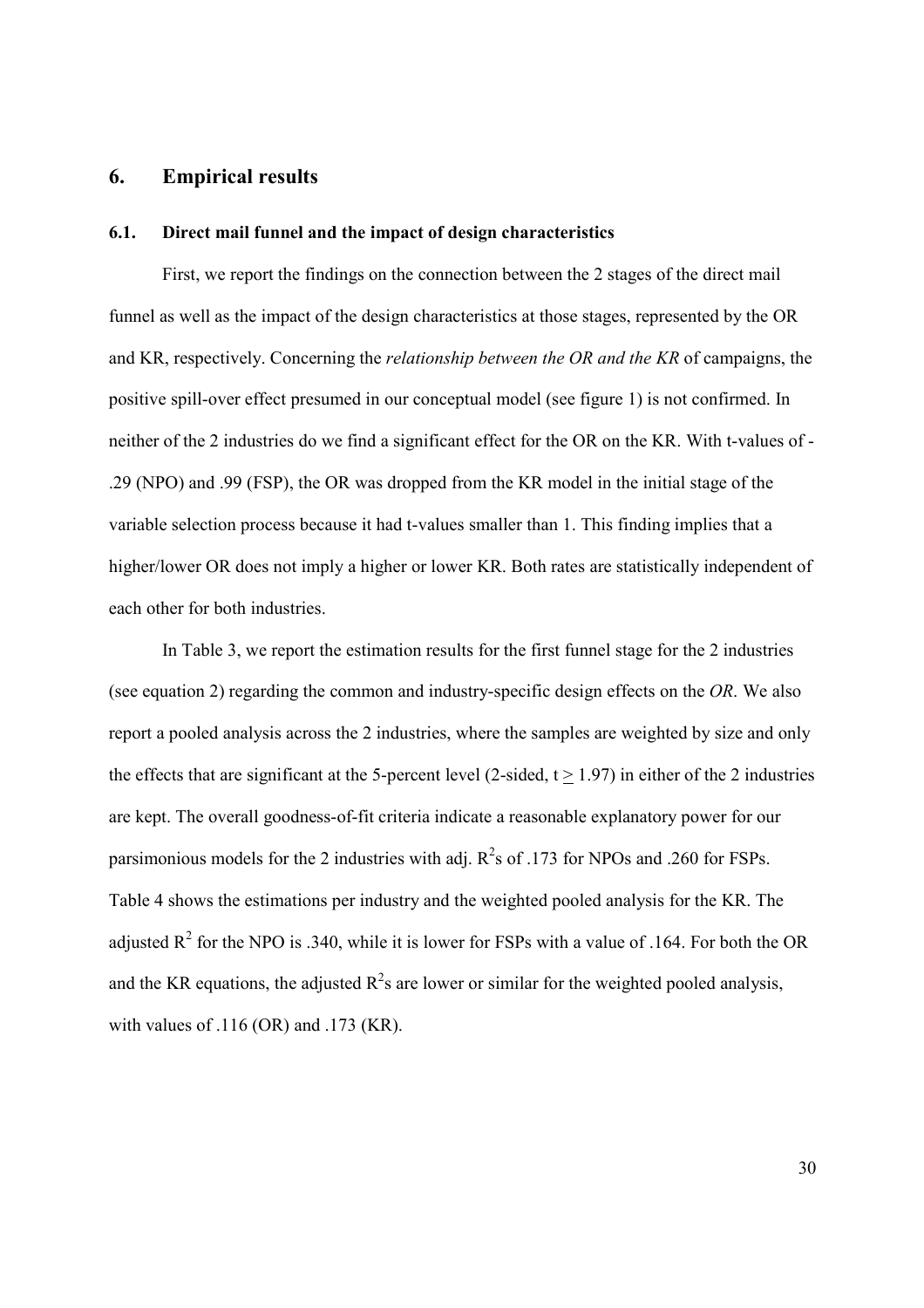## 6. Empirical results

### 6.1. Direct mail funnel and the impact of design characteristics

First, we report the findings on the connection between the 2 stages of the direct mail funnel as well as the impact of the design characteristics at those stages, represented by the OR and KR, respectively. Concerning the *relationship between the OR and the KR* of campaigns, the positive spill-over effect presumed in our conceptual model (see figure 1) is not confirmed. In neither of the 2 industries do we find a significant effect for the OR on the KR. With t-values of -.29 (NPO) and .99 (FSP), the OR was dropped from the KR model in the initial stage of the variable selection process because it had t-values smaller than 1. This finding implies that a higher/lower OR does not imply a higher or lower KR. Both rates are statistically independent of each other for both industries.

In Table 3, we report the estimation results for the first funnel stage for the 2 industries (see equation 2) regarding the common and industry-specific design effects on the *OR*. We also report a pooled analysis across the 2 industries, where the samples are weighted by size and only the effects that are significant at the 5-percent level (2-sided, $t \geq 1.97$) in either of the 2 industries are kept. The overall goodness-of-fit criteria indicate a reasonable explanatory power for our parsimonious models for the 2 industries with adj. $R^2$s of .173 for NPOs and .260 for FSPs. Table 4 shows the estimations per industry and the weighted pooled analysis for the KR. The adjusted $R^2$ for the NPO is .340, while it is lower for FSPs with a value of .164. For both the OR and the KR equations, the adjusted $R^2$s are lower or similar for the weighted pooled analysis, with values of .116 (OR) and .173 (KR).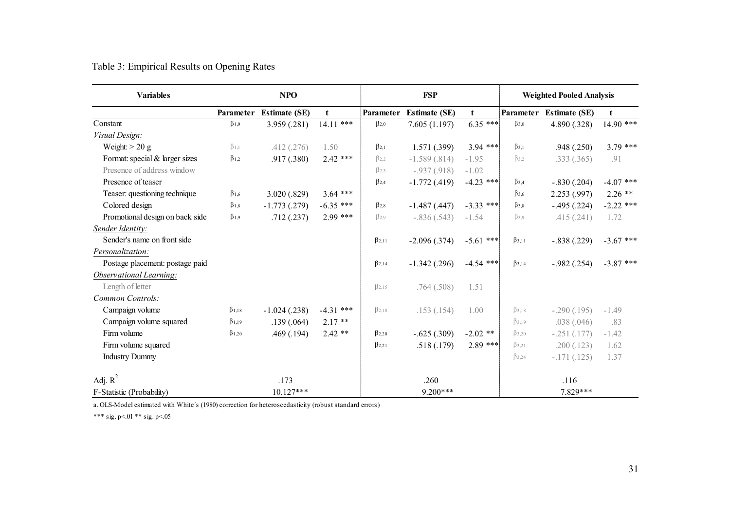Table 3: Empirical Results on Opening Rates

| Variables | NPO | | | FSP | | | Weighted Pooled Analysis | | |
|---|---|---|---|---|---|---|---|---|---|
| | Parameter | Estimate (SE) | t | Parameter | Estimate (SE) | t | Parameter | Estimate (SE) | t |
| Constant | $\beta_{1,0}$ | 3.959 (.281) | 14.11 *** | $\beta_{2,0}$ | 7.605 (1.197) | 6.35 *** | $\beta_{3,0}$ | 4.890 (.328) | 14.90 *** |
| *Visual Design:* | | | | | | | | | |
| Weight: > 20 g | $\beta_{1,1}$ | .412 (.276) | 1.50 | $\beta_{2,1}$ | 1.571 (.399) | 3.94 *** | $\beta_{3,1}$ | .948 (.250) | 3.79 *** |
| Format: special & larger sizes | $\beta_{1,2}$ | .917 (.380) | 2.42 *** | $\beta_{2,2}$ | -1.589 (.814) | -1.95 | $\beta_{3,2}$ | .333 (.365) | .91 |
| Presence of address window | | | | $\beta_{2,3}$ | -.937 (.918) | -1.02 | | | |
| Presence of teaser | | | | $\beta_{2,4}$ | -1.772 (.419) | -4.23 *** | $\beta_{3,4}$ | -.830 (.204) | -4.07 *** |
| Teaser: questioning technique | $\beta_{1,6}$ | 3.020 (.829) | 3.64 *** | | | | $\beta_{3,6}$ | 2.253 (.997) | 2.26 ** |
| Colored design | $\beta_{1,8}$ | -1.773 (.279) | -6.35 *** | $\beta_{2,8}$ | -1.487 (.447) | -3.33 *** | $\beta_{3,8}$ | -.495 (.224) | -2.22 *** |
| Promotional design on back side | $\beta_{1,9}$ | .712 (.237) | 2.99 *** | $\beta_{2,9}$ | -.836 (.543) | -1.54 | $\beta_{3,9}$ | .415 (.241) | 1.72 |
| *Sender Identity:* | | | | | | | | | |
| Sender's name on front side | | | | $\beta_{2,11}$ | -2.096 (.374) | -5.61 *** | $\beta_{3,11}$ | -.838 (.229) | -3.67 *** |
| *Personalization:* | | | | | | | | | |
| Postage placement: postage paid | | | | $\beta_{2,14}$ | -1.342 (.296) | -4.54 *** | $\beta_{3,14}$ | -.982 (.254) | -3.87 *** |
| *Observational Learning:* | | | | | | | | | |
| Length of letter | | | | $\beta_{2,15}$ | .764 (.508) | 1.51 | | | |
| *Common Controls:* | | | | | | | | | |
| Campaign volume | $\beta_{1,18}$ | -1.024 (.238) | -4.31 *** | $\beta_{2,18}$ | .153 (.154) | 1.00 | $\beta_{3,18}$ | -.290 (.195) | -1.49 |
| Campaign volume squared | $\beta_{1,19}$ | .139 (.064) | 2.17 ** | | | | $\beta_{3,19}$ | .038 (.046) | .83 |
| Firm volume | $\beta_{1,20}$ | .469 (.194) | 2.42 ** | $\beta_{2,20}$ | -.625 (.309) | -2.02 ** | $\beta_{3,20}$ | -.251 (.177) | -1.42 |
| Firm volume squared | | | | $\beta_{2,21}$ | .518 (.179) | 2.89 *** | $\beta_{3,21}$ | .200 (.123) | 1.62 |
| Industry Dummy | | | | | | | $\beta_{3,24}$ | -.171 (.125) | 1.37 |
| Adj. $R^2$ | | .173 | | | .260 | | | .116 | |
| F-Statistic (Probability) | | 10.127*** | | | 9.200*** | | | 7.829*** | |

a. OLS-Model estimated with White´s (1980) correction for heteroscedasticity (robust standard errors)

*** sig. p<.01 ** sig. p<.05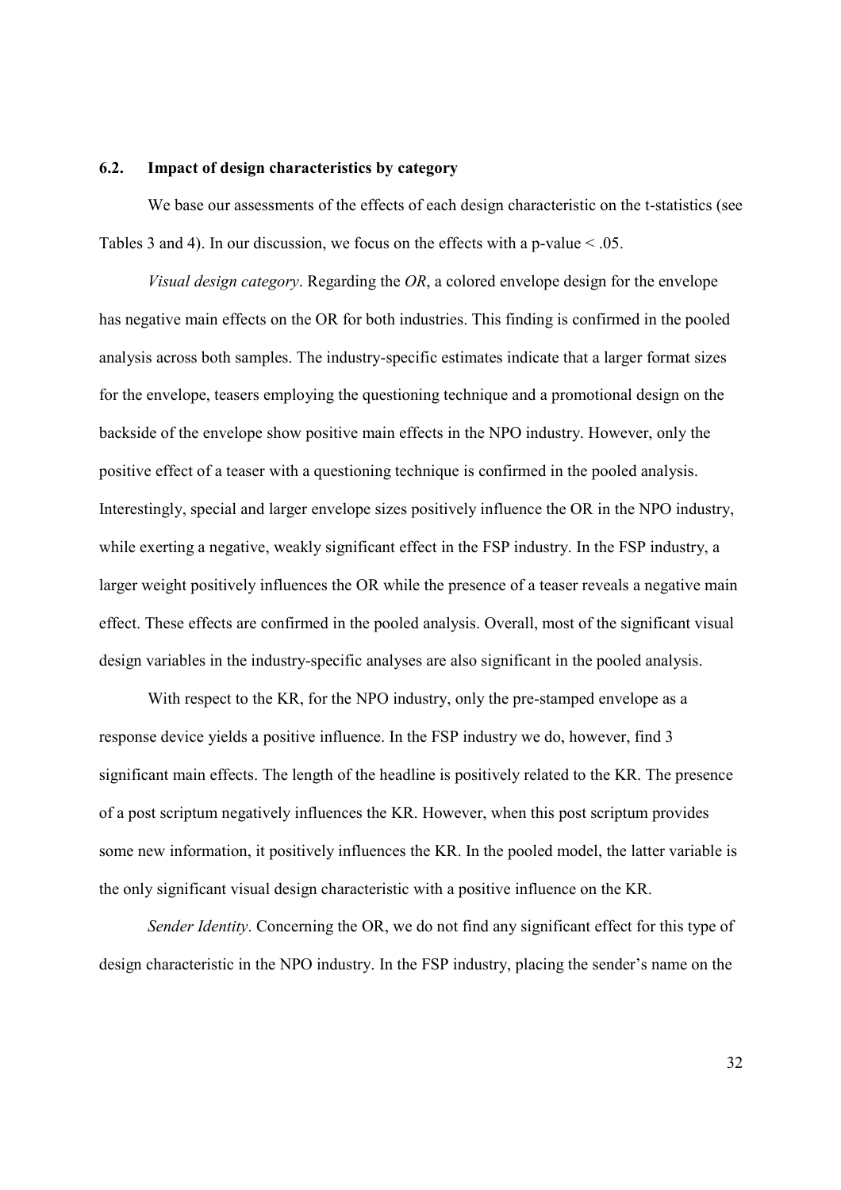## 6.2. Impact of design characteristics by category

We base our assessments of the effects of each design characteristic on the t-statistics (see Tables 3 and 4). In our discussion, we focus on the effects with a p-value < .05.

*Visual design category*. Regarding the *OR*, a colored envelope design for the envelope has negative main effects on the OR for both industries. This finding is confirmed in the pooled analysis across both samples. The industry-specific estimates indicate that a larger format sizes for the envelope, teasers employing the questioning technique and a promotional design on the backside of the envelope show positive main effects in the NPO industry. However, only the positive effect of a teaser with a questioning technique is confirmed in the pooled analysis. Interestingly, special and larger envelope sizes positively influence the OR in the NPO industry, while exerting a negative, weakly significant effect in the FSP industry. In the FSP industry, a larger weight positively influences the OR while the presence of a teaser reveals a negative main effect. These effects are confirmed in the pooled analysis. Overall, most of the significant visual design variables in the industry-specific analyses are also significant in the pooled analysis.

With respect to the KR, for the NPO industry, only the pre-stamped envelope as a response device yields a positive influence. In the FSP industry we do, however, find 3 significant main effects. The length of the headline is positively related to the KR. The presence of a post scriptum negatively influences the KR. However, when this post scriptum provides some new information, it positively influences the KR. In the pooled model, the latter variable is the only significant visual design characteristic with a positive influence on the KR.

*Sender Identity*. Concerning the OR, we do not find any significant effect for this type of design characteristic in the NPO industry. In the FSP industry, placing the sender's name on the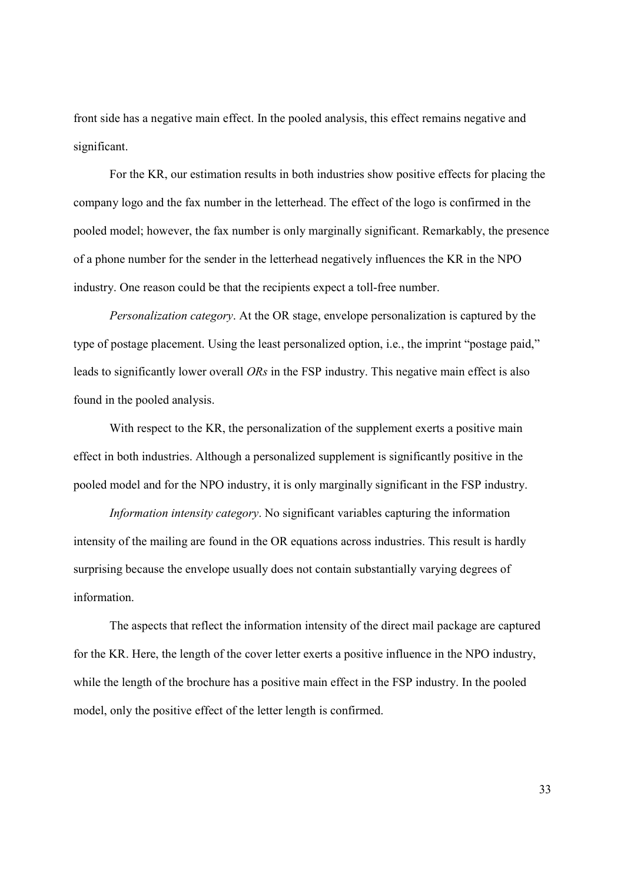front side has a negative main effect. In the pooled analysis, this effect remains negative and significant.

For the KR, our estimation results in both industries show positive effects for placing the company logo and the fax number in the letterhead. The effect of the logo is confirmed in the pooled model; however, the fax number is only marginally significant. Remarkably, the presence of a phone number for the sender in the letterhead negatively influences the KR in the NPO industry. One reason could be that the recipients expect a toll-free number.

*Personalization category*. At the OR stage, envelope personalization is captured by the type of postage placement. Using the least personalized option, i.e., the imprint "postage paid," leads to significantly lower overall *ORs* in the FSP industry. This negative main effect is also found in the pooled analysis.

With respect to the KR, the personalization of the supplement exerts a positive main effect in both industries. Although a personalized supplement is significantly positive in the pooled model and for the NPO industry, it is only marginally significant in the FSP industry.

*Information intensity category*. No significant variables capturing the information intensity of the mailing are found in the OR equations across industries. This result is hardly surprising because the envelope usually does not contain substantially varying degrees of information.

The aspects that reflect the information intensity of the direct mail package are captured for the KR. Here, the length of the cover letter exerts a positive influence in the NPO industry, while the length of the brochure has a positive main effect in the FSP industry. In the pooled model, only the positive effect of the letter length is confirmed.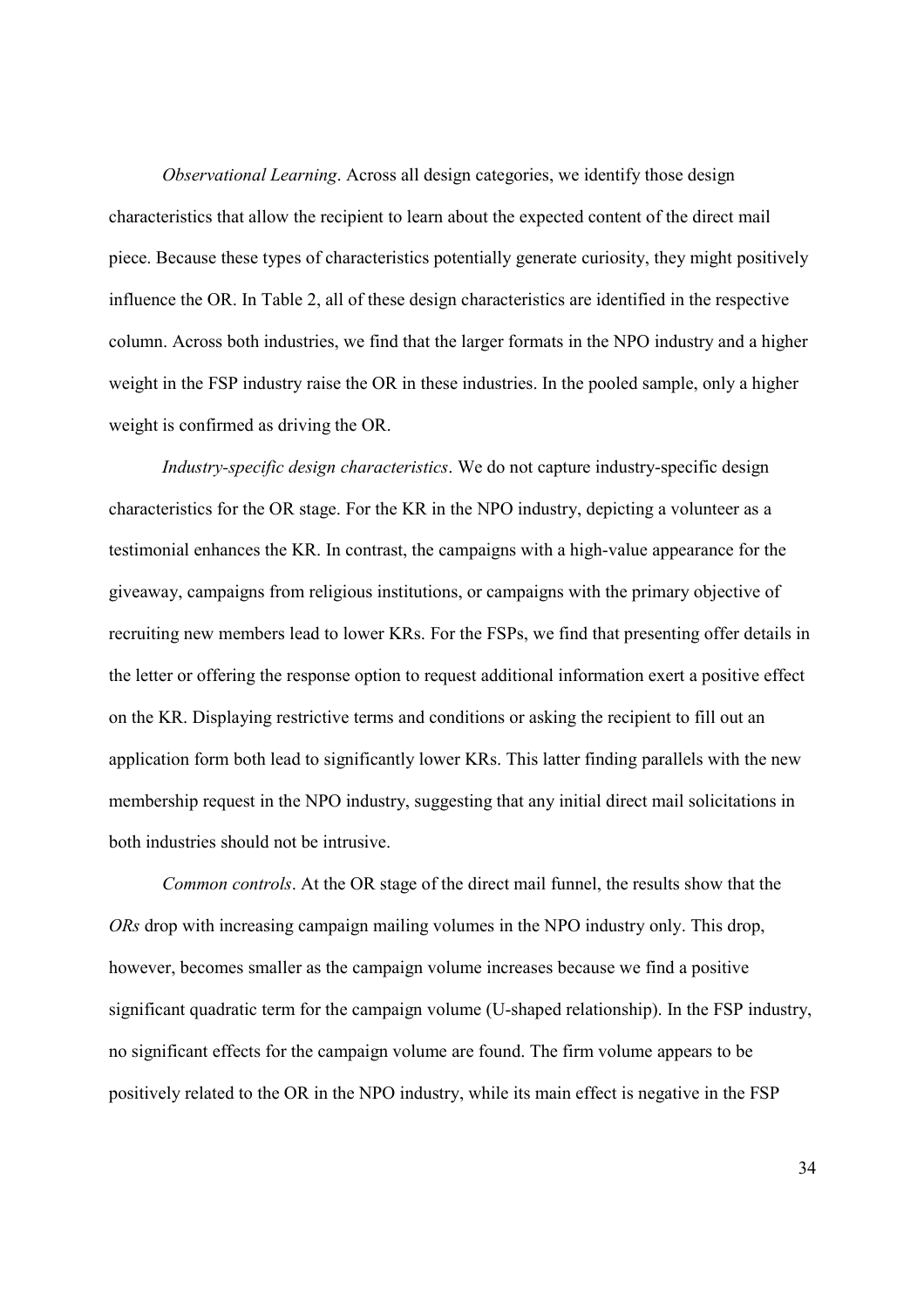*Observational Learning*. Across all design categories, we identify those design characteristics that allow the recipient to learn about the expected content of the direct mail piece. Because these types of characteristics potentially generate curiosity, they might positively influence the OR. In Table 2, all of these design characteristics are identified in the respective column. Across both industries, we find that the larger formats in the NPO industry and a higher weight in the FSP industry raise the OR in these industries. In the pooled sample, only a higher weight is confirmed as driving the OR.

*Industry-specific design characteristics*. We do not capture industry-specific design characteristics for the OR stage. For the KR in the NPO industry, depicting a volunteer as a testimonial enhances the KR. In contrast, the campaigns with a high-value appearance for the giveaway, campaigns from religious institutions, or campaigns with the primary objective of recruiting new members lead to lower KRs. For the FSPs, we find that presenting offer details in the letter or offering the response option to request additional information exert a positive effect on the KR. Displaying restrictive terms and conditions or asking the recipient to fill out an application form both lead to significantly lower KRs. This latter finding parallels with the new membership request in the NPO industry, suggesting that any initial direct mail solicitations in both industries should not be intrusive.

*Common controls*. At the OR stage of the direct mail funnel, the results show that the *ORs* drop with increasing campaign mailing volumes in the NPO industry only. This drop, however, becomes smaller as the campaign volume increases because we find a positive significant quadratic term for the campaign volume (U-shaped relationship). In the FSP industry, no significant effects for the campaign volume are found. The firm volume appears to be positively related to the OR in the NPO industry, while its main effect is negative in the FSP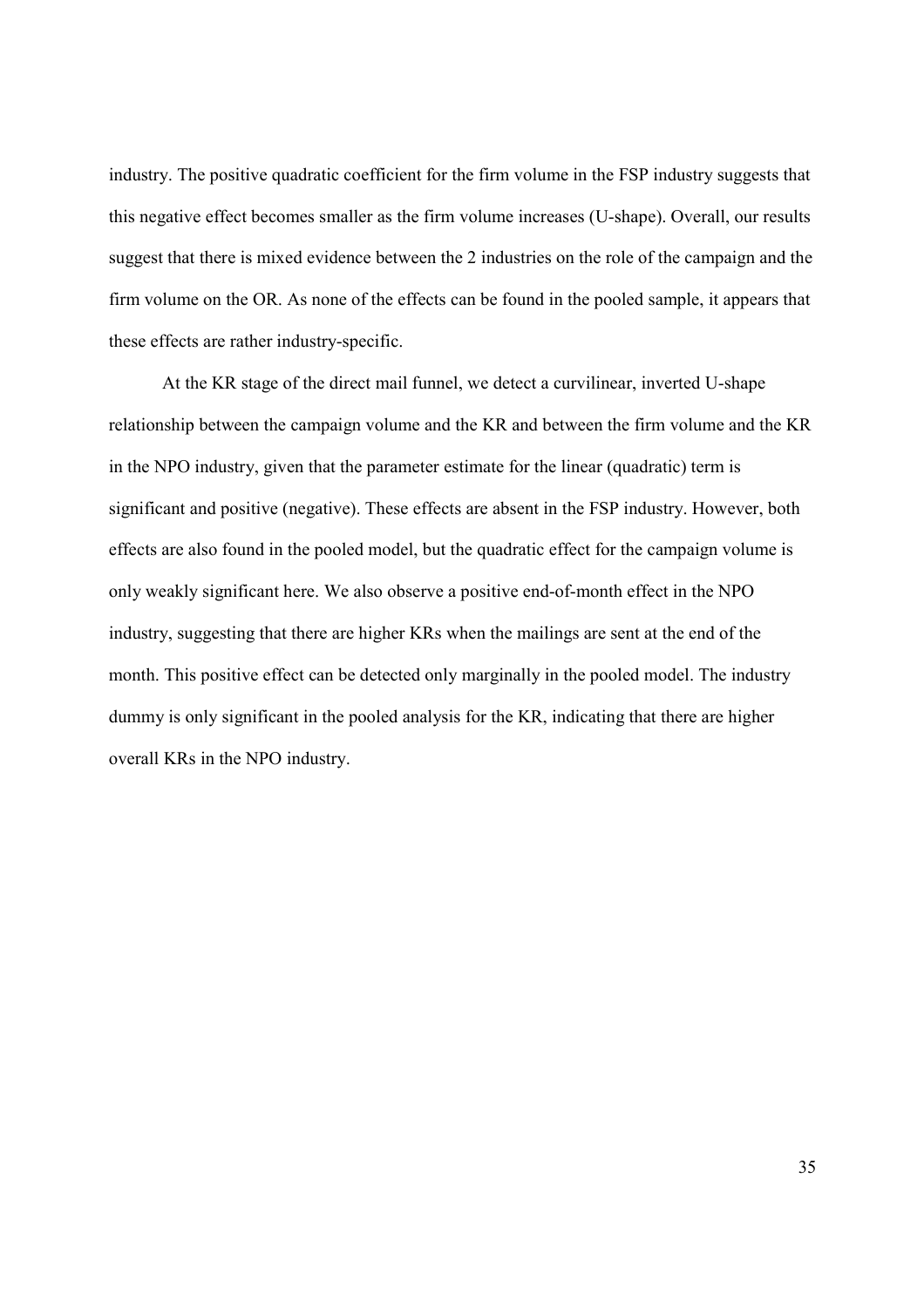industry. The positive quadratic coefficient for the firm volume in the FSP industry suggests that this negative effect becomes smaller as the firm volume increases (U-shape). Overall, our results suggest that there is mixed evidence between the 2 industries on the role of the campaign and the firm volume on the OR. As none of the effects can be found in the pooled sample, it appears that these effects are rather industry-specific.

At the KR stage of the direct mail funnel, we detect a curvilinear, inverted U-shape relationship between the campaign volume and the KR and between the firm volume and the KR in the NPO industry, given that the parameter estimate for the linear (quadratic) term is significant and positive (negative). These effects are absent in the FSP industry. However, both effects are also found in the pooled model, but the quadratic effect for the campaign volume is only weakly significant here. We also observe a positive end-of-month effect in the NPO industry, suggesting that there are higher KRs when the mailings are sent at the end of the month. This positive effect can be detected only marginally in the pooled model. The industry dummy is only significant in the pooled analysis for the KR, indicating that there are higher overall KRs in the NPO industry.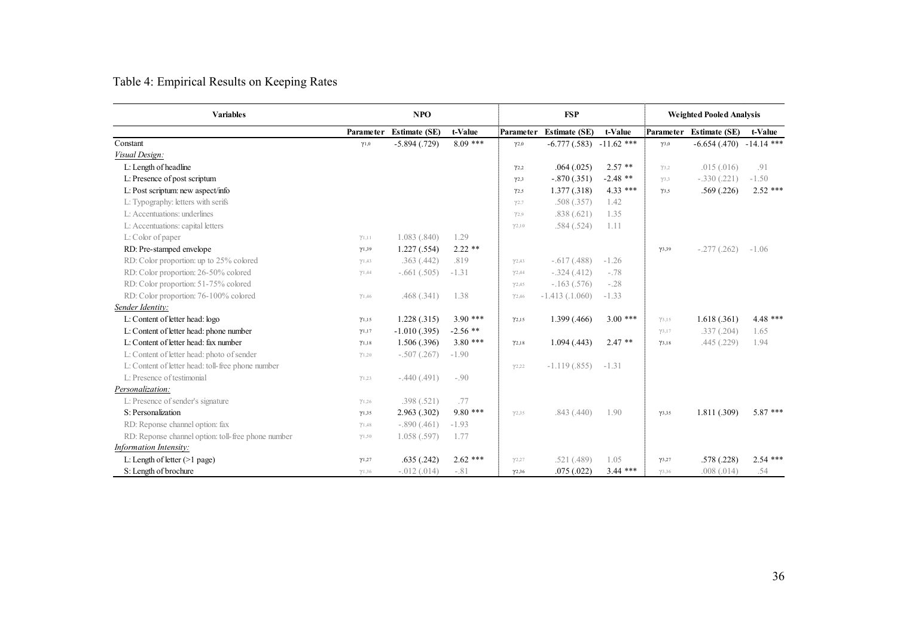# Table 4: Empirical Results on Keeping Rates

| Variables | NPO | | | FSP | | | Weighted Pooled Analysis | | |
|---|---|---|---|---|---|---|---|---|---|
| | Parameter | Estimate (SE) | t-Value | Parameter | Estimate (SE) | t-Value | Parameter | Estimate (SE) | t-Value |
| Constant | $\gamma_{1,0}$ | -5.894 (.729) | 8.09 *** | $\gamma_{2,0}$ | -6.777 (.583) | -11.62 *** | $\gamma_{3,0}$ | -6.654 (.470) | -14.14 *** |
| *Visual Design:* | | | | | | | | | |
| L: Length of headline | | | | $\gamma_{2,2}$ | .064 (.025) | 2.57 ** | $\gamma_{3,2}$ | .015 (.016) | .91 |
| L: Presence of post scriptum | | | | $\gamma_{2,3}$ | -.870 (.351) | -2.48 ** | $\gamma_{3,3}$ | -.330 (.221) | -1.50 |
| L: Post scriptum: new aspect/info | | | | $\gamma_{2,5}$ | 1.377 (.318) | 4.33 *** | $\gamma_{3,5}$ | .569 (.226) | 2.52 *** |
| L: Typography: letters with serifs | | | | $\gamma_{2,7}$ | .508 (.357) | 1.42 | | | |
| L: Accentuations: underlines | | | | $\gamma_{2,9}$ | .838 (.621) | 1.35 | | | |
| L: Accentuations: capital letters | | | | $\gamma_{2,10}$ | .584 (.524) | 1.11 | | | |
| L: Color of paper | $\gamma_{1,11}$ | 1.083 (.840) | 1.29 | | | | | | |
| RD: Pre-stamped envelope | $\gamma_{1,39}$ | 1.227 (.554) | 2.22 ** | | | | $\gamma_{3,39}$ | -.277 (.262) | -1.06 |
| RD: Color proportion: up to 25% colored | $\gamma_{1,43}$ | .363 (.442) | .819 | $\gamma_{2,43}$ | -.617 (.488) | -1.26 | | | |
| RD: Color proportion: 26-50% colored | $\gamma_{1,44}$ | -.661 (.505) | -1.31 | $\gamma_{2,44}$ | -.324 (.412) | -.78 | | | |
| RD: Color proportion: 51-75% colored | | | | $\gamma_{2,45}$ | -.163 (.576) | -.28 | | | |
| RD: Color proportion: 76-100% colored | $\gamma_{1,46}$ | .468 (.341) | 1.38 | $\gamma_{2,46}$ | -1.413 (.1.060) | -1.33 | | | |
| *Sender Identity:* | | | | | | | | | |
| L: Content of letter head: logo | $\gamma_{1,15}$ | 1.228 (.315) | 3.90 *** | $\gamma_{2,15}$ | 1.399 (.466) | 3.00 *** | $\gamma_{3,15}$ | 1.618 (.361) | 4.48 *** |
| L: Content of letter head: phone number | $\gamma_{1,17}$ | -1.010 (.395) | -2.56 ** | | | | $\gamma_{3,17}$ | .337 (.204) | 1.65 |
| L: Content of letter head: fax number | $\gamma_{1,18}$ | 1.506 (.396) | 3.80 *** | $\gamma_{2,18}$ | 1.094 (.443) | 2.47 ** | $\gamma_{3,18}$ | .445 (.229) | 1.94 |
| L: Content of letter head: photo of sender | $\gamma_{1,20}$ | -.507 (.267) | -1.90 | | | | | | |
| L: Content of letter head: toll-free phone number | | | | $\gamma_{2,22}$ | -1.119 (.855) | -1.31 | | | |
| L: Presence of testimonial | $\gamma_{1,23}$ | -.440 (.491) | -.90 | | | | | | |
| *Personalization:* | | | | | | | | | |
| L: Presence of sender's signature | $\gamma_{1,26}$ | .398 (.521) | .77 | | | | | | |
| S: Personalization | $\gamma_{1,35}$ | 2.963 (.302) | 9.80 *** | $\gamma_{2,35}$ | .843 (.440) | 1.90 | $\gamma_{3,35}$ | 1.811 (.309) | 5.87 *** |
| RD: Reponse channel option: fax | $\gamma_{1,48}$ | -.890 (.461) | -1.93 | | | | | | |
| RD: Reponse channel option: toll-free phone number | $\gamma_{1,50}$ | 1.058 (.597) | 1.77 | | | | | | |
| *Information Intensity:* | | | | | | | | | |
| L: Length of letter (>1 page) | $\gamma_{1,27}$ | .635 (.242) | 2.62 *** | $\gamma_{2,27}$ | .521 (.489) | 1.05 | $\gamma_{3,27}$ | .578 (.228) | 2.54 *** |
| S: Length of brochure | $\gamma_{1,36}$ | -.012 (.014) | -.81 | $\gamma_{2,36}$ | .075 (.022) | 3.44 *** | $\gamma_{3,36}$ | .008 (.014) | .54 |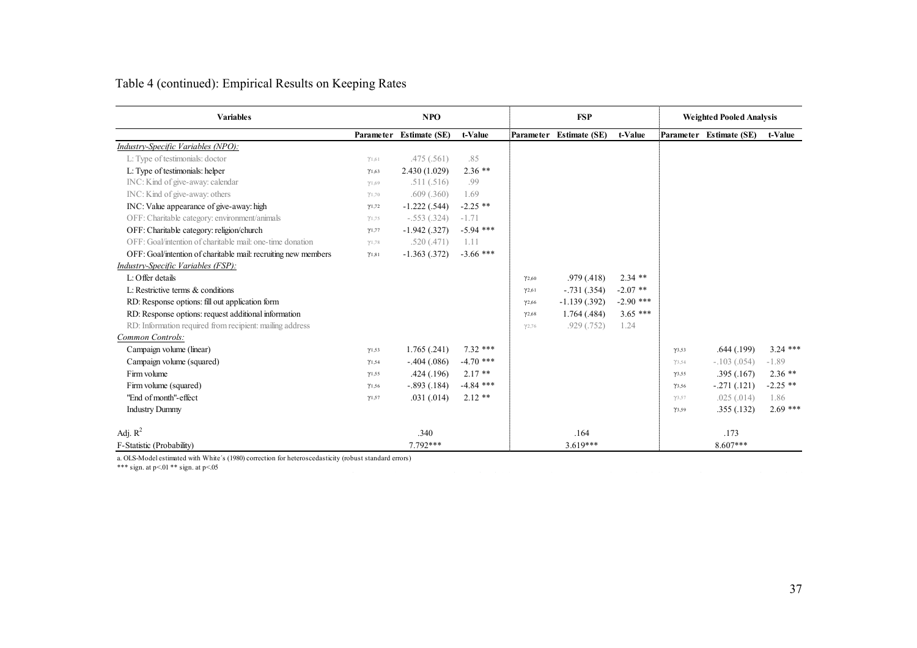Table 4 (continued): Empirical Results on Keeping Rates

| Variables | NPO | | | FSP | | | Weighted Pooled Analysis | | |
|---|---|---|---|---|---|---|---|---|---|
| | Parameter | Estimate (SE) | t-Value | Parameter | Estimate (SE) | t-Value | Parameter | Estimate (SE) | t-Value |
| *Industry-Specific Variables (NPO):* | | | | | | | | | |
| L: Type of testimonials: doctor | $\gamma_{1,61}$ | .475 (.561) | .85 | | | | | | |
| L: Type of testimonials: helper | $\gamma_{1,63}$ | 2.430 (1.029) | 2.36 ** | | | | | | |
| INC: Kind of give-away: calendar | $\gamma_{1,69}$ | .511 (.516) | .99 | | | | | | |
| INC: Kind of give-away: others | $\gamma_{1,70}$ | .609 (.360) | 1.69 | | | | | | |
| INC: Value appearance of give-away: high | $\gamma_{1,72}$ | -1.222 (.544) | -2.25 ** | | | | | | |
| OFF: Charitable category: environment/animals | $\gamma_{1,75}$ | -.553 (.324) | -1.71 | | | | | | |
| OFF: Charitable category: religion/church | $\gamma_{1,77}$ | -1.942 (.327) | -5.94 *** | | | | | | |
| OFF: Goal/intention of charitable mail: one-time donation | $\gamma_{1,78}$ | .520 (.471) | 1.11 | | | | | | |
| OFF: Goal/intention of charitable mail: recruiting new members | $\gamma_{1,81}$ | -1.363 (.372) | -3.66 *** | | | | | | |
| *Industry-Specific Variables (FSP):* | | | | | | | | | |
| L: Offer details | | | | $\gamma_{2,60}$ | .979 (.418) | 2.34 ** | | | |
| L: Restrictive terms & conditions | | | | $\gamma_{2,61}$ | -.731 (.354) | -2.07 ** | | | |
| RD: Response options: fill out application form | | | | $\gamma_{2,66}$ | -1.139 (.392) | -2.90 *** | | | |
| RD: Response options: request additional information | | | | $\gamma_{2,68}$ | 1.764 (.484) | 3.65 *** | | | |
| RD: Information required from recipient: mailing address | | | | $\gamma_{2,76}$ | .929 (.752) | 1.24 | | | |
| *Common Controls:* | | | | | | | | | |
| Campaign volume (linear) | $\gamma_{1,53}$ | 1.765 (.241) | 7.32 *** | | | | $\gamma_{3,53}$ | .644 (.199) | 3.24 *** |
| Campaign volume (squared) | $\gamma_{1,54}$ | -.404 (.086) | -4.70 *** | | | | $\gamma_{3,54}$ | -.103 (.054) | -1.89 |
| Firm volume | $\gamma_{1,55}$ | .424 (.196) | 2.17 ** | | | | $\gamma_{3,55}$ | .395 (.167) | 2.36 ** |
| Firm volume (squared) | $\gamma_{1,56}$ | -.893 (.184) | -4.84 *** | | | | $\gamma_{3,56}$ | -.271 (.121) | -2.25 ** |
| "End of month"-effect | $\gamma_{1,57}$ | .031 (.014) | 2.12 ** | | | | $\gamma_{3,57}$ | .025 (.014) | 1.86 |
| Industry Dummy | | | | | | | $\gamma_{3,59}$ | .355 (.132) | 2.69 *** |
| Adj. $R^2$ | | .340 | | | .164 | | | .173 | |
| F-Statistic (Probability) | | 7.792*** | | | 3.619*** | | | 8.607*** | |

a. OLS-Model estimated with White´s (1980) correction for heteroscedasticity (robust standard errors)

*** sign. at p<.01 ** sign. at p<.05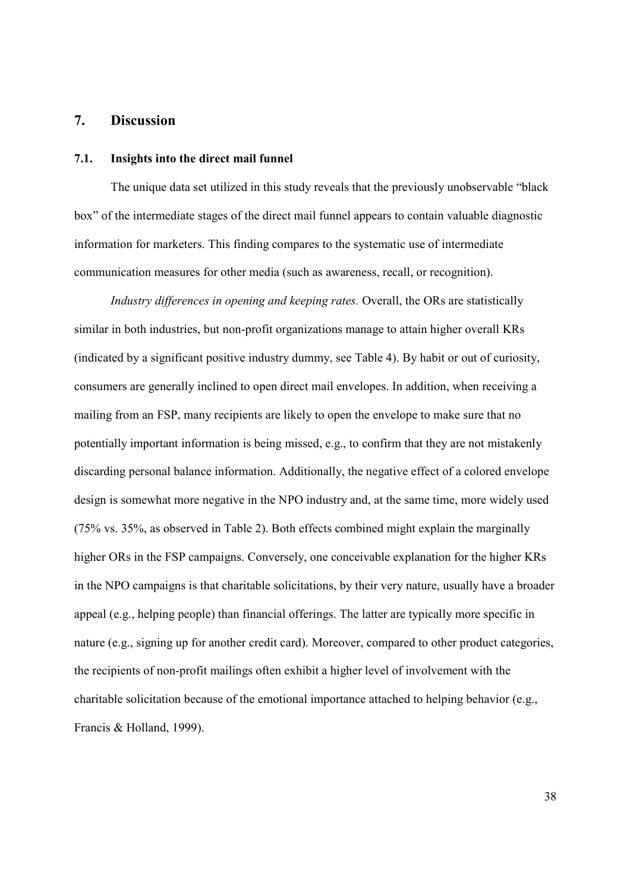## 7. Discussion

### 7.1. Insights into the direct mail funnel

The unique data set utilized in this study reveals that the previously unobservable "black box" of the intermediate stages of the direct mail funnel appears to contain valuable diagnostic information for marketers. This finding compares to the systematic use of intermediate communication measures for other media (such as awareness, recall, or recognition).

*Industry differences in opening and keeping rates.* Overall, the ORs are statistically similar in both industries, but non-profit organizations manage to attain higher overall KRs (indicated by a significant positive industry dummy, see Table 4). By habit or out of curiosity, consumers are generally inclined to open direct mail envelopes. In addition, when receiving a mailing from an FSP, many recipients are likely to open the envelope to make sure that no potentially important information is being missed, e.g., to confirm that they are not mistakenly discarding personal balance information. Additionally, the negative effect of a colored envelope design is somewhat more negative in the NPO industry and, at the same time, more widely used (75% vs. 35%, as observed in Table 2). Both effects combined might explain the marginally higher ORs in the FSP campaigns. Conversely, one conceivable explanation for the higher KRs in the NPO campaigns is that charitable solicitations, by their very nature, usually have a broader appeal (e.g., helping people) than financial offerings. The latter are typically more specific in nature (e.g., signing up for another credit card). Moreover, compared to other product categories, the recipients of non-profit mailings often exhibit a higher level of involvement with the charitable solicitation because of the emotional importance attached to helping behavior (e.g., Francis & Holland, 1999).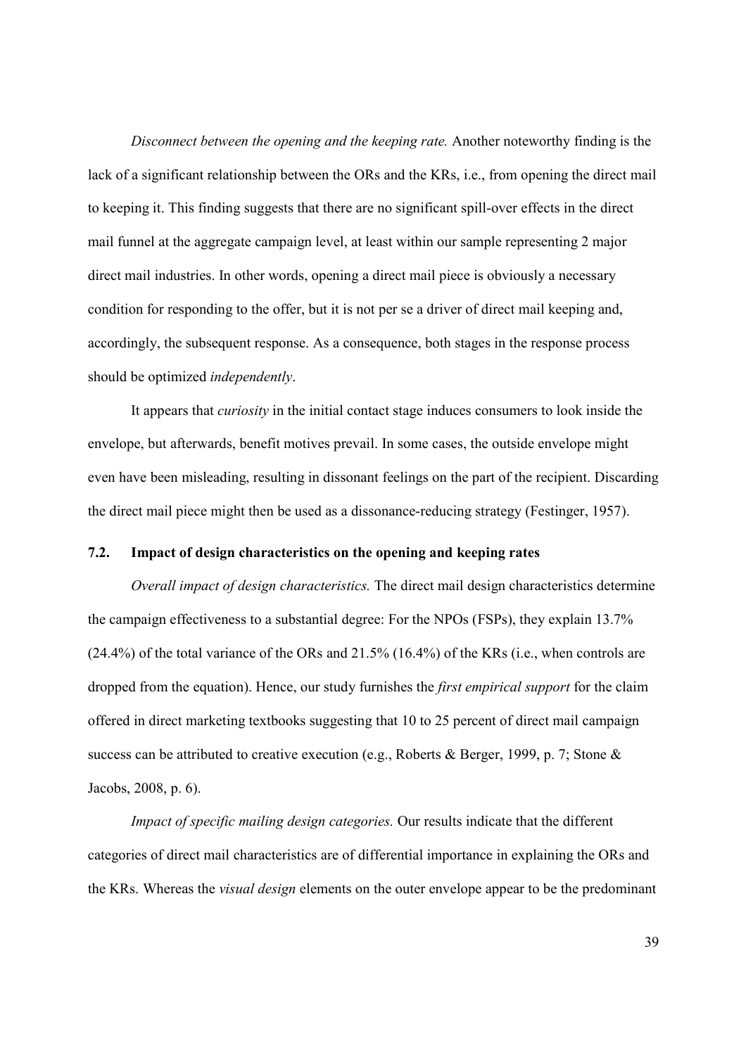*Disconnect between the opening and the keeping rate.* Another noteworthy finding is the lack of a significant relationship between the ORs and the KRs, i.e., from opening the direct mail to keeping it. This finding suggests that there are no significant spill-over effects in the direct mail funnel at the aggregate campaign level, at least within our sample representing 2 major direct mail industries. In other words, opening a direct mail piece is obviously a necessary condition for responding to the offer, but it is not per se a driver of direct mail keeping and, accordingly, the subsequent response. As a consequence, both stages in the response process should be optimized *independently*.

It appears that *curiosity* in the initial contact stage induces consumers to look inside the envelope, but afterwards, benefit motives prevail. In some cases, the outside envelope might even have been misleading, resulting in dissonant feelings on the part of the recipient. Discarding the direct mail piece might then be used as a dissonance-reducing strategy (Festinger, 1957).

### 7.2. Impact of design characteristics on the opening and keeping rates

*Overall impact of design characteristics.* The direct mail design characteristics determine the campaign effectiveness to a substantial degree: For the NPOs (FSPs), they explain 13.7% (24.4%) of the total variance of the ORs and 21.5% (16.4%) of the KRs (i.e., when controls are dropped from the equation). Hence, our study furnishes the *first empirical support* for the claim offered in direct marketing textbooks suggesting that 10 to 25 percent of direct mail campaign success can be attributed to creative execution (e.g., Roberts & Berger, 1999, p. 7; Stone & Jacobs, 2008, p. 6).

*Impact of specific mailing design categories.* Our results indicate that the different categories of direct mail characteristics are of differential importance in explaining the ORs and the KRs. Whereas the *visual design* elements on the outer envelope appear to be the predominant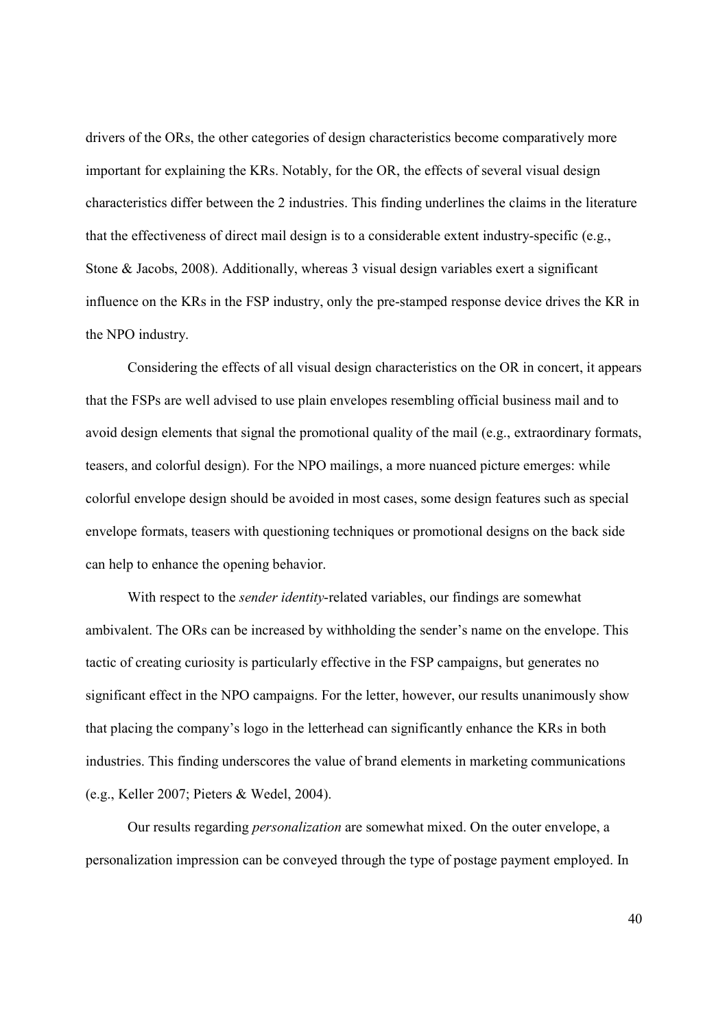drivers of the ORs, the other categories of design characteristics become comparatively more important for explaining the KRs. Notably, for the OR, the effects of several visual design characteristics differ between the 2 industries. This finding underlines the claims in the literature that the effectiveness of direct mail design is to a considerable extent industry-specific (e.g., Stone & Jacobs, 2008). Additionally, whereas 3 visual design variables exert a significant influence on the KRs in the FSP industry, only the pre-stamped response device drives the KR in the NPO industry.

Considering the effects of all visual design characteristics on the OR in concert, it appears that the FSPs are well advised to use plain envelopes resembling official business mail and to avoid design elements that signal the promotional quality of the mail (e.g., extraordinary formats, teasers, and colorful design). For the NPO mailings, a more nuanced picture emerges: while colorful envelope design should be avoided in most cases, some design features such as special envelope formats, teasers with questioning techniques or promotional designs on the back side can help to enhance the opening behavior.

With respect to the *sender identity*-related variables, our findings are somewhat ambivalent. The ORs can be increased by withholding the sender's name on the envelope. This tactic of creating curiosity is particularly effective in the FSP campaigns, but generates no significant effect in the NPO campaigns. For the letter, however, our results unanimously show that placing the company's logo in the letterhead can significantly enhance the KRs in both industries. This finding underscores the value of brand elements in marketing communications (e.g., Keller 2007; Pieters & Wedel, 2004).

Our results regarding *personalization* are somewhat mixed. On the outer envelope, a personalization impression can be conveyed through the type of postage payment employed. In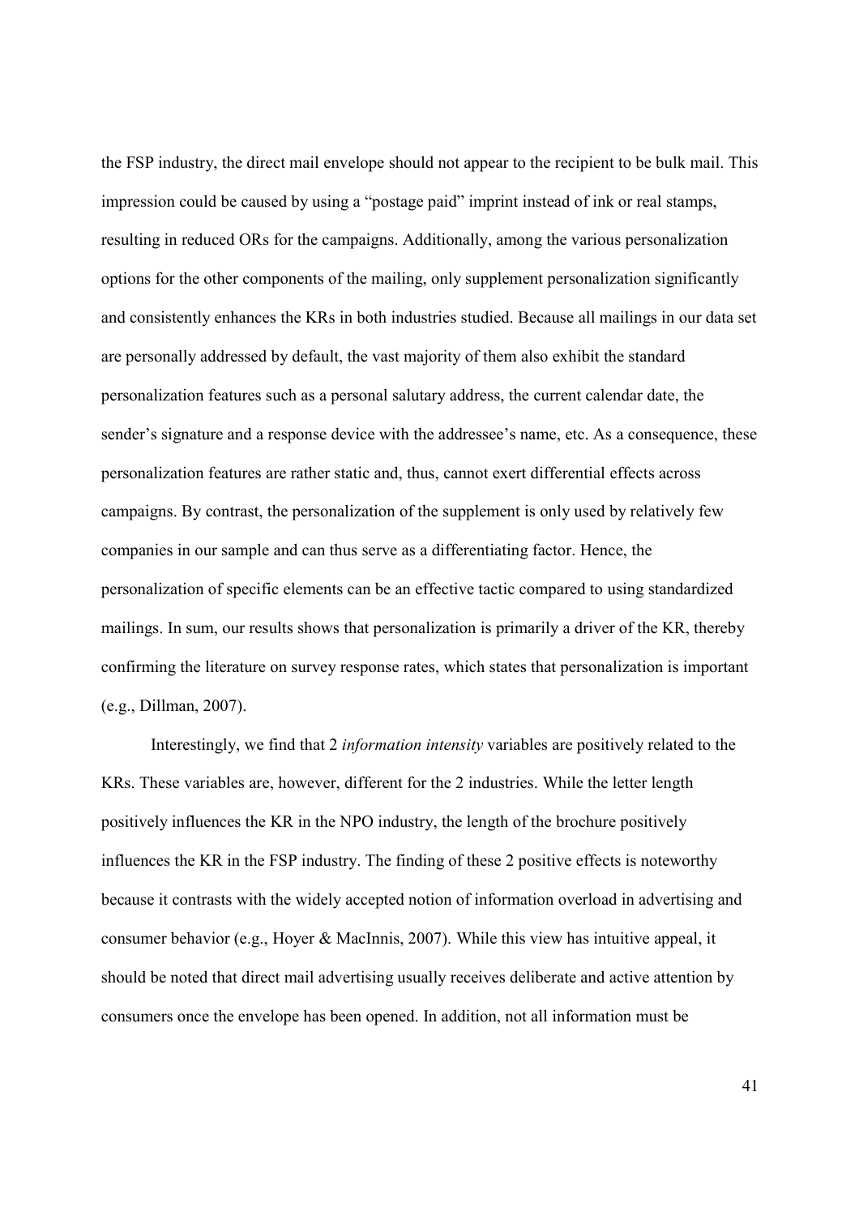the FSP industry, the direct mail envelope should not appear to the recipient to be bulk mail. This impression could be caused by using a "postage paid" imprint instead of ink or real stamps, resulting in reduced ORs for the campaigns. Additionally, among the various personalization options for the other components of the mailing, only supplement personalization significantly and consistently enhances the KRs in both industries studied. Because all mailings in our data set are personally addressed by default, the vast majority of them also exhibit the standard personalization features such as a personal salutary address, the current calendar date, the sender's signature and a response device with the addressee's name, etc. As a consequence, these personalization features are rather static and, thus, cannot exert differential effects across campaigns. By contrast, the personalization of the supplement is only used by relatively few companies in our sample and can thus serve as a differentiating factor. Hence, the personalization of specific elements can be an effective tactic compared to using standardized mailings. In sum, our results shows that personalization is primarily a driver of the KR, thereby confirming the literature on survey response rates, which states that personalization is important (e.g., Dillman, 2007).

Interestingly, we find that 2 *information intensity* variables are positively related to the KRs. These variables are, however, different for the 2 industries. While the letter length positively influences the KR in the NPO industry, the length of the brochure positively influences the KR in the FSP industry. The finding of these 2 positive effects is noteworthy because it contrasts with the widely accepted notion of information overload in advertising and consumer behavior (e.g., Hoyer & MacInnis, 2007). While this view has intuitive appeal, it should be noted that direct mail advertising usually receives deliberate and active attention by consumers once the envelope has been opened. In addition, not all information must be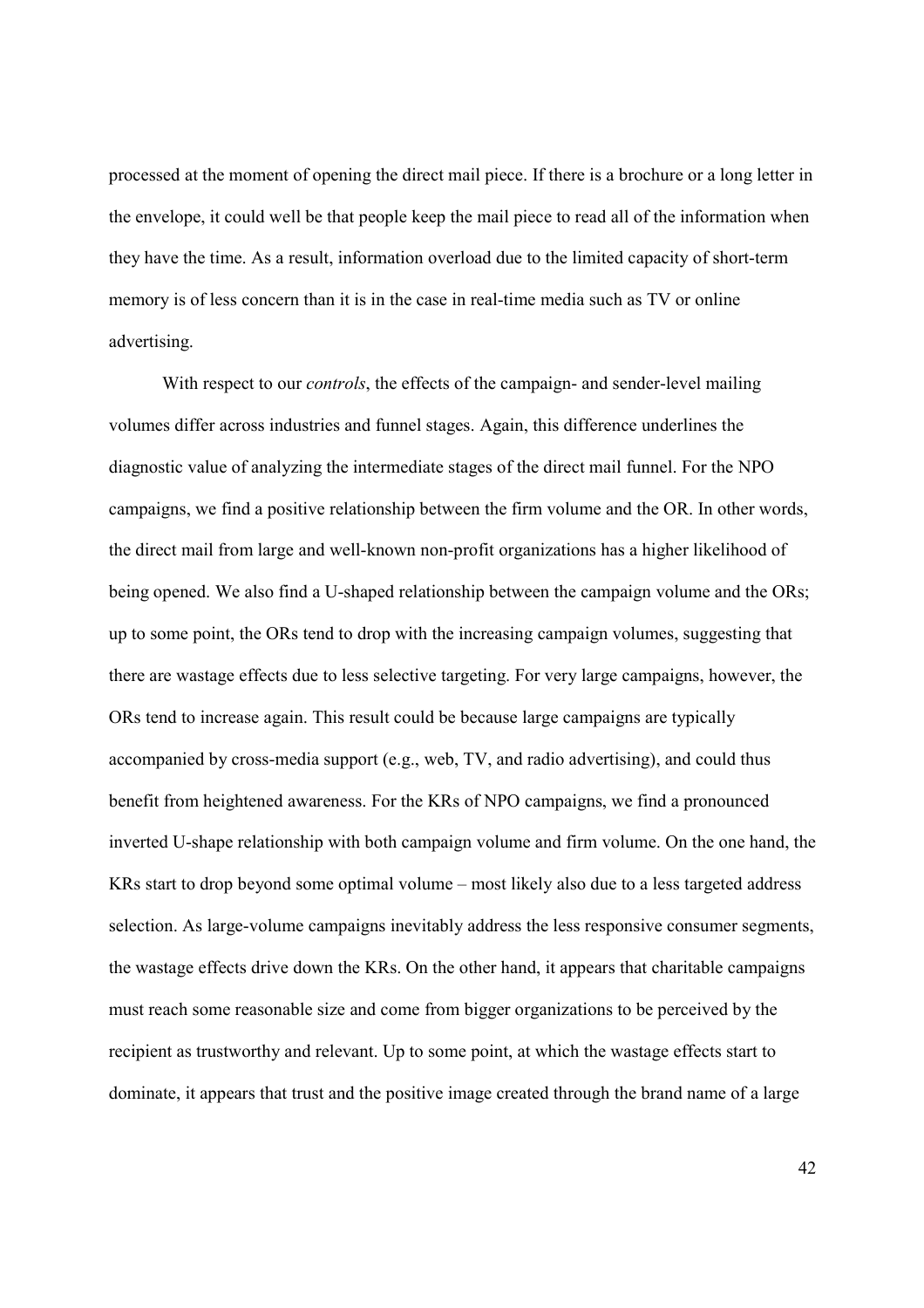processed at the moment of opening the direct mail piece. If there is a brochure or a long letter in the envelope, it could well be that people keep the mail piece to read all of the information when they have the time. As a result, information overload due to the limited capacity of short-term memory is of less concern than it is in the case in real-time media such as TV or online advertising.

With respect to our *controls*, the effects of the campaign- and sender-level mailing volumes differ across industries and funnel stages. Again, this difference underlines the diagnostic value of analyzing the intermediate stages of the direct mail funnel. For the NPO campaigns, we find a positive relationship between the firm volume and the OR. In other words, the direct mail from large and well-known non-profit organizations has a higher likelihood of being opened. We also find a U-shaped relationship between the campaign volume and the ORs; up to some point, the ORs tend to drop with the increasing campaign volumes, suggesting that there are wastage effects due to less selective targeting. For very large campaigns, however, the ORs tend to increase again. This result could be because large campaigns are typically accompanied by cross-media support (e.g., web, TV, and radio advertising), and could thus benefit from heightened awareness. For the KRs of NPO campaigns, we find a pronounced inverted U-shape relationship with both campaign volume and firm volume. On the one hand, the KRs start to drop beyond some optimal volume – most likely also due to a less targeted address selection. As large-volume campaigns inevitably address the less responsive consumer segments, the wastage effects drive down the KRs. On the other hand, it appears that charitable campaigns must reach some reasonable size and come from bigger organizations to be perceived by the recipient as trustworthy and relevant. Up to some point, at which the wastage effects start to dominate, it appears that trust and the positive image created through the brand name of a large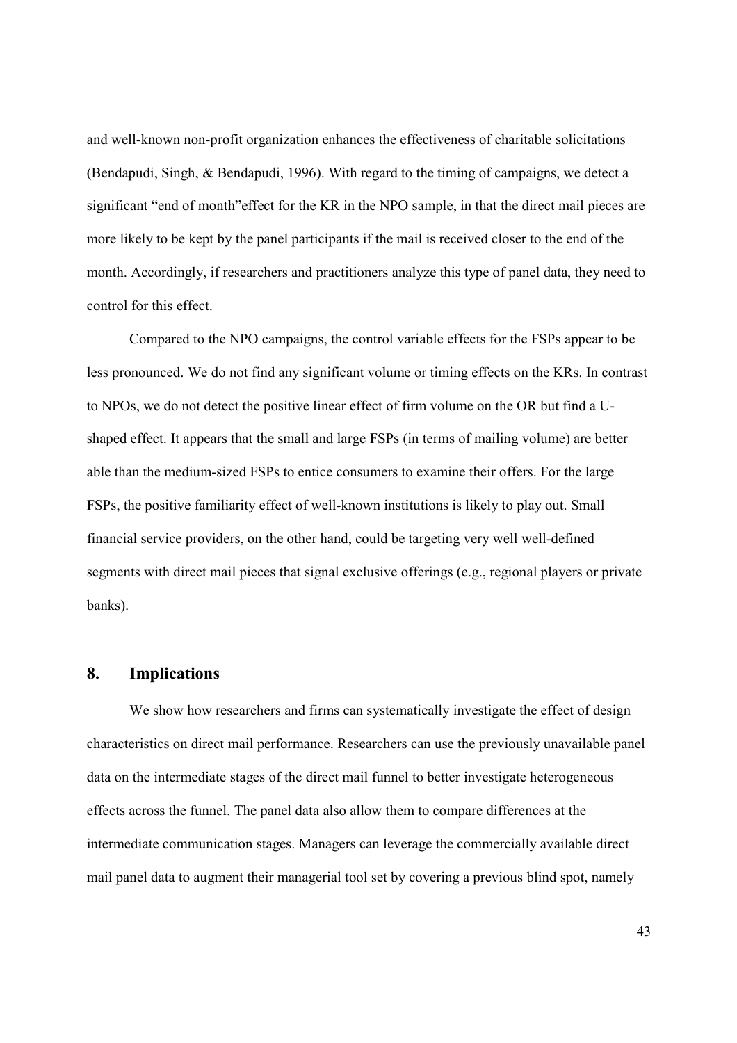and well-known non-profit organization enhances the effectiveness of charitable solicitations (Bendapudi, Singh, & Bendapudi, 1996). With regard to the timing of campaigns, we detect a significant "end of month"effect for the KR in the NPO sample, in that the direct mail pieces are more likely to be kept by the panel participants if the mail is received closer to the end of the month. Accordingly, if researchers and practitioners analyze this type of panel data, they need to control for this effect.

Compared to the NPO campaigns, the control variable effects for the FSPs appear to be less pronounced. We do not find any significant volume or timing effects on the KRs. In contrast to NPOs, we do not detect the positive linear effect of firm volume on the OR but find a U-shaped effect. It appears that the small and large FSPs (in terms of mailing volume) are better able than the medium-sized FSPs to entice consumers to examine their offers. For the large FSPs, the positive familiarity effect of well-known institutions is likely to play out. Small financial service providers, on the other hand, could be targeting very well well-defined segments with direct mail pieces that signal exclusive offerings (e.g., regional players or private banks).

## 8. Implications

We show how researchers and firms can systematically investigate the effect of design characteristics on direct mail performance. Researchers can use the previously unavailable panel data on the intermediate stages of the direct mail funnel to better investigate heterogeneous effects across the funnel. The panel data also allow them to compare differences at the intermediate communication stages. Managers can leverage the commercially available direct mail panel data to augment their managerial tool set by covering a previous blind spot, namely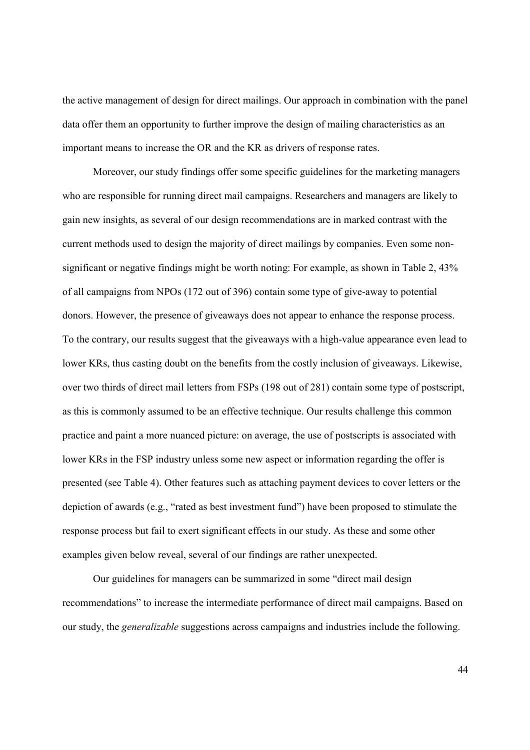the active management of design for direct mailings. Our approach in combination with the panel data offer them an opportunity to further improve the design of mailing characteristics as an important means to increase the OR and the KR as drivers of response rates.

Moreover, our study findings offer some specific guidelines for the marketing managers who are responsible for running direct mail campaigns. Researchers and managers are likely to gain new insights, as several of our design recommendations are in marked contrast with the current methods used to design the majority of direct mailings by companies. Even some non-significant or negative findings might be worth noting: For example, as shown in Table 2, 43% of all campaigns from NPOs (172 out of 396) contain some type of give-away to potential donors. However, the presence of giveaways does not appear to enhance the response process. To the contrary, our results suggest that the giveaways with a high-value appearance even lead to lower KRs, thus casting doubt on the benefits from the costly inclusion of giveaways. Likewise, over two thirds of direct mail letters from FSPs (198 out of 281) contain some type of postscript, as this is commonly assumed to be an effective technique. Our results challenge this common practice and paint a more nuanced picture: on average, the use of postscripts is associated with lower KRs in the FSP industry unless some new aspect or information regarding the offer is presented (see Table 4). Other features such as attaching payment devices to cover letters or the depiction of awards (e.g., "rated as best investment fund") have been proposed to stimulate the response process but fail to exert significant effects in our study. As these and some other examples given below reveal, several of our findings are rather unexpected.

Our guidelines for managers can be summarized in some "direct mail design recommendations" to increase the intermediate performance of direct mail campaigns. Based on our study, the *generalizable* suggestions across campaigns and industries include the following.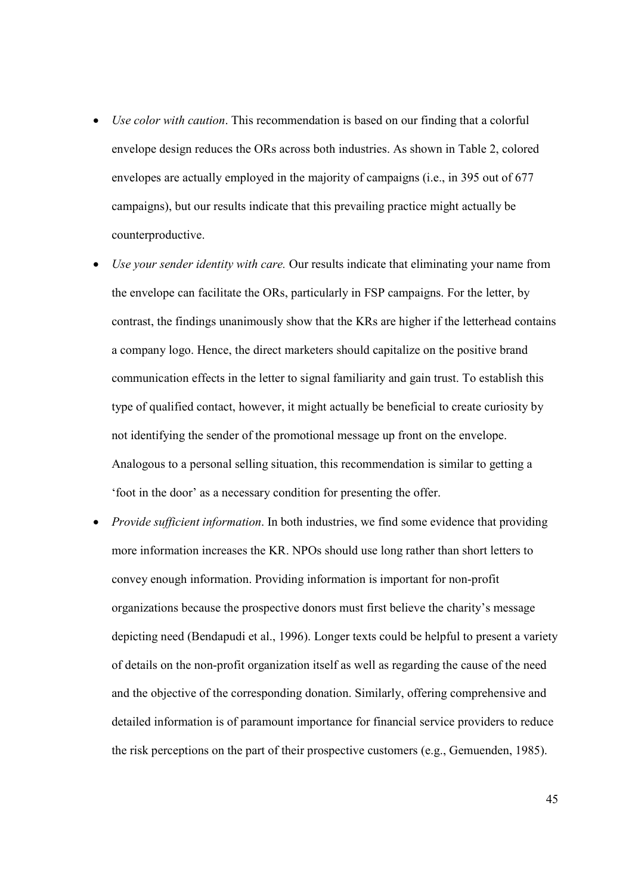- *Use color with caution*. This recommendation is based on our finding that a colorful envelope design reduces the ORs across both industries. As shown in Table 2, colored envelopes are actually employed in the majority of campaigns (i.e., in 395 out of 677 campaigns), but our results indicate that this prevailing practice might actually be counterproductive.
- *Use your sender identity with care.* Our results indicate that eliminating your name from the envelope can facilitate the ORs, particularly in FSP campaigns. For the letter, by contrast, the findings unanimously show that the KRs are higher if the letterhead contains a company logo. Hence, the direct marketers should capitalize on the positive brand communication effects in the letter to signal familiarity and gain trust. To establish this type of qualified contact, however, it might actually be beneficial to create curiosity by not identifying the sender of the promotional message up front on the envelope. Analogous to a personal selling situation, this recommendation is similar to getting a 'foot in the door' as a necessary condition for presenting the offer.
- *Provide sufficient information*. In both industries, we find some evidence that providing more information increases the KR. NPOs should use long rather than short letters to convey enough information. Providing information is important for non-profit organizations because the prospective donors must first believe the charity's message depicting need (Bendapudi et al., 1996). Longer texts could be helpful to present a variety of details on the non-profit organization itself as well as regarding the cause of the need and the objective of the corresponding donation. Similarly, offering comprehensive and detailed information is of paramount importance for financial service providers to reduce the risk perceptions on the part of their prospective customers (e.g., Gemuenden, 1985).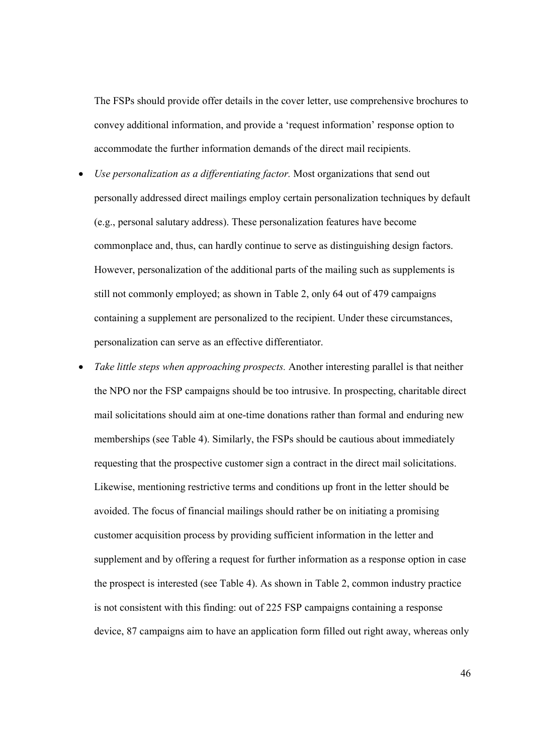The FSPs should provide offer details in the cover letter, use comprehensive brochures to convey additional information, and provide a 'request information' response option to accommodate the further information demands of the direct mail recipients.

- *Use personalization as a differentiating factor.* Most organizations that send out personally addressed direct mailings employ certain personalization techniques by default (e.g., personal salutary address). These personalization features have become commonplace and, thus, can hardly continue to serve as distinguishing design factors. However, personalization of the additional parts of the mailing such as supplements is still not commonly employed; as shown in Table 2, only 64 out of 479 campaigns containing a supplement are personalized to the recipient. Under these circumstances, personalization can serve as an effective differentiator.
- *Take little steps when approaching prospects.* Another interesting parallel is that neither the NPO nor the FSP campaigns should be too intrusive. In prospecting, charitable direct mail solicitations should aim at one-time donations rather than formal and enduring new memberships (see Table 4). Similarly, the FSPs should be cautious about immediately requesting that the prospective customer sign a contract in the direct mail solicitations. Likewise, mentioning restrictive terms and conditions up front in the letter should be avoided. The focus of financial mailings should rather be on initiating a promising customer acquisition process by providing sufficient information in the letter and supplement and by offering a request for further information as a response option in case the prospect is interested (see Table 4). As shown in Table 2, common industry practice is not consistent with this finding: out of 225 FSP campaigns containing a response device, 87 campaigns aim to have an application form filled out right away, whereas only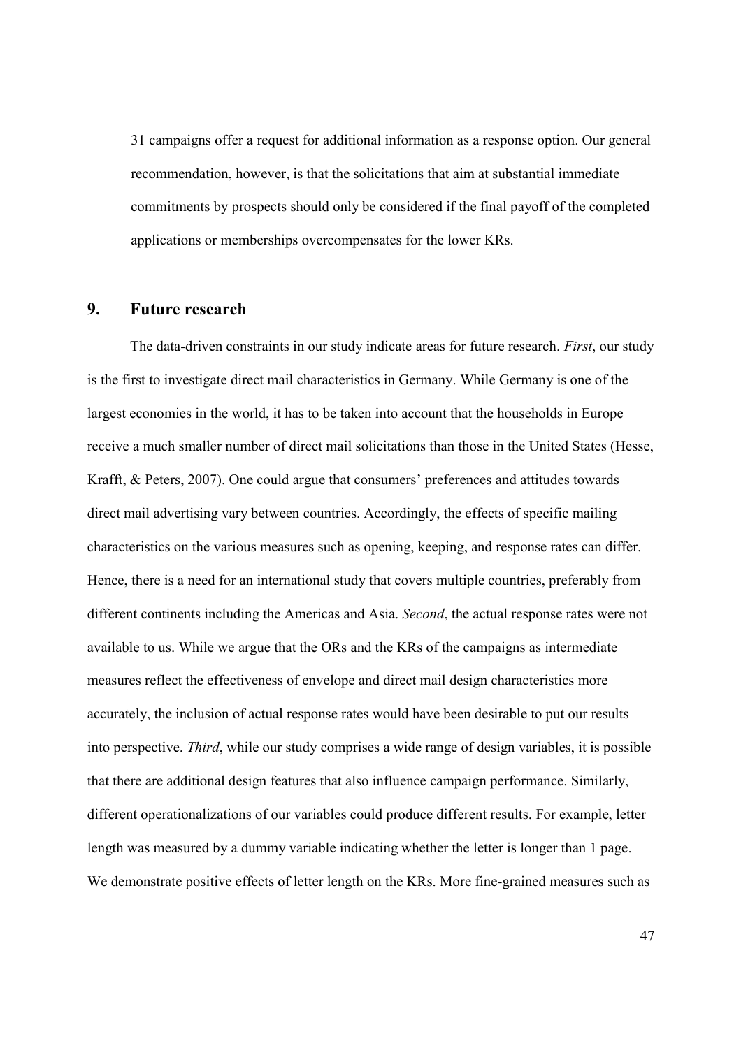31 campaigns offer a request for additional information as a response option. Our general recommendation, however, is that the solicitations that aim at substantial immediate commitments by prospects should only be considered if the final payoff of the completed applications or memberships overcompensates for the lower KRs.

## 9. Future research

The data-driven constraints in our study indicate areas for future research. *First*, our study is the first to investigate direct mail characteristics in Germany. While Germany is one of the largest economies in the world, it has to be taken into account that the households in Europe receive a much smaller number of direct mail solicitations than those in the United States (Hesse, Krafft, & Peters, 2007). One could argue that consumers' preferences and attitudes towards direct mail advertising vary between countries. Accordingly, the effects of specific mailing characteristics on the various measures such as opening, keeping, and response rates can differ. Hence, there is a need for an international study that covers multiple countries, preferably from different continents including the Americas and Asia. *Second*, the actual response rates were not available to us. While we argue that the ORs and the KRs of the campaigns as intermediate measures reflect the effectiveness of envelope and direct mail design characteristics more accurately, the inclusion of actual response rates would have been desirable to put our results into perspective. *Third*, while our study comprises a wide range of design variables, it is possible that there are additional design features that also influence campaign performance. Similarly, different operationalizations of our variables could produce different results. For example, letter length was measured by a dummy variable indicating whether the letter is longer than 1 page. We demonstrate positive effects of letter length on the KRs. More fine-grained measures such as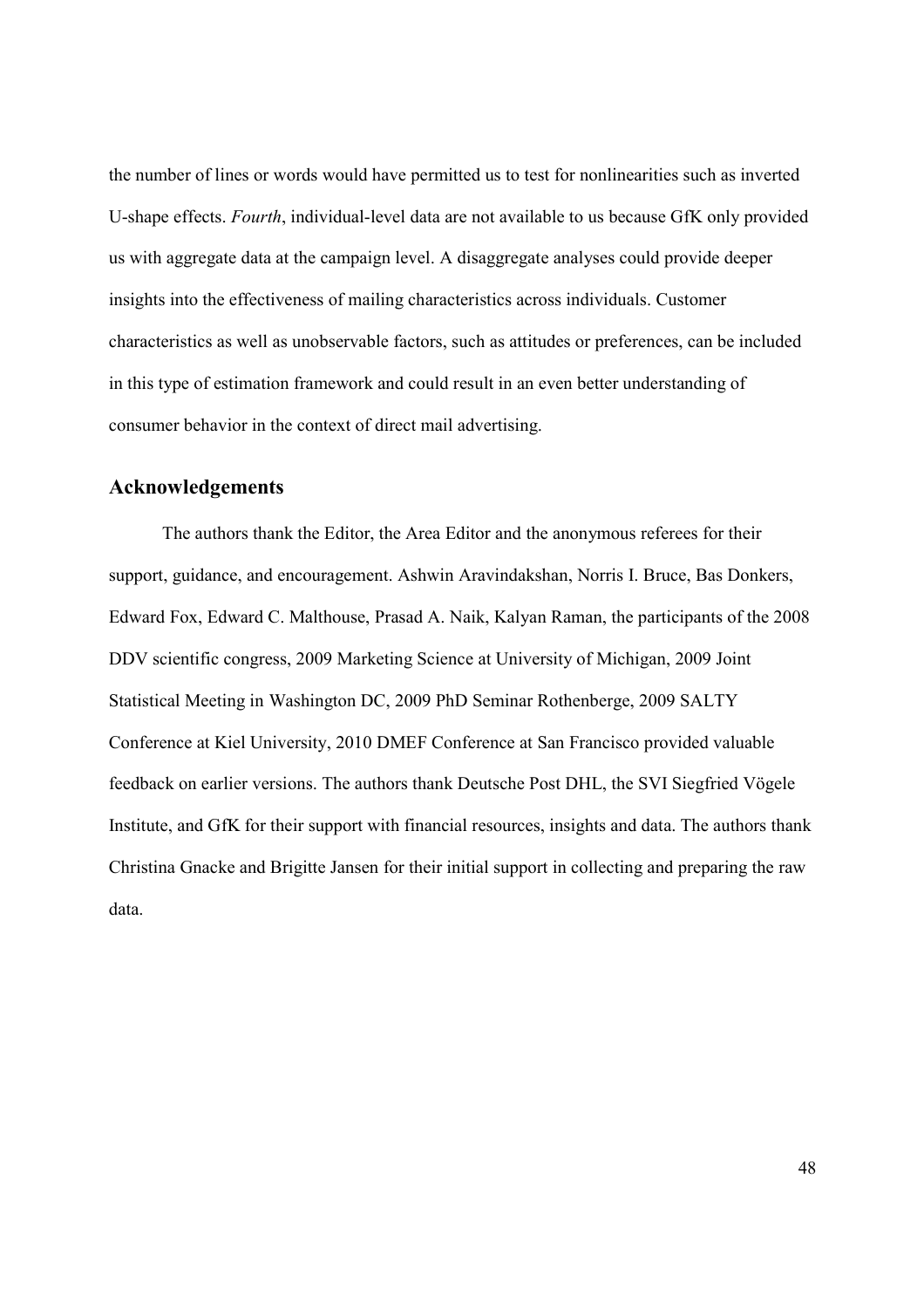the number of lines or words would have permitted us to test for nonlinearities such as inverted U-shape effects. *Fourth*, individual-level data are not available to us because GfK only provided us with aggregate data at the campaign level. A disaggregate analyses could provide deeper insights into the effectiveness of mailing characteristics across individuals. Customer characteristics as well as unobservable factors, such as attitudes or preferences, can be included in this type of estimation framework and could result in an even better understanding of consumer behavior in the context of direct mail advertising.

## Acknowledgements

The authors thank the Editor, the Area Editor and the anonymous referees for their support, guidance, and encouragement. Ashwin Aravindakshan, Norris I. Bruce, Bas Donkers, Edward Fox, Edward C. Malthouse, Prasad A. Naik, Kalyan Raman, the participants of the 2008 DDV scientific congress, 2009 Marketing Science at University of Michigan, 2009 Joint Statistical Meeting in Washington DC, 2009 PhD Seminar Rothenberge, 2009 SALTY Conference at Kiel University, 2010 DMEF Conference at San Francisco provided valuable feedback on earlier versions. The authors thank Deutsche Post DHL, the SVI Siegfried Vögele Institute, and GfK for their support with financial resources, insights and data. The authors thank Christina Gnacke and Brigitte Jansen for their initial support in collecting and preparing the raw data.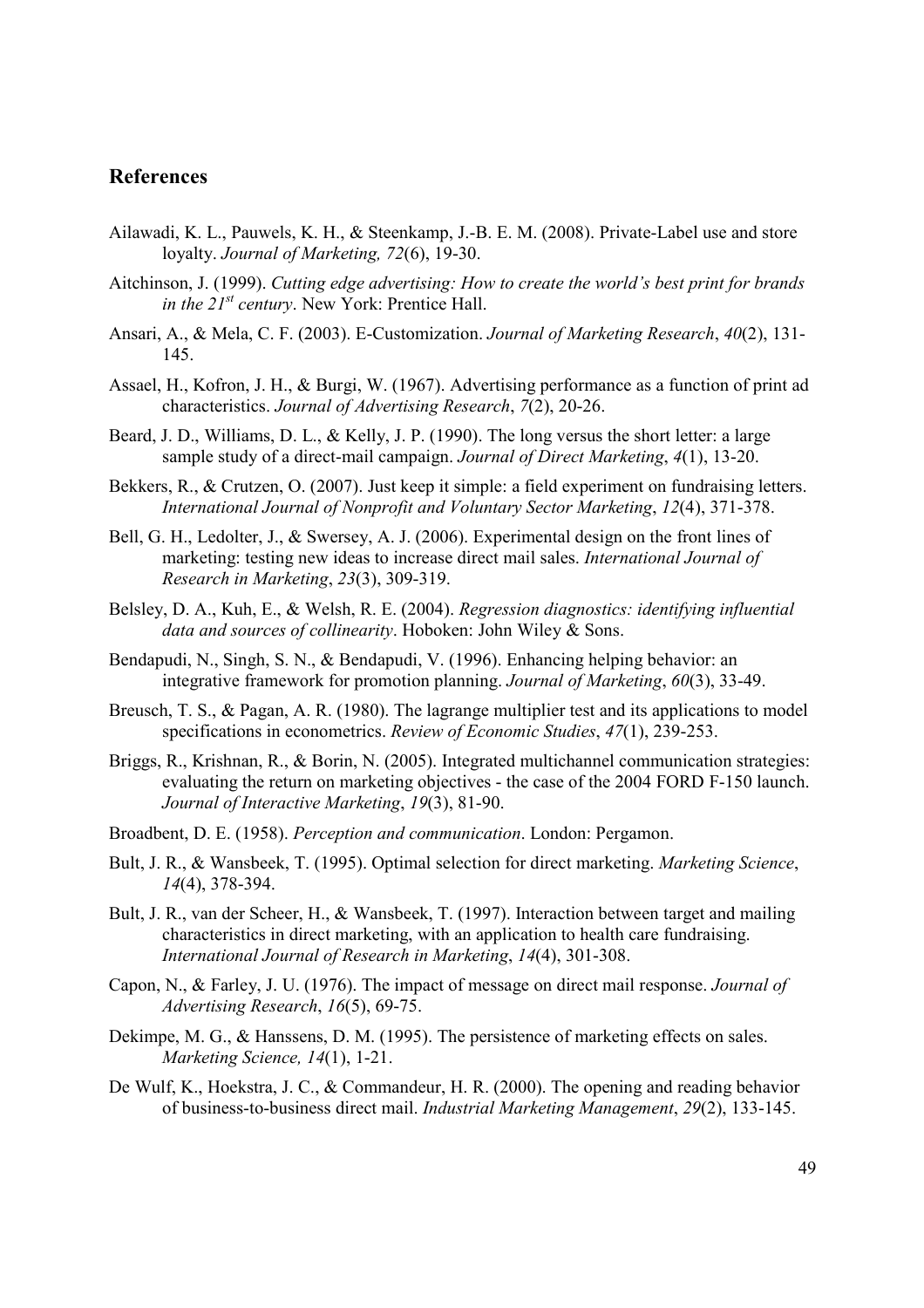## References

Ailawadi, K. L., Pauwels, K. H., & Steenkamp, J.-B. E. M. (2008). Private-Label use and store loyalty. *Journal of Marketing, 72*(6), 19-30.

Aitchinson, J. (1999). *Cutting edge advertising: How to create the world's best print for brands in the 21st century*. New York: Prentice Hall.

Ansari, A., & Mela, C. F. (2003). E-Customization. *Journal of Marketing Research*, *40*(2), 131-145.

Assael, H., Kofron, J. H., & Burgi, W. (1967). Advertising performance as a function of print ad characteristics. *Journal of Advertising Research*, *7*(2), 20-26.

Beard, J. D., Williams, D. L., & Kelly, J. P. (1990). The long versus the short letter: a large sample study of a direct-mail campaign. *Journal of Direct Marketing*, *4*(1), 13-20.

Bekkers, R., & Crutzen, O. (2007). Just keep it simple: a field experiment on fundraising letters. *International Journal of Nonprofit and Voluntary Sector Marketing*, *12*(4), 371-378.

Bell, G. H., Ledolter, J., & Swersey, A. J. (2006). Experimental design on the front lines of marketing: testing new ideas to increase direct mail sales. *International Journal of Research in Marketing*, *23*(3), 309-319.

Belsley, D. A., Kuh, E., & Welsh, R. E. (2004). *Regression diagnostics: identifying influential data and sources of collinearity*. Hoboken: John Wiley & Sons.

Bendapudi, N., Singh, S. N., & Bendapudi, V. (1996). Enhancing helping behavior: an integrative framework for promotion planning. *Journal of Marketing*, *60*(3), 33-49.

Breusch, T. S., & Pagan, A. R. (1980). The lagrange multiplier test and its applications to model specifications in econometrics. *Review of Economic Studies*, *47*(1), 239-253.

Briggs, R., Krishnan, R., & Borin, N. (2005). Integrated multichannel communication strategies: evaluating the return on marketing objectives - the case of the 2004 FORD F-150 launch. *Journal of Interactive Marketing*, *19*(3), 81-90.

Broadbent, D. E. (1958). *Perception and communication*. London: Pergamon.

Bult, J. R., & Wansbeek, T. (1995). Optimal selection for direct marketing. *Marketing Science*, *14*(4), 378-394.

Bult, J. R., van der Scheer, H., & Wansbeek, T. (1997). Interaction between target and mailing characteristics in direct marketing, with an application to health care fundraising. *International Journal of Research in Marketing*, *14*(4), 301-308.

Capon, N., & Farley, J. U. (1976). The impact of message on direct mail response. *Journal of Advertising Research*, *16*(5), 69-75.

Dekimpe, M. G., & Hanssens, D. M. (1995). The persistence of marketing effects on sales. *Marketing Science, 14*(1), 1-21.

De Wulf, K., Hoekstra, J. C., & Commandeur, H. R. (2000). The opening and reading behavior of business-to-business direct mail. *Industrial Marketing Management*, *29*(2), 133-145.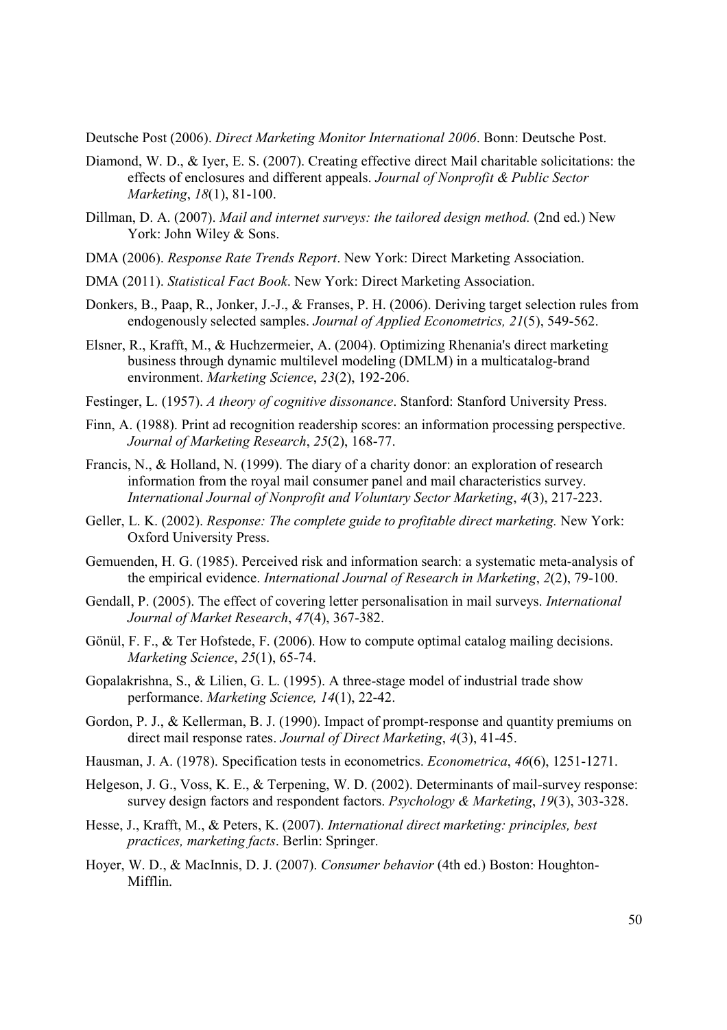Deutsche Post (2006). *Direct Marketing Monitor International 2006*. Bonn: Deutsche Post.

Diamond, W. D., & Iyer, E. S. (2007). Creating effective direct Mail charitable solicitations: the effects of enclosures and different appeals. *Journal of Nonprofit & Public Sector Marketing*, *18*(1), 81-100.

Dillman, D. A. (2007). *Mail and internet surveys: the tailored design method.* (2nd ed.) New York: John Wiley & Sons.

DMA (2006). *Response Rate Trends Report*. New York: Direct Marketing Association.

DMA (2011). *Statistical Fact Book*. New York: Direct Marketing Association.

Donkers, B., Paap, R., Jonker, J.-J., & Franses, P. H. (2006). Deriving target selection rules from endogenously selected samples. *Journal of Applied Econometrics, 21*(5), 549-562.

Elsner, R., Krafft, M., & Huchzermeier, A. (2004). Optimizing Rhenania's direct marketing business through dynamic multilevel modeling (DMLM) in a multicatalog-brand environment. *Marketing Science*, *23*(2), 192-206.

Festinger, L. (1957). *A theory of cognitive dissonance*. Stanford: Stanford University Press.

Finn, A. (1988). Print ad recognition readership scores: an information processing perspective. *Journal of Marketing Research*, *25*(2), 168-77.

Francis, N., & Holland, N. (1999). The diary of a charity donor: an exploration of research information from the royal mail consumer panel and mail characteristics survey. *International Journal of Nonprofit and Voluntary Sector Marketing*, *4*(3), 217-223.

Geller, L. K. (2002). *Response: The complete guide to profitable direct marketing.* New York: Oxford University Press.

Gemuenden, H. G. (1985). Perceived risk and information search: a systematic meta-analysis of the empirical evidence. *International Journal of Research in Marketing*, *2*(2), 79-100.

Gendall, P. (2005). The effect of covering letter personalisation in mail surveys. *International Journal of Market Research*, *47*(4), 367-382.

Gönül, F. F., & Ter Hofstede, F. (2006). How to compute optimal catalog mailing decisions. *Marketing Science*, *25*(1), 65-74.

Gopalakrishna, S., & Lilien, G. L. (1995). A three-stage model of industrial trade show performance. *Marketing Science, 14*(1), 22-42.

Gordon, P. J., & Kellerman, B. J. (1990). Impact of prompt-response and quantity premiums on direct mail response rates. *Journal of Direct Marketing*, *4*(3), 41-45.

Hausman, J. A. (1978). Specification tests in econometrics. *Econometrica*, *46*(6), 1251-1271.

Helgeson, J. G., Voss, K. E., & Terpening, W. D. (2002). Determinants of mail-survey response: survey design factors and respondent factors. *Psychology & Marketing*, *19*(3), 303-328.

Hesse, J., Krafft, M., & Peters, K. (2007). *International direct marketing: principles, best practices, marketing facts*. Berlin: Springer.

Hoyer, W. D., & MacInnis, D. J. (2007). *Consumer behavior* (4th ed.) Boston: Houghton-Mifflin.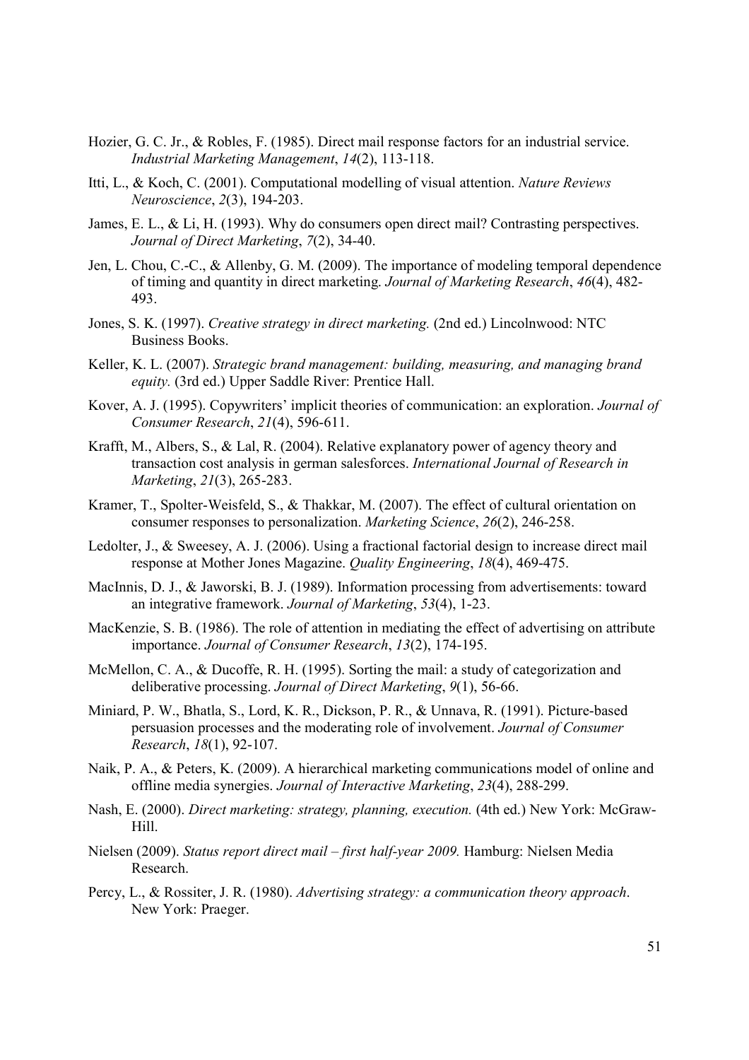Hozier, G. C. Jr., & Robles, F. (1985). Direct mail response factors for an industrial service. *Industrial Marketing Management*, *14*(2), 113-118.

Itti, L., & Koch, C. (2001). Computational modelling of visual attention. *Nature Reviews Neuroscience*, *2*(3), 194-203.

James, E. L., & Li, H. (1993). Why do consumers open direct mail? Contrasting perspectives. *Journal of Direct Marketing*, *7*(2), 34-40.

Jen, L. Chou, C.-C., & Allenby, G. M. (2009). The importance of modeling temporal dependence of timing and quantity in direct marketing. *Journal of Marketing Research*, *46*(4), 482-493.

Jones, S. K. (1997). *Creative strategy in direct marketing.* (2nd ed.) Lincolnwood: NTC Business Books.

Keller, K. L. (2007). *Strategic brand management: building, measuring, and managing brand equity.* (3rd ed.) Upper Saddle River: Prentice Hall.

Kover, A. J. (1995). Copywriters' implicit theories of communication: an exploration. *Journal of Consumer Research*, *21*(4), 596-611.

Krafft, M., Albers, S., & Lal, R. (2004). Relative explanatory power of agency theory and transaction cost analysis in german salesforces. *International Journal of Research in Marketing*, *21*(3), 265-283.

Kramer, T., Spolter-Weisfeld, S., & Thakkar, M. (2007). The effect of cultural orientation on consumer responses to personalization. *Marketing Science*, *26*(2), 246-258.

Ledolter, J., & Sweesey, A. J. (2006). Using a fractional factorial design to increase direct mail response at Mother Jones Magazine. *Quality Engineering*, *18*(4), 469-475.

MacInnis, D. J., & Jaworski, B. J. (1989). Information processing from advertisements: toward an integrative framework. *Journal of Marketing*, *53*(4), 1-23.

MacKenzie, S. B. (1986). The role of attention in mediating the effect of advertising on attribute importance. *Journal of Consumer Research*, *13*(2), 174-195.

McMellon, C. A., & Ducoffe, R. H. (1995). Sorting the mail: a study of categorization and deliberative processing. *Journal of Direct Marketing*, *9*(1), 56-66.

Miniard, P. W., Bhatla, S., Lord, K. R., Dickson, P. R., & Unnava, R. (1991). Picture-based persuasion processes and the moderating role of involvement. *Journal of Consumer Research*, *18*(1), 92-107.

Naik, P. A., & Peters, K. (2009). A hierarchical marketing communications model of online and offline media synergies. *Journal of Interactive Marketing*, *23*(4), 288-299.

Nash, E. (2000). *Direct marketing: strategy, planning, execution.* (4th ed.) New York: McGraw-Hill.

Nielsen (2009). *Status report direct mail – first half-year 2009.* Hamburg: Nielsen Media Research.

Percy, L., & Rossiter, J. R. (1980). *Advertising strategy: a communication theory approach*. New York: Praeger.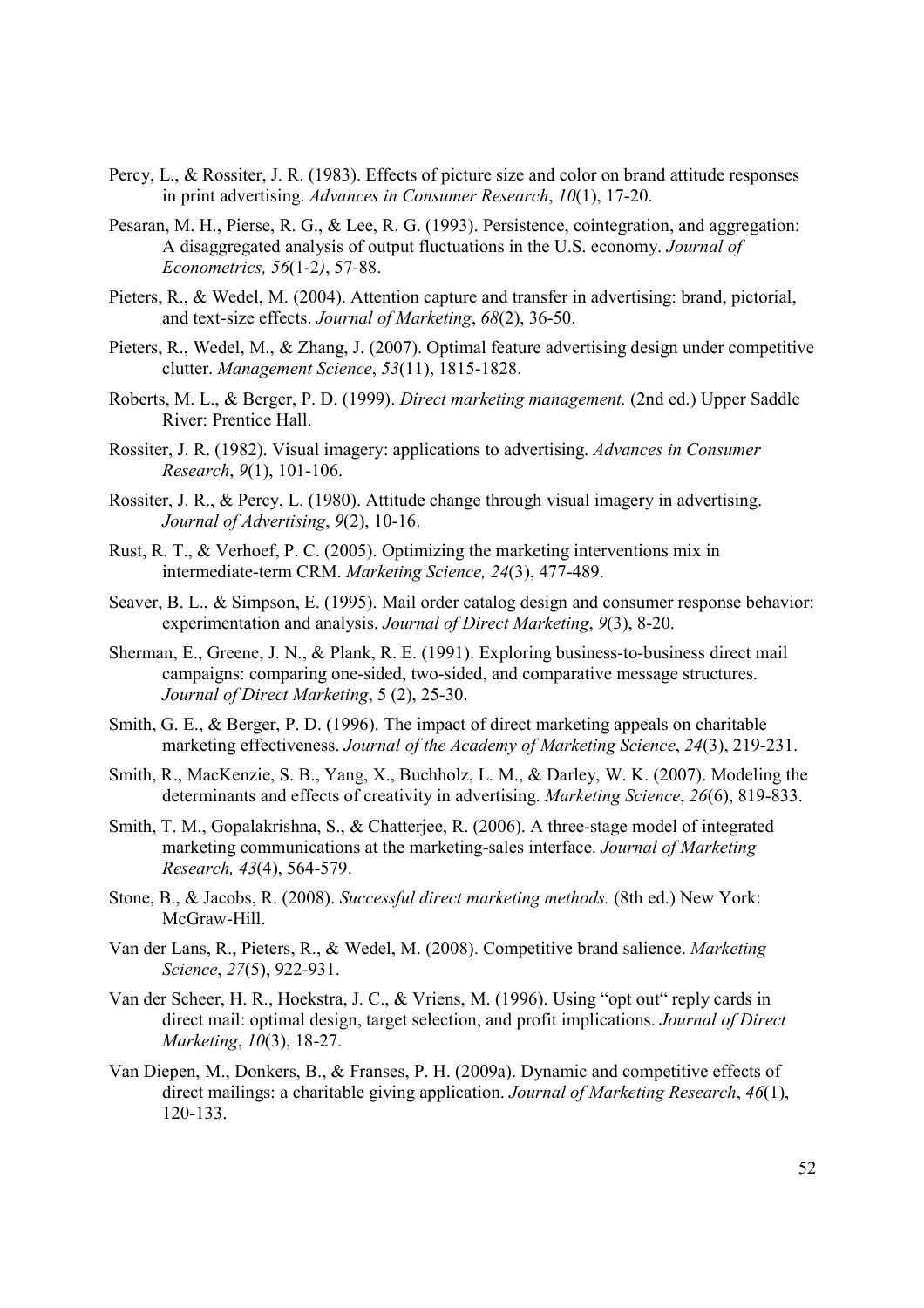Percy, L., & Rossiter, J. R. (1983). Effects of picture size and color on brand attitude responses in print advertising. *Advances in Consumer Research*, *10*(1), 17-20.

Pesaran, M. H., Pierse, R. G., & Lee, R. G. (1993). Persistence, cointegration, and aggregation: A disaggregated analysis of output fluctuations in the U.S. economy. *Journal of Econometrics, 56*(1-2*)*, 57-88.

Pieters, R., & Wedel, M. (2004). Attention capture and transfer in advertising: brand, pictorial, and text-size effects. *Journal of Marketing*, *68*(2), 36-50.

Pieters, R., Wedel, M., & Zhang, J. (2007). Optimal feature advertising design under competitive clutter. *Management Science*, *53*(11), 1815-1828.

Roberts, M. L., & Berger, P. D. (1999). *Direct marketing management.* (2nd ed.) Upper Saddle River: Prentice Hall.

Rossiter, J. R. (1982). Visual imagery: applications to advertising. *Advances in Consumer Research*, *9*(1), 101-106.

Rossiter, J. R., & Percy, L. (1980). Attitude change through visual imagery in advertising. *Journal of Advertising*, *9*(2), 10-16.

Rust, R. T., & Verhoef, P. C. (2005). Optimizing the marketing interventions mix in intermediate-term CRM. *Marketing Science, 24*(3), 477-489.

Seaver, B. L., & Simpson, E. (1995). Mail order catalog design and consumer response behavior: experimentation and analysis. *Journal of Direct Marketing*, *9*(3), 8-20.

Sherman, E., Greene, J. N., & Plank, R. E. (1991). Exploring business-to-business direct mail campaigns: comparing one-sided, two-sided, and comparative message structures. *Journal of Direct Marketing*, 5 (2), 25-30.

Smith, G. E., & Berger, P. D. (1996). The impact of direct marketing appeals on charitable marketing effectiveness. *Journal of the Academy of Marketing Science*, *24*(3), 219-231.

Smith, R., MacKenzie, S. B., Yang, X., Buchholz, L. M., & Darley, W. K. (2007). Modeling the determinants and effects of creativity in advertising. *Marketing Science*, *26*(6), 819-833.

Smith, T. M., Gopalakrishna, S., & Chatterjee, R. (2006). A three-stage model of integrated marketing communications at the marketing-sales interface. *Journal of Marketing Research, 43*(4), 564-579.

Stone, B., & Jacobs, R. (2008). *Successful direct marketing methods.* (8th ed.) New York: McGraw-Hill.

Van der Lans, R., Pieters, R., & Wedel, M. (2008). Competitive brand salience. *Marketing Science*, *27*(5), 922-931.

Van der Scheer, H. R., Hoekstra, J. C., & Vriens, M. (1996). Using "opt out" reply cards in direct mail: optimal design, target selection, and profit implications. *Journal of Direct Marketing*, *10*(3), 18-27.

Van Diepen, M., Donkers, B., & Franses, P. H. (2009a). Dynamic and competitive effects of direct mailings: a charitable giving application. *Journal of Marketing Research*, *46*(1), 120-133.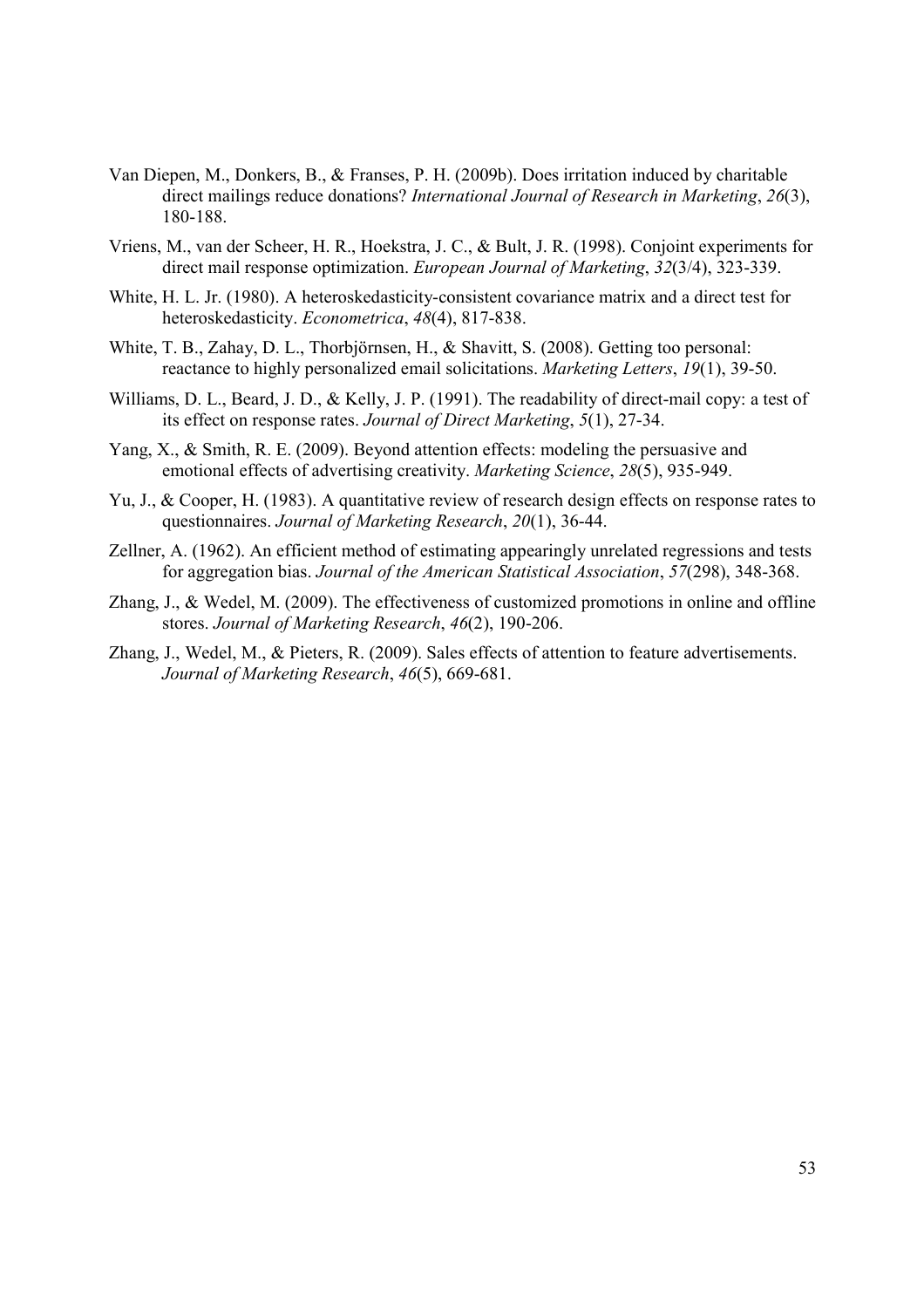Van Diepen, M., Donkers, B., & Franses, P. H. (2009b). Does irritation induced by charitable direct mailings reduce donations? *International Journal of Research in Marketing*, *26*(3), 180-188.

Vriens, M., van der Scheer, H. R., Hoekstra, J. C., & Bult, J. R. (1998). Conjoint experiments for direct mail response optimization. *European Journal of Marketing*, *32*(3/4), 323-339.

White, H. L. Jr. (1980). A heteroskedasticity-consistent covariance matrix and a direct test for heteroskedasticity. *Econometrica*, *48*(4), 817-838.

White, T. B., Zahay, D. L., Thorbjörnsen, H., & Shavitt, S. (2008). Getting too personal: reactance to highly personalized email solicitations. *Marketing Letters*, *19*(1), 39-50.

Williams, D. L., Beard, J. D., & Kelly, J. P. (1991). The readability of direct-mail copy: a test of its effect on response rates. *Journal of Direct Marketing*, *5*(1), 27-34.

Yang, X., & Smith, R. E. (2009). Beyond attention effects: modeling the persuasive and emotional effects of advertising creativity. *Marketing Science*, *28*(5), 935-949.

Yu, J., & Cooper, H. (1983). A quantitative review of research design effects on response rates to questionnaires. *Journal of Marketing Research*, *20*(1), 36-44.

Zellner, A. (1962). An efficient method of estimating appearingly unrelated regressions and tests for aggregation bias. *Journal of the American Statistical Association*, *57*(298), 348-368.

Zhang, J., & Wedel, M. (2009). The effectiveness of customized promotions in online and offline stores. *Journal of Marketing Research*, *46*(2), 190-206.

Zhang, J., Wedel, M., & Pieters, R. (2009). Sales effects of attention to feature advertisements. *Journal of Marketing Research*, *46*(5), 669-681.